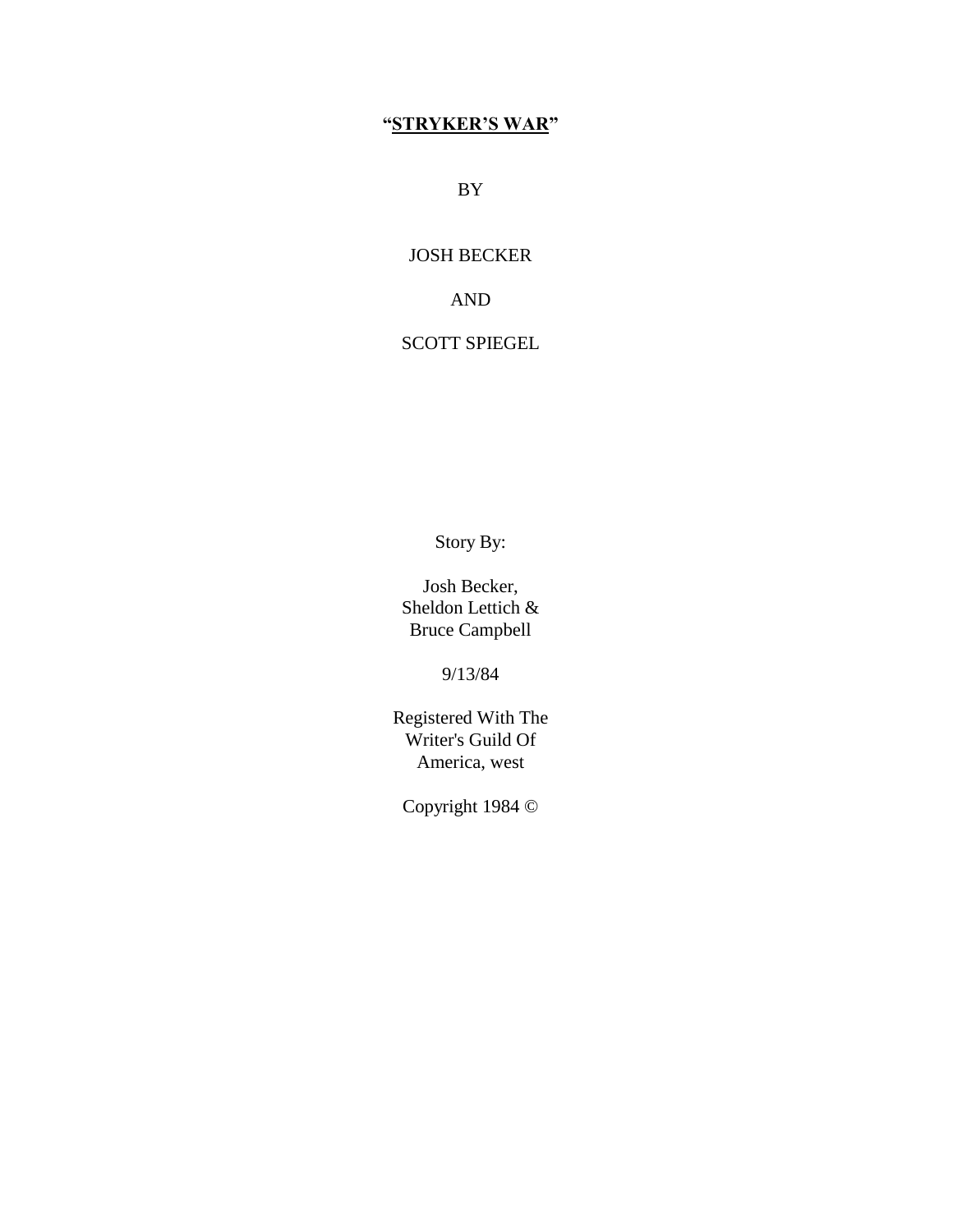# **"STRYKER'S WAR"**

BY

JOSH BECKER

AND

SCOTT SPIEGEL

Story By:

Josh Becker,
Sheldon Lettich &
Bruce Campbell

9/13/84

Registered With The
Writer's Guild Of
America, west

Copyright 1984 ©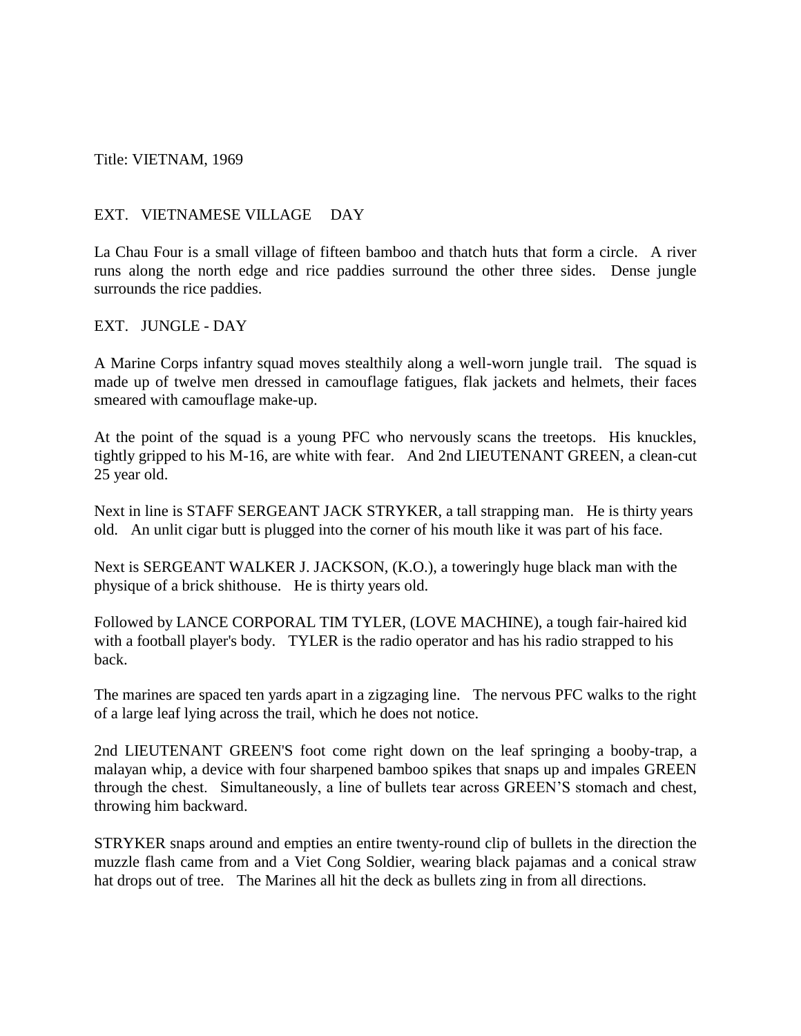Title: VIETNAM, 1969

EXT. VIETNAMESE VILLAGE DAY

La Chau Four is a small village of fifteen bamboo and thatch huts that form a circle. A river runs along the north edge and rice paddies surround the other three sides. Dense jungle surrounds the rice paddies.

EXT. JUNGLE - DAY

A Marine Corps infantry squad moves stealthily along a well-worn jungle trail. The squad is made up of twelve men dressed in camouflage fatigues, flak jackets and helmets, their faces smeared with camouflage make-up.

At the point of the squad is a young PFC who nervously scans the treetops. His knuckles, tightly gripped to his M-16, are white with fear. And 2nd LIEUTENANT GREEN, a clean-cut 25 year old.

Next in line is STAFF SERGEANT JACK STRYKER, a tall strapping man. He is thirty years old. An unlit cigar butt is plugged into the corner of his mouth like it was part of his face.

Next is SERGEANT WALKER J. JACKSON, (K.O.), a toweringly huge black man with the physique of a brick shithouse. He is thirty years old.

Followed by LANCE CORPORAL TIM TYLER, (LOVE MACHINE), a tough fair-haired kid with a football player's body. TYLER is the radio operator and has his radio strapped to his back.

The marines are spaced ten yards apart in a zigzaging line. The nervous PFC walks to the right of a large leaf lying across the trail, which he does not notice.

2nd LIEUTENANT GREEN'S foot come right down on the leaf springing a booby-trap, a malayan whip, a device with four sharpened bamboo spikes that snaps up and impales GREEN through the chest. Simultaneously, a line of bullets tear across GREEN'S stomach and chest, throwing him backward.

STRYKER snaps around and empties an entire twenty-round clip of bullets in the direction the muzzle flash came from and a Viet Cong Soldier, wearing black pajamas and a conical straw hat drops out of tree. The Marines all hit the deck as bullets zing in from all directions.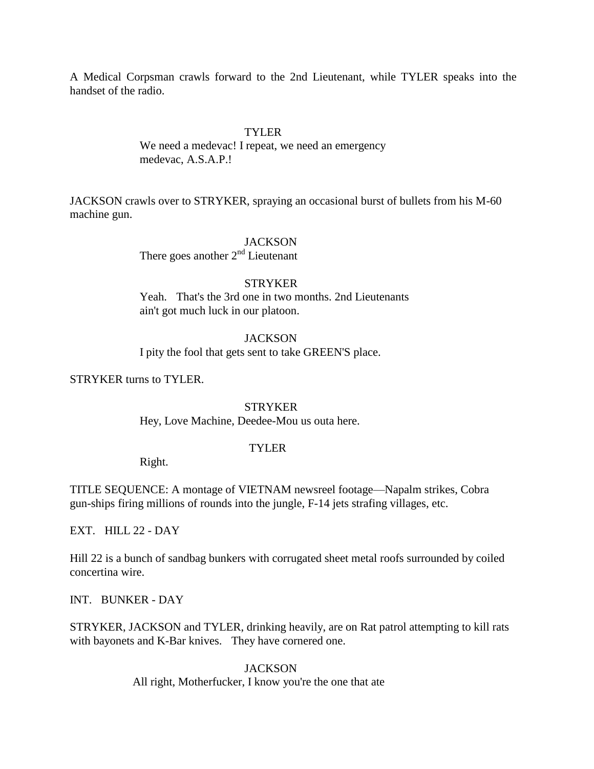A Medical Corpsman crawls forward to the 2nd Lieutenant, while TYLER speaks into the handset of the radio.

TYLER

We need a medevac! I repeat, we need an emergency medevac, A.S.A.P.!

JACKSON crawls over to STRYKER, spraying an occasional burst of bullets from his M-60 machine gun.

JACKSON

There goes another 2nd Lieutenant

STRYKER

Yeah. That's the 3rd one in two months. 2nd Lieutenants ain't got much luck in our platoon.

JACKSON

I pity the fool that gets sent to take GREEN'S place.

STRYKER turns to TYLER.

STRYKER

Hey, Love Machine, Deedee-Mou us outa here.

TYLER

Right.

TITLE SEQUENCE: A montage of VIETNAM newsreel footage—Napalm strikes, Cobra gun-ships firing millions of rounds into the jungle, F-14 jets strafing villages, etc.

EXT. HILL 22 - DAY

Hill 22 is a bunch of sandbag bunkers with corrugated sheet metal roofs surrounded by coiled concertina wire.

INT. BUNKER - DAY

STRYKER, JACKSON and TYLER, drinking heavily, are on Rat patrol attempting to kill rats with bayonets and K-Bar knives. They have cornered one.

JACKSON

All right, Motherfucker, I know you're the one that ate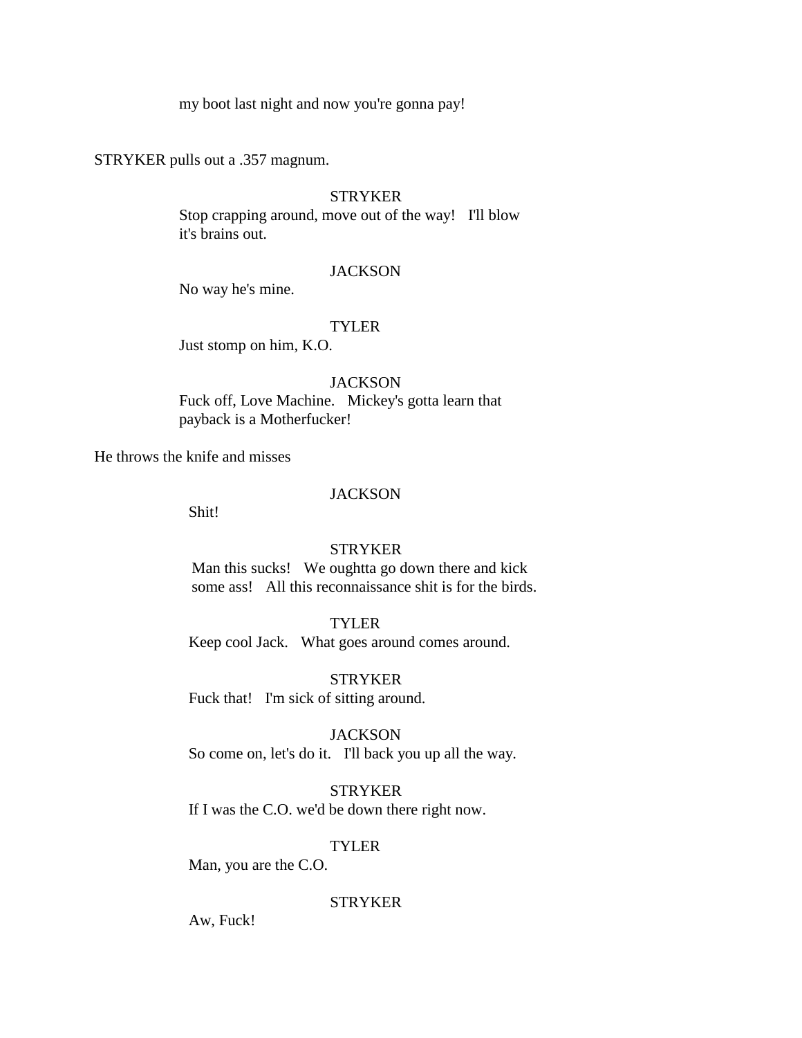my boot last night and now you're gonna pay!

STRYKER pulls out a .357 magnum.

STRYKER
Stop crapping around, move out of the way!   I'll blow it's brains out.

JACKSON
No way he's mine.

TYLER
Just stomp on him, K.O.

JACKSON
Fuck off, Love Machine.   Mickey's gotta learn that payback is a Motherfucker!

He throws the knife and misses

JACKSON
Shit!

STRYKER
Man this sucks!   We oughtta go down there and kick some ass!   All this reconnaissance shit is for the birds.

TYLER
Keep cool Jack.   What goes around comes around.

STRYKER
Fuck that!   I'm sick of sitting around.

JACKSON
So come on, let's do it.   I'll back you up all the way.

STRYKER
If I was the C.O. we'd be down there right now.

TYLER
Man, you are the C.O.

STRYKER
Aw, Fuck!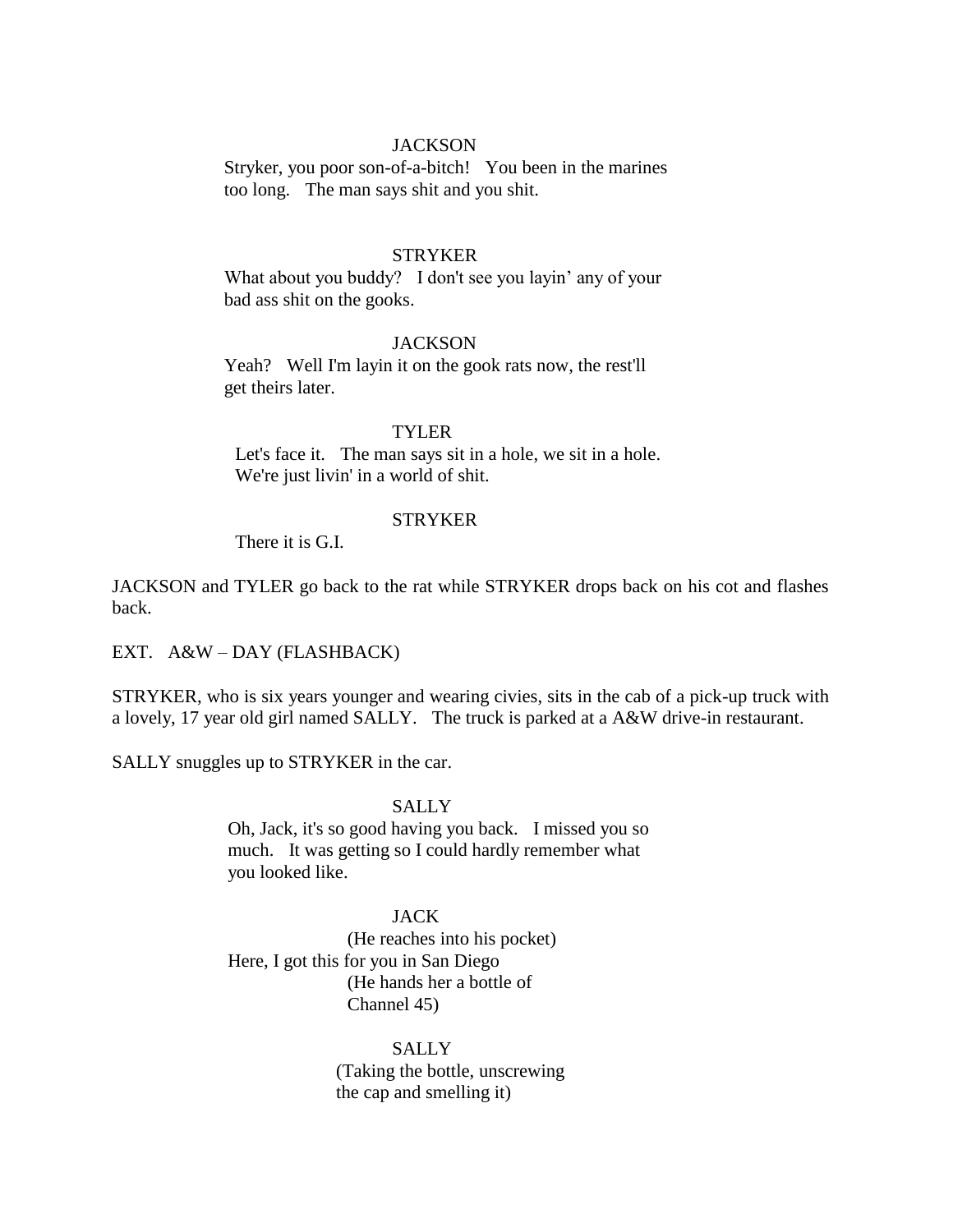JACKSON

Stryker, you poor son-of-a-bitch!   You been in the marines too long.   The man says shit and you shit.

STRYKER

What about you buddy?   I don't see you layin' any of your bad ass shit on the gooks.

JACKSON

Yeah?   Well I'm layin it on the gook rats now, the rest'll get theirs later.

TYLER

Let's face it.   The man says sit in a hole, we sit in a hole. We're just livin' in a world of shit.

STRYKER

There it is G.I.

JACKSON and TYLER go back to the rat while STRYKER drops back on his cot and flashes back.

EXT.   A&W – DAY (FLASHBACK)

STRYKER, who is six years younger and wearing civies, sits in the cab of a pick-up truck with a lovely, 17 year old girl named SALLY.   The truck is parked at a A&W drive-in restaurant.

SALLY snuggles up to STRYKER in the car.

SALLY

Oh, Jack, it's so good having you back.   I missed you so much.   It was getting so I could hardly remember what you looked like.

JACK

(He reaches into his pocket)

Here, I got this for you in San Diego

(He hands her a bottle of Channel 45)

SALLY

(Taking the bottle, unscrewing the cap and smelling it)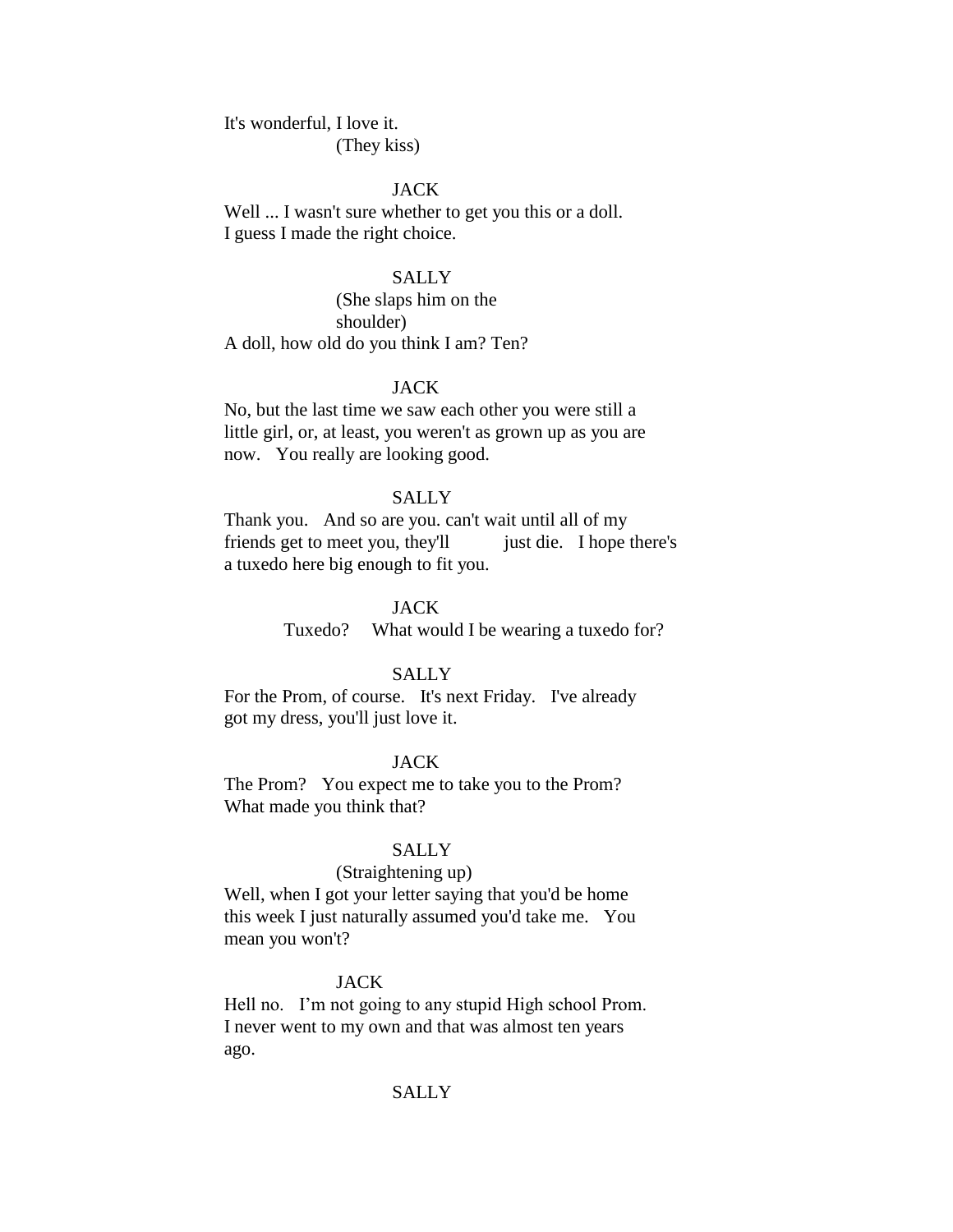It's wonderful, I love it.
(They kiss)

JACK

Well ... I wasn't sure whether to get you this or a doll. I guess I made the right choice.

SALLY

(She slaps him on the shoulder)

A doll, how old do you think I am? Ten?

JACK

No, but the last time we saw each other you were still a little girl, or, at least, you weren't as grown up as you are now. You really are looking good.

SALLY

Thank you. And so are you. can't wait until all of my friends get to meet you, they'll just die. I hope there's a tuxedo here big enough to fit you.

JACK

Tuxedo? What would I be wearing a tuxedo for?

SALLY

For the Prom, of course. It's next Friday. I've already got my dress, you'll just love it.

JACK

The Prom? You expect me to take you to the Prom? What made you think that?

SALLY

(Straightening up)

Well, when I got your letter saying that you'd be home this week I just naturally assumed you'd take me. You mean you won't?

JACK

Hell no. I'm not going to any stupid High school Prom. I never went to my own and that was almost ten years ago.

SALLY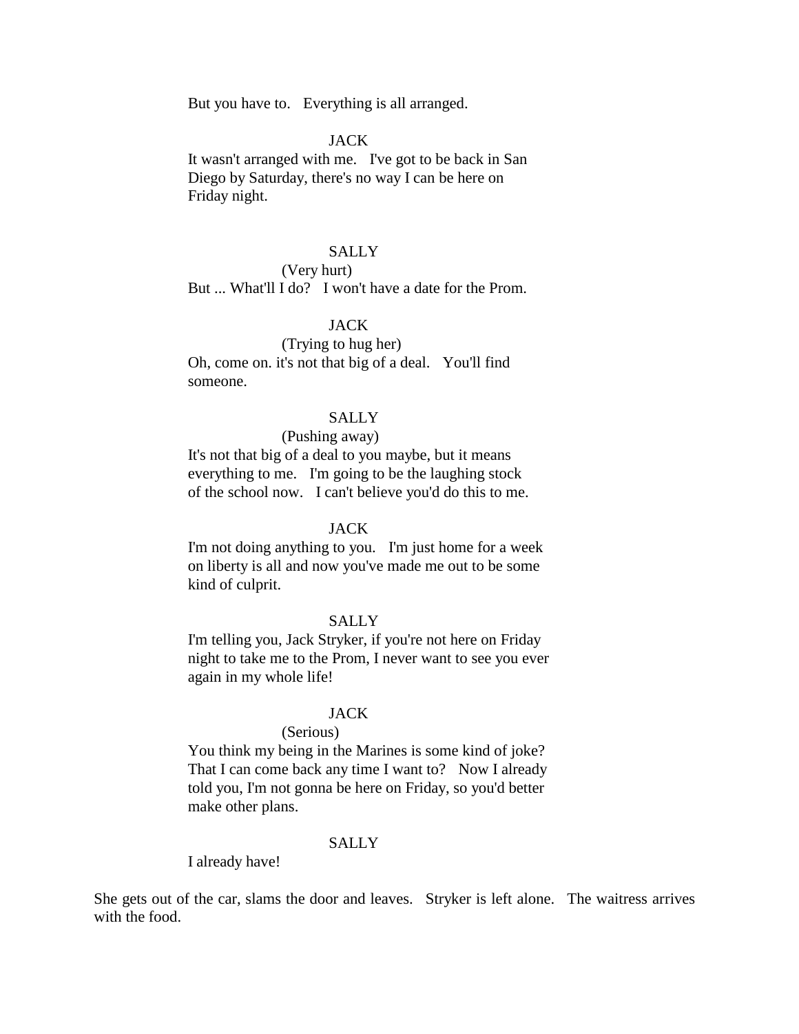But you have to.   Everything is all arranged.

JACK

It wasn't arranged with me.   I've got to be back in San Diego by Saturday, there's no way I can be here on Friday night.

SALLY

(Very hurt)

But ... What'll I do?   I won't have a date for the Prom.

JACK

(Trying to hug her)

Oh, come on. it's not that big of a deal.   You'll find someone.

SALLY

(Pushing away)

It's not that big of a deal to you maybe, but it means everything to me.   I'm going to be the laughing stock of the school now.   I can't believe you'd do this to me.

JACK

I'm not doing anything to you.   I'm just home for a week on liberty is all and now you've made me out to be some kind of culprit.

SALLY

I'm telling you, Jack Stryker, if you're not here on Friday night to take me to the Prom, I never want to see you ever again in my whole life!

JACK

(Serious)

You think my being in the Marines is some kind of joke? That I can come back any time I want to?   Now I already told you, I'm not gonna be here on Friday, so you'd better make other plans.

SALLY

I already have!

She gets out of the car, slams the door and leaves.   Stryker is left alone.   The waitress arrives with the food.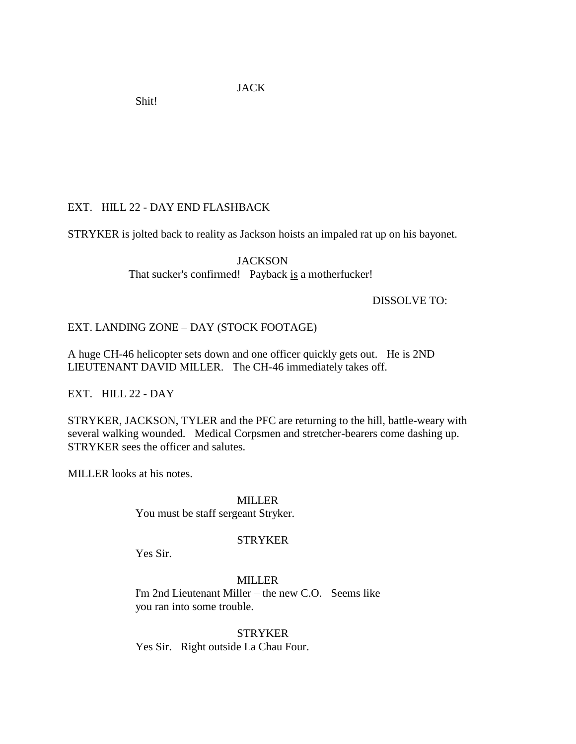JACK

Shit!

EXT. HILL 22 - DAY END FLASHBACK

STRYKER is jolted back to reality as Jackson hoists an impaled rat up on his bayonet.

JACKSON

That sucker's confirmed! Payback <u>is</u> a motherfucker!

DISSOLVE TO:

EXT. LANDING ZONE – DAY (STOCK FOOTAGE)

A huge CH-46 helicopter sets down and one officer quickly gets out. He is 2ND LIEUTENANT DAVID MILLER. The CH-46 immediately takes off.

EXT. HILL 22 - DAY

STRYKER, JACKSON, TYLER and the PFC are returning to the hill, battle-weary with several walking wounded. Medical Corpsmen and stretcher-bearers come dashing up. STRYKER sees the officer and salutes.

MILLER looks at his notes.

MILLER

You must be staff sergeant Stryker.

STRYKER

Yes Sir.

MILLER

I'm 2nd Lieutenant Miller – the new C.O. Seems like you ran into some trouble.

STRYKER

Yes Sir. Right outside La Chau Four.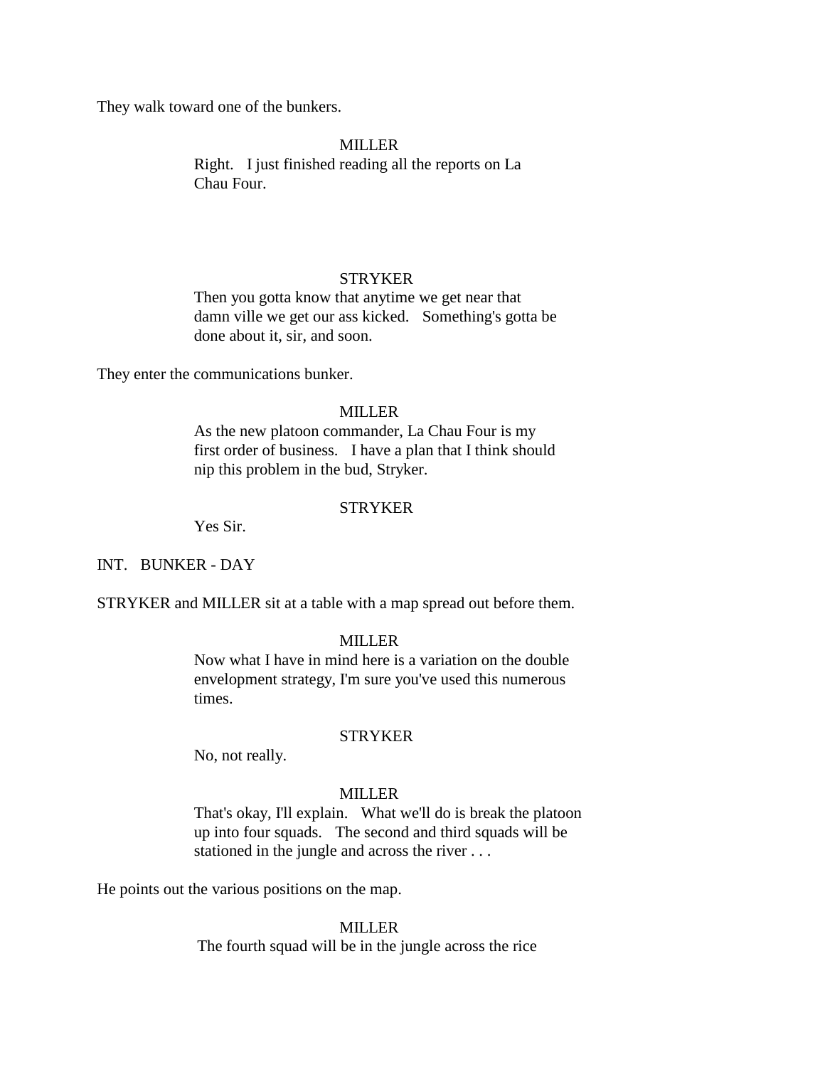They walk toward one of the bunkers.

MILLER
Right.   I just finished reading all the reports on La Chau Four.

STRYKER
Then you gotta know that anytime we get near that damn ville we get our ass kicked.   Something's gotta be done about it, sir, and soon.

They enter the communications bunker.

MILLER
As the new platoon commander, La Chau Four is my first order of business.   I have a plan that I think should nip this problem in the bud, Stryker.

STRYKER
Yes Sir.

INT.   BUNKER - DAY

STRYKER and MILLER sit at a table with a map spread out before them.

MILLER
Now what I have in mind here is a variation on the double envelopment strategy, I'm sure you've used this numerous times.

STRYKER
No, not really.

MILLER
That's okay, I'll explain.   What we'll do is break the platoon up into four squads.   The second and third squads will be stationed in the jungle and across the river . . .

He points out the various positions on the map.

MILLER
The fourth squad will be in the jungle across the rice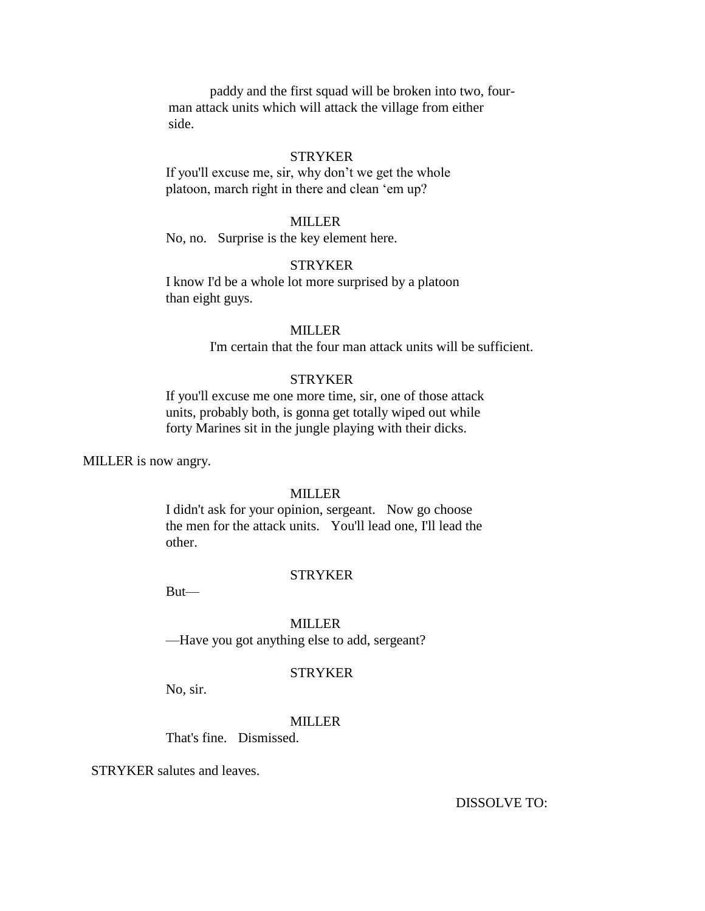paddy and the first squad will be broken into two, four-man attack units which will attack the village from either side.

STRYKER

If you'll excuse me, sir, why don't we get the whole platoon, march right in there and clean 'em up?

MILLER

No, no. Surprise is the key element here.

STRYKER

I know I'd be a whole lot more surprised by a platoon than eight guys.

MILLER

I'm certain that the four man attack units will be sufficient.

STRYKER

If you'll excuse me one more time, sir, one of those attack units, probably both, is gonna get totally wiped out while forty Marines sit in the jungle playing with their dicks.

MILLER is now angry.

MILLER

I didn't ask for your opinion, sergeant. Now go choose the men for the attack units. You'll lead one, I'll lead the other.

STRYKER

But—

MILLER

—Have you got anything else to add, sergeant?

STRYKER

No, sir.

MILLER

That's fine. Dismissed.

STRYKER salutes and leaves.

DISSOLVE TO: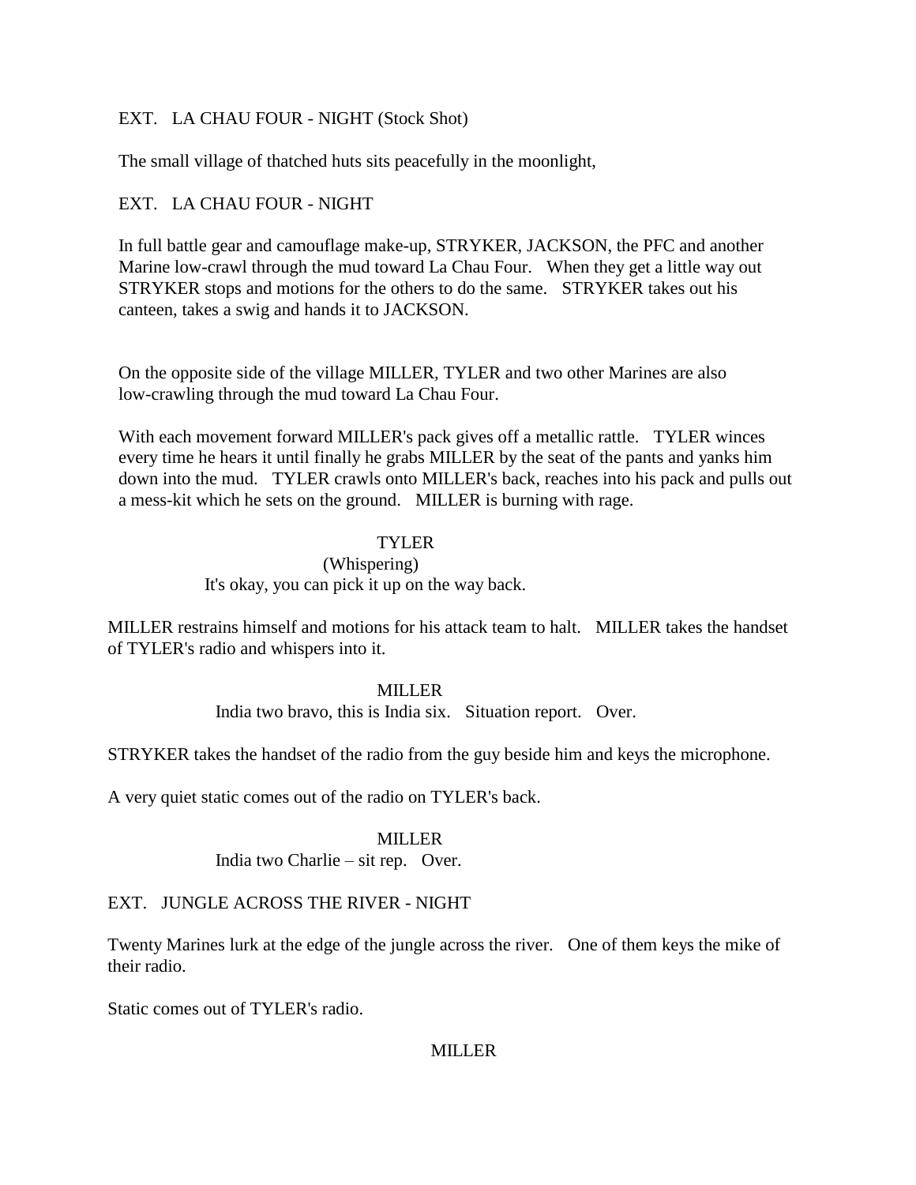EXT. LA CHAU FOUR - NIGHT (Stock Shot)

The small village of thatched huts sits peacefully in the moonlight,

EXT. LA CHAU FOUR - NIGHT

In full battle gear and camouflage make-up, STRYKER, JACKSON, the PFC and another Marine low-crawl through the mud toward La Chau Four. When they get a little way out STRYKER stops and motions for the others to do the same. STRYKER takes out his canteen, takes a swig and hands it to JACKSON.

On the opposite side of the village MILLER, TYLER and two other Marines are also low-crawling through the mud toward La Chau Four.

With each movement forward MILLER's pack gives off a metallic rattle. TYLER winces every time he hears it until finally he grabs MILLER by the seat of the pants and yanks him down into the mud. TYLER crawls onto MILLER's back, reaches into his pack and pulls out a mess-kit which he sets on the ground. MILLER is burning with rage.

TYLER
(Whispering)
It's okay, you can pick it up on the way back.

MILLER restrains himself and motions for his attack team to halt. MILLER takes the handset of TYLER's radio and whispers into it.

MILLER
India two bravo, this is India six. Situation report. Over.

STRYKER takes the handset of the radio from the guy beside him and keys the microphone.

A very quiet static comes out of the radio on TYLER's back.

MILLER
India two Charlie – sit rep. Over.

EXT. JUNGLE ACROSS THE RIVER - NIGHT

Twenty Marines lurk at the edge of the jungle across the river. One of them keys the mike of their radio.

Static comes out of TYLER's radio.

MILLER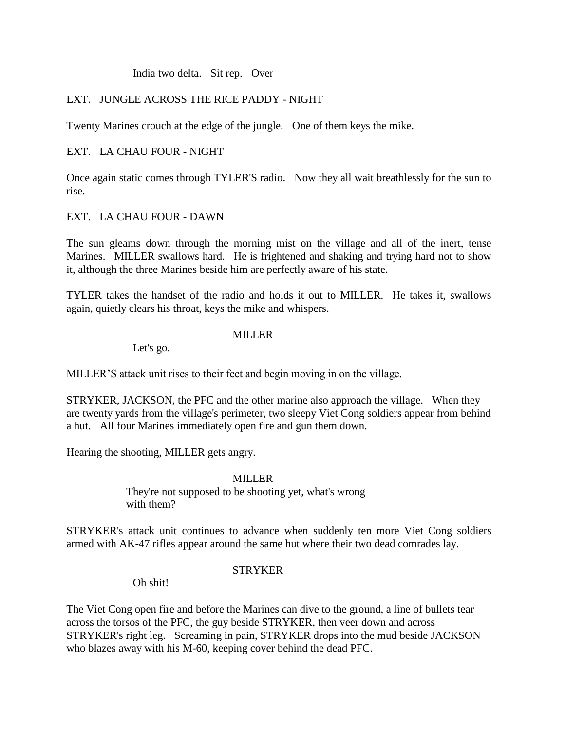India two delta. Sit rep. Over

EXT. JUNGLE ACROSS THE RICE PADDY - NIGHT

Twenty Marines crouch at the edge of the jungle. One of them keys the mike.

EXT. LA CHAU FOUR - NIGHT

Once again static comes through TYLER'S radio. Now they all wait breathlessly for the sun to rise.

EXT. LA CHAU FOUR - DAWN

The sun gleams down through the morning mist on the village and all of the inert, tense Marines. MILLER swallows hard. He is frightened and shaking and trying hard not to show it, although the three Marines beside him are perfectly aware of his state.

TYLER takes the handset of the radio and holds it out to MILLER. He takes it, swallows again, quietly clears his throat, keys the mike and whispers.

MILLER

Let's go.

MILLER'S attack unit rises to their feet and begin moving in on the village.

STRYKER, JACKSON, the PFC and the other marine also approach the village. When they are twenty yards from the village's perimeter, two sleepy Viet Cong soldiers appear from behind a hut. All four Marines immediately open fire and gun them down.

Hearing the shooting, MILLER gets angry.

MILLER

They're not supposed to be shooting yet, what's wrong with them?

STRYKER's attack unit continues to advance when suddenly ten more Viet Cong soldiers armed with AK-47 rifles appear around the same hut where their two dead comrades lay.

STRYKER

Oh shit!

The Viet Cong open fire and before the Marines can dive to the ground, a line of bullets tear across the torsos of the PFC, the guy beside STRYKER, then veer down and across STRYKER's right leg. Screaming in pain, STRYKER drops into the mud beside JACKSON who blazes away with his M-60, keeping cover behind the dead PFC.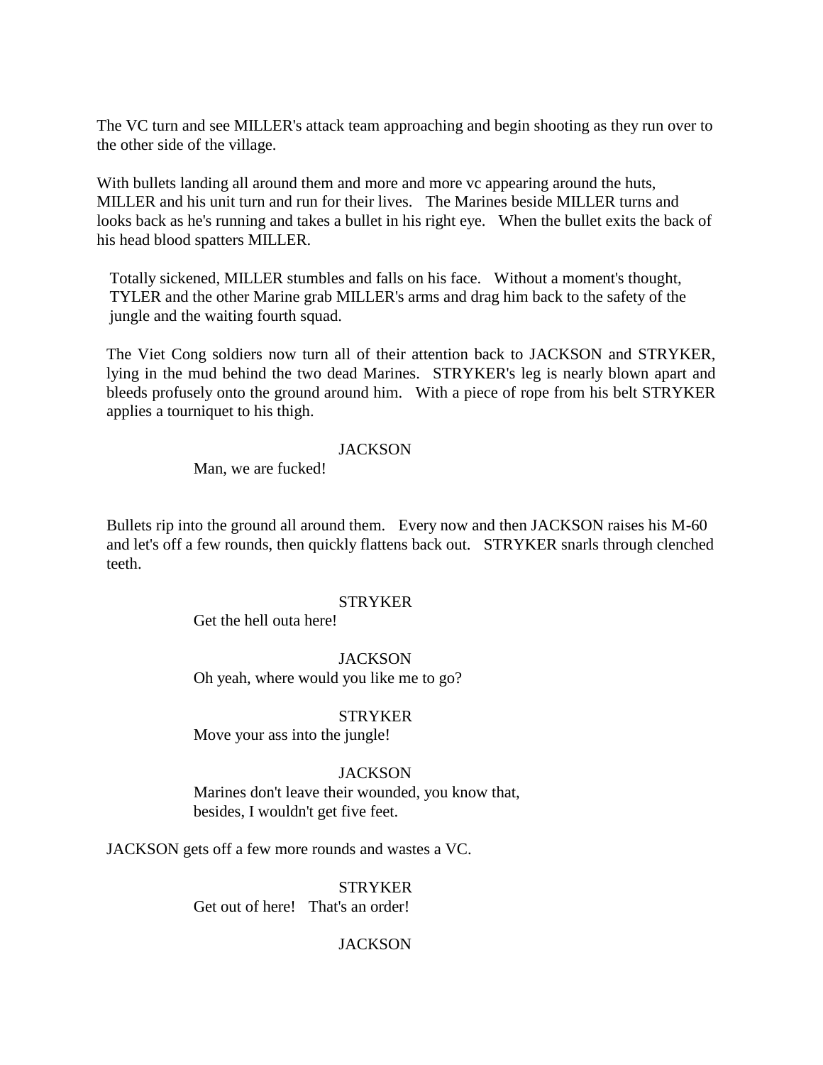The VC turn and see MILLER's attack team approaching and begin shooting as they run over to the other side of the village.

With bullets landing all around them and more and more vc appearing around the huts, MILLER and his unit turn and run for their lives. The Marines beside MILLER turns and looks back as he's running and takes a bullet in his right eye. When the bullet exits the back of his head blood spatters MILLER.

Totally sickened, MILLER stumbles and falls on his face. Without a moment's thought, TYLER and the other Marine grab MILLER's arms and drag him back to the safety of the jungle and the waiting fourth squad.

The Viet Cong soldiers now turn all of their attention back to JACKSON and STRYKER, lying in the mud behind the two dead Marines. STRYKER's leg is nearly blown apart and bleeds profusely onto the ground around him. With a piece of rope from his belt STRYKER applies a tourniquet to his thigh.

JACKSON

Man, we are fucked!

Bullets rip into the ground all around them. Every now and then JACKSON raises his M-60 and let's off a few rounds, then quickly flattens back out. STRYKER snarls through clenched teeth.

STRYKER

Get the hell outa here!

JACKSON

Oh yeah, where would you like me to go?

STRYKER

Move your ass into the jungle!

JACKSON

Marines don't leave their wounded, you know that, besides, I wouldn't get five feet.

JACKSON gets off a few more rounds and wastes a VC.

STRYKER

Get out of here! That's an order!

JACKSON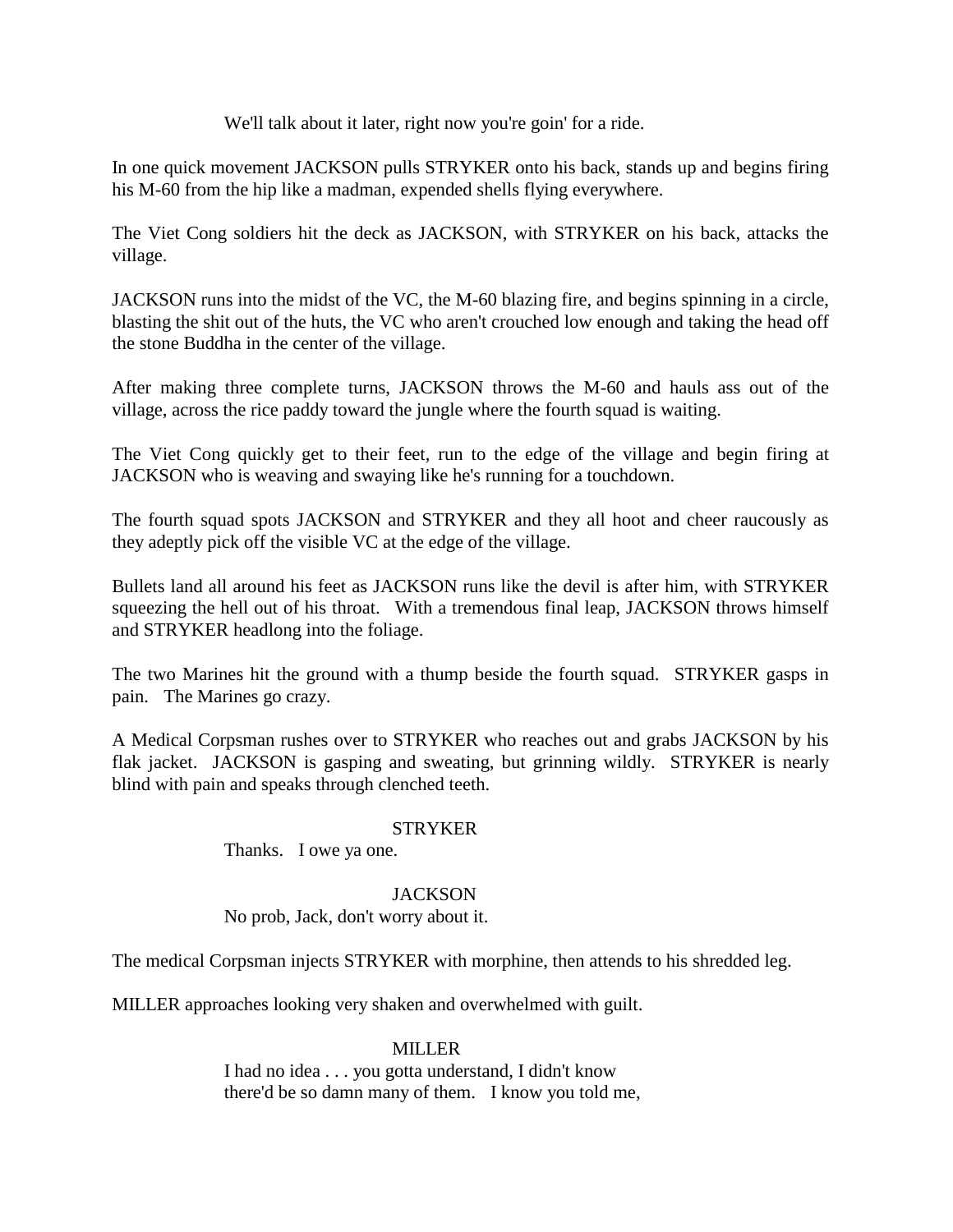We'll talk about it later, right now you're goin' for a ride.

In one quick movement JACKSON pulls STRYKER onto his back, stands up and begins firing his M-60 from the hip like a madman, expended shells flying everywhere.

The Viet Cong soldiers hit the deck as JACKSON, with STRYKER on his back, attacks the village.

JACKSON runs into the midst of the VC, the M-60 blazing fire, and begins spinning in a circle, blasting the shit out of the huts, the VC who aren't crouched low enough and taking the head off the stone Buddha in the center of the village.

After making three complete turns, JACKSON throws the M-60 and hauls ass out of the village, across the rice paddy toward the jungle where the fourth squad is waiting.

The Viet Cong quickly get to their feet, run to the edge of the village and begin firing at JACKSON who is weaving and swaying like he's running for a touchdown.

The fourth squad spots JACKSON and STRYKER and they all hoot and cheer raucously as they adeptly pick off the visible VC at the edge of the village.

Bullets land all around his feet as JACKSON runs like the devil is after him, with STRYKER squeezing the hell out of his throat. With a tremendous final leap, JACKSON throws himself and STRYKER headlong into the foliage.

The two Marines hit the ground with a thump beside the fourth squad. STRYKER gasps in pain. The Marines go crazy.

A Medical Corpsman rushes over to STRYKER who reaches out and grabs JACKSON by his flak jacket. JACKSON is gasping and sweating, but grinning wildly. STRYKER is nearly blind with pain and speaks through clenched teeth.

STRYKER

Thanks. I owe ya one.

JACKSON

No prob, Jack, don't worry about it.

The medical Corpsman injects STRYKER with morphine, then attends to his shredded leg.

MILLER approaches looking very shaken and overwhelmed with guilt.

MILLER

I had no idea . . . you gotta understand, I didn't know there'd be so damn many of them. I know you told me,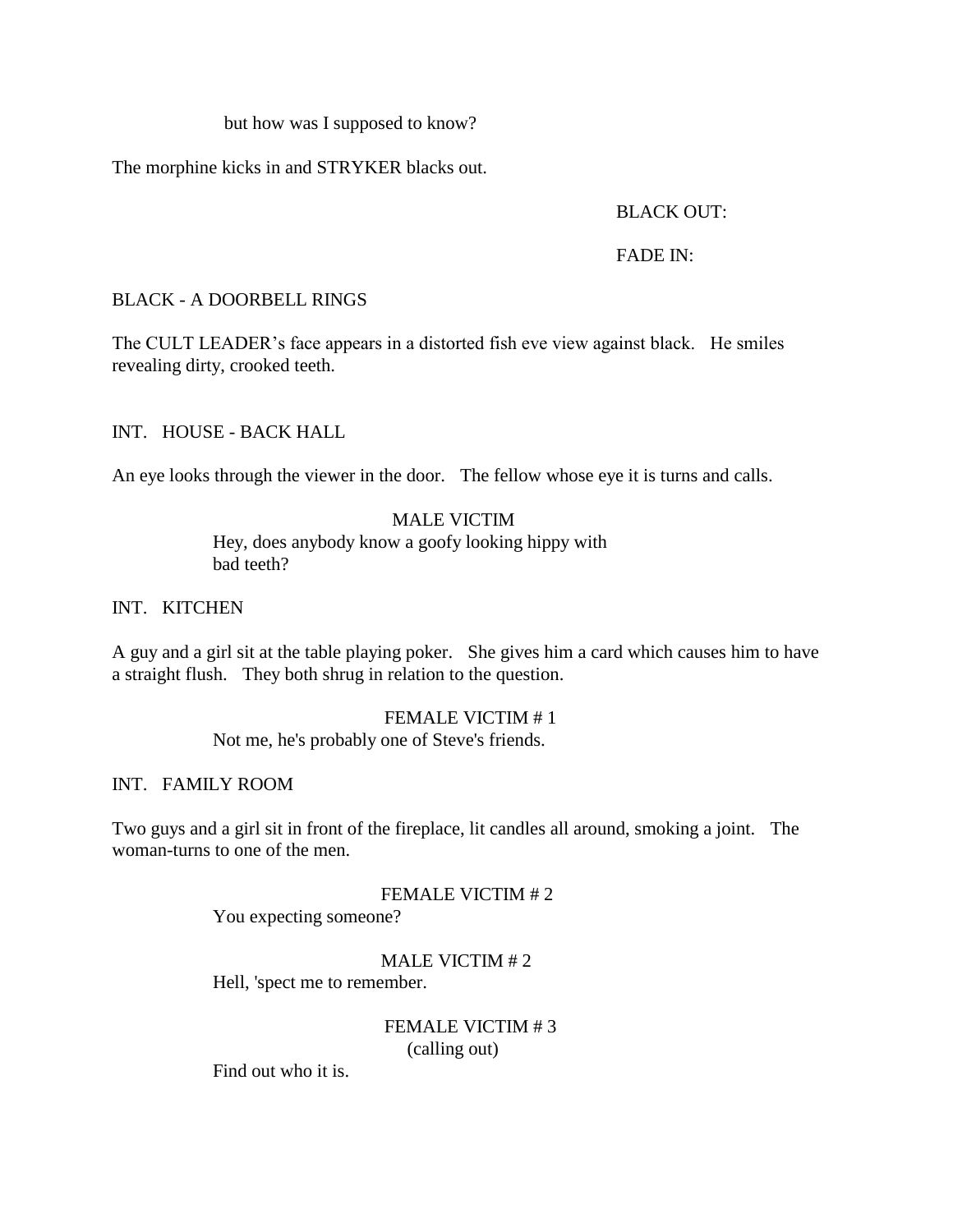but how was I supposed to know?

The morphine kicks in and STRYKER blacks out.

BLACK OUT:

FADE IN:

BLACK - A DOORBELL RINGS

The CULT LEADER's face appears in a distorted fish eve view against black. He smiles revealing dirty, crooked teeth.

INT. HOUSE - BACK HALL

An eye looks through the viewer in the door. The fellow whose eye it is turns and calls.

MALE VICTIM

Hey, does anybody know a goofy looking hippy with bad teeth?

INT. KITCHEN

A guy and a girl sit at the table playing poker. She gives him a card which causes him to have a straight flush. They both shrug in relation to the question.

FEMALE VICTIM # 1

Not me, he's probably one of Steve's friends.

INT. FAMILY ROOM

Two guys and a girl sit in front of the fireplace, lit candles all around, smoking a joint. The woman-turns to one of the men.

FEMALE VICTIM # 2

You expecting someone?

MALE VICTIM # 2

Hell, 'spect me to remember.

FEMALE VICTIM # 3

(calling out)

Find out who it is.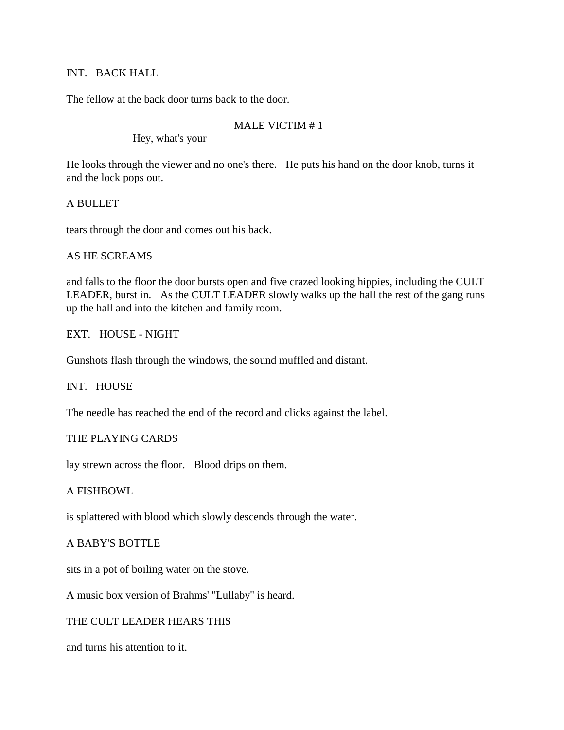INT. BACK HALL

The fellow at the back door turns back to the door.

MALE VICTIM # 1

Hey, what's your—

He looks through the viewer and no one's there. He puts his hand on the door knob, turns it and the lock pops out.

A BULLET

tears through the door and comes out his back.

AS HE SCREAMS

and falls to the floor the door bursts open and five crazed looking hippies, including the CULT LEADER, burst in. As the CULT LEADER slowly walks up the hall the rest of the gang runs up the hall and into the kitchen and family room.

EXT. HOUSE - NIGHT

Gunshots flash through the windows, the sound muffled and distant.

INT. HOUSE

The needle has reached the end of the record and clicks against the label.

THE PLAYING CARDS

lay strewn across the floor. Blood drips on them.

A FISHBOWL

is splattered with blood which slowly descends through the water.

A BABY'S BOTTLE

sits in a pot of boiling water on the stove.

A music box version of Brahms' "Lullaby" is heard.

THE CULT LEADER HEARS THIS

and turns his attention to it.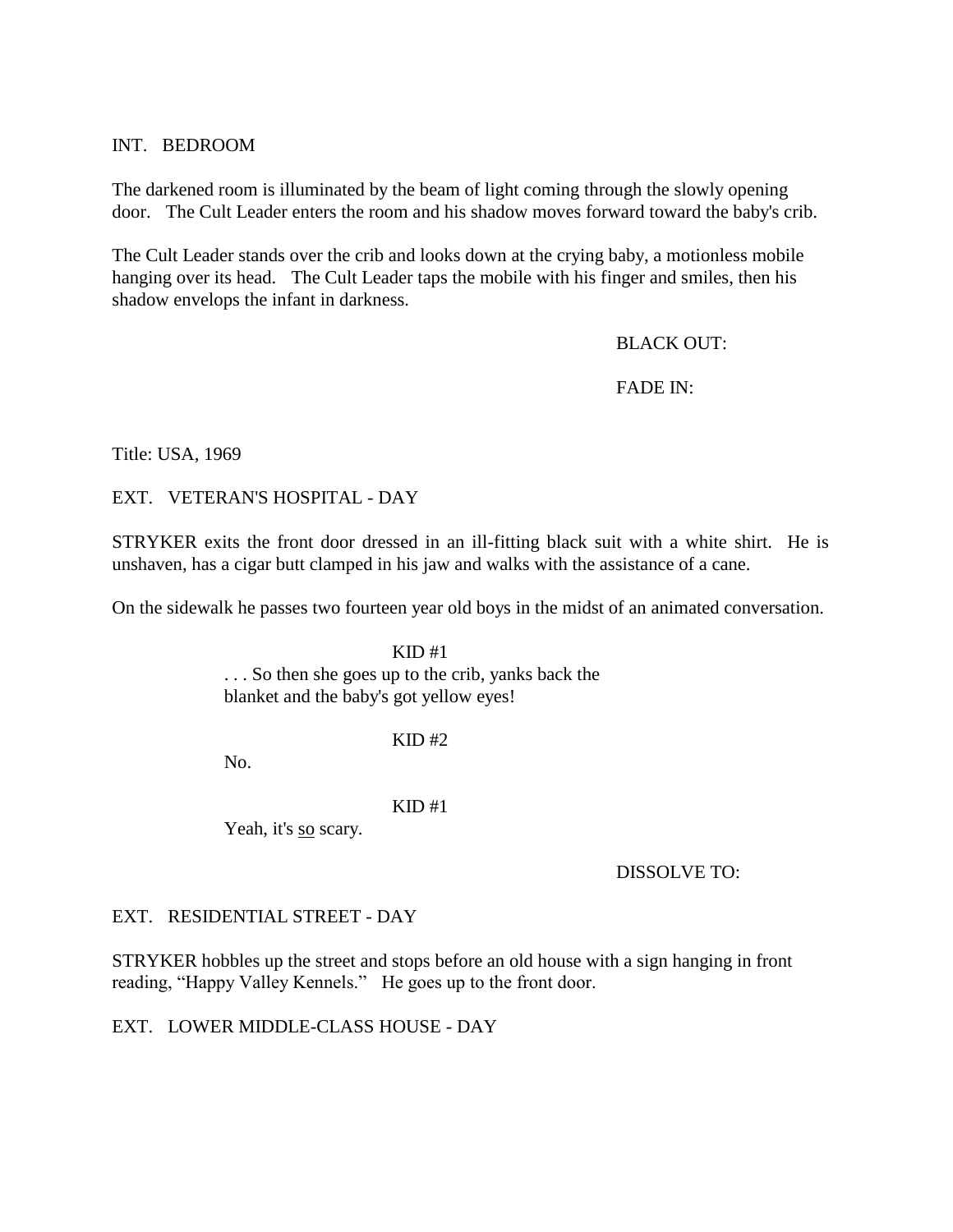INT.   BEDROOM

The darkened room is illuminated by the beam of light coming through the slowly opening door.   The Cult Leader enters the room and his shadow moves forward toward the baby's crib.

The Cult Leader stands over the crib and looks down at the crying baby, a motionless mobile hanging over its head.   The Cult Leader taps the mobile with his finger and smiles, then his shadow envelops the infant in darkness.

BLACK OUT:

FADE IN:

Title: USA, 1969

EXT.   VETERAN'S HOSPITAL - DAY

STRYKER exits the front door dressed in an ill-fitting black suit with a white shirt.  He is unshaven, has a cigar butt clamped in his jaw and walks with the assistance of a cane.

On the sidewalk he passes two fourteen year old boys in the midst of an animated conversation.

KID #1

. . . So then she goes up to the crib, yanks back the blanket and the baby's got yellow eyes!

KID #2

No.

KID #1

Yeah, it's <u>so</u> scary.

DISSOLVE TO:

EXT.   RESIDENTIAL STREET - DAY

STRYKER hobbles up the street and stops before an old house with a sign hanging in front reading, "Happy Valley Kennels."   He goes up to the front door.

EXT.   LOWER MIDDLE-CLASS HOUSE - DAY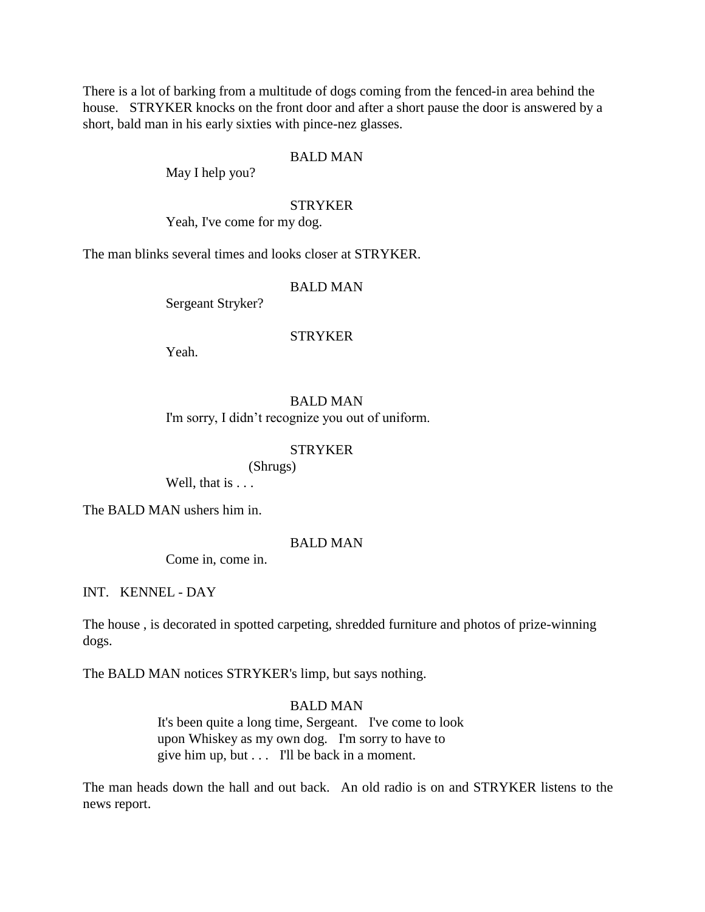There is a lot of barking from a multitude of dogs coming from the fenced-in area behind the house. STRYKER knocks on the front door and after a short pause the door is answered by a short, bald man in his early sixties with pince-nez glasses.

BALD MAN

May I help you?

STRYKER

Yeah, I've come for my dog.

The man blinks several times and looks closer at STRYKER.

BALD MAN

Sergeant Stryker?

STRYKER

Yeah.

BALD MAN

I'm sorry, I didn't recognize you out of uniform.

STRYKER

(Shrugs)

Well, that is . . .

The BALD MAN ushers him in.

BALD MAN

Come in, come in.

INT. KENNEL - DAY

The house , is decorated in spotted carpeting, shredded furniture and photos of prize-winning dogs.

The BALD MAN notices STRYKER's limp, but says nothing.

BALD MAN

It's been quite a long time, Sergeant. I've come to look upon Whiskey as my own dog. I'm sorry to have to give him up, but . . . I'll be back in a moment.

The man heads down the hall and out back. An old radio is on and STRYKER listens to the news report.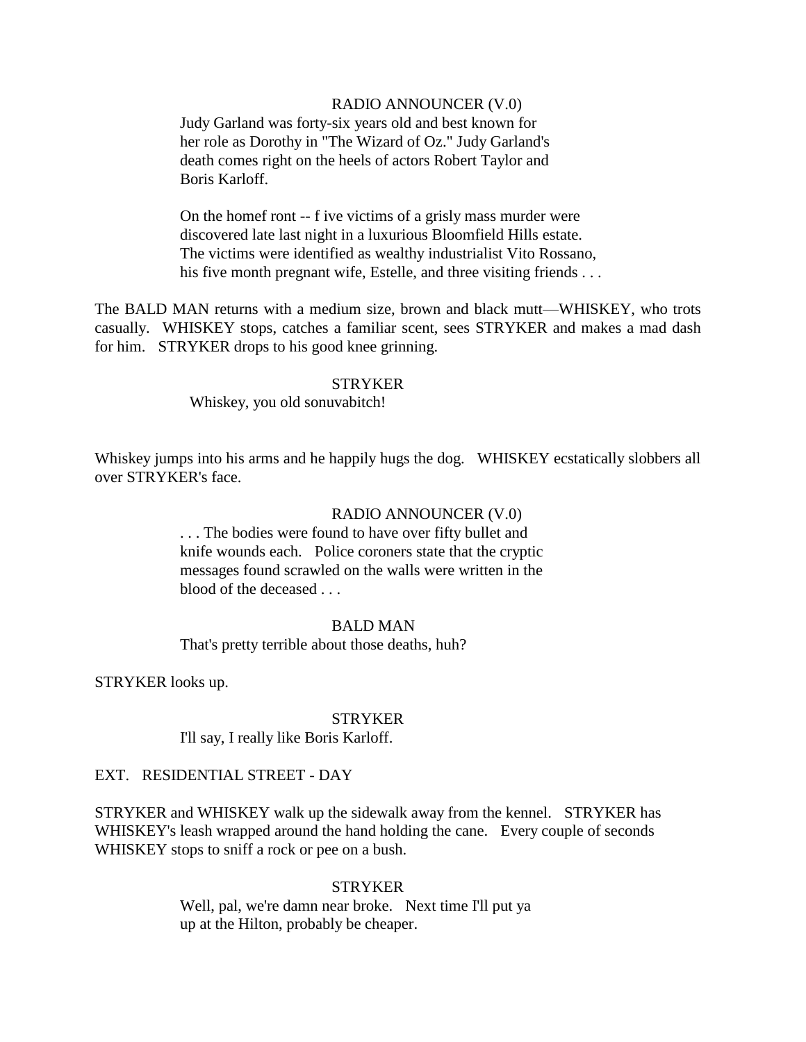RADIO ANNOUNCER (V.0)

Judy Garland was forty-six years old and best known for her role as Dorothy in "The Wizard of Oz." Judy Garland's death comes right on the heels of actors Robert Taylor and Boris Karloff.

On the homef ront -- f ive victims of a grisly mass murder were discovered late last night in a luxurious Bloomfield Hills estate. The victims were identified as wealthy industrialist Vito Rossano, his five month pregnant wife, Estelle, and three visiting friends . . .

The BALD MAN returns with a medium size, brown and black mutt—WHISKEY, who trots casually. WHISKEY stops, catches a familiar scent, sees STRYKER and makes a mad dash for him. STRYKER drops to his good knee grinning.

STRYKER

Whiskey, you old sonuvabitch!

Whiskey jumps into his arms and he happily hugs the dog. WHISKEY ecstatically slobbers all over STRYKER's face.

RADIO ANNOUNCER (V.0)

. . . The bodies were found to have over fifty bullet and knife wounds each. Police coroners state that the cryptic messages found scrawled on the walls were written in the blood of the deceased . . .

BALD MAN

That's pretty terrible about those deaths, huh?

STRYKER looks up.

STRYKER

I'll say, I really like Boris Karloff.

EXT. RESIDENTIAL STREET - DAY

STRYKER and WHISKEY walk up the sidewalk away from the kennel. STRYKER has WHISKEY's leash wrapped around the hand holding the cane. Every couple of seconds WHISKEY stops to sniff a rock or pee on a bush.

STRYKER

Well, pal, we're damn near broke. Next time I'll put ya up at the Hilton, probably be cheaper.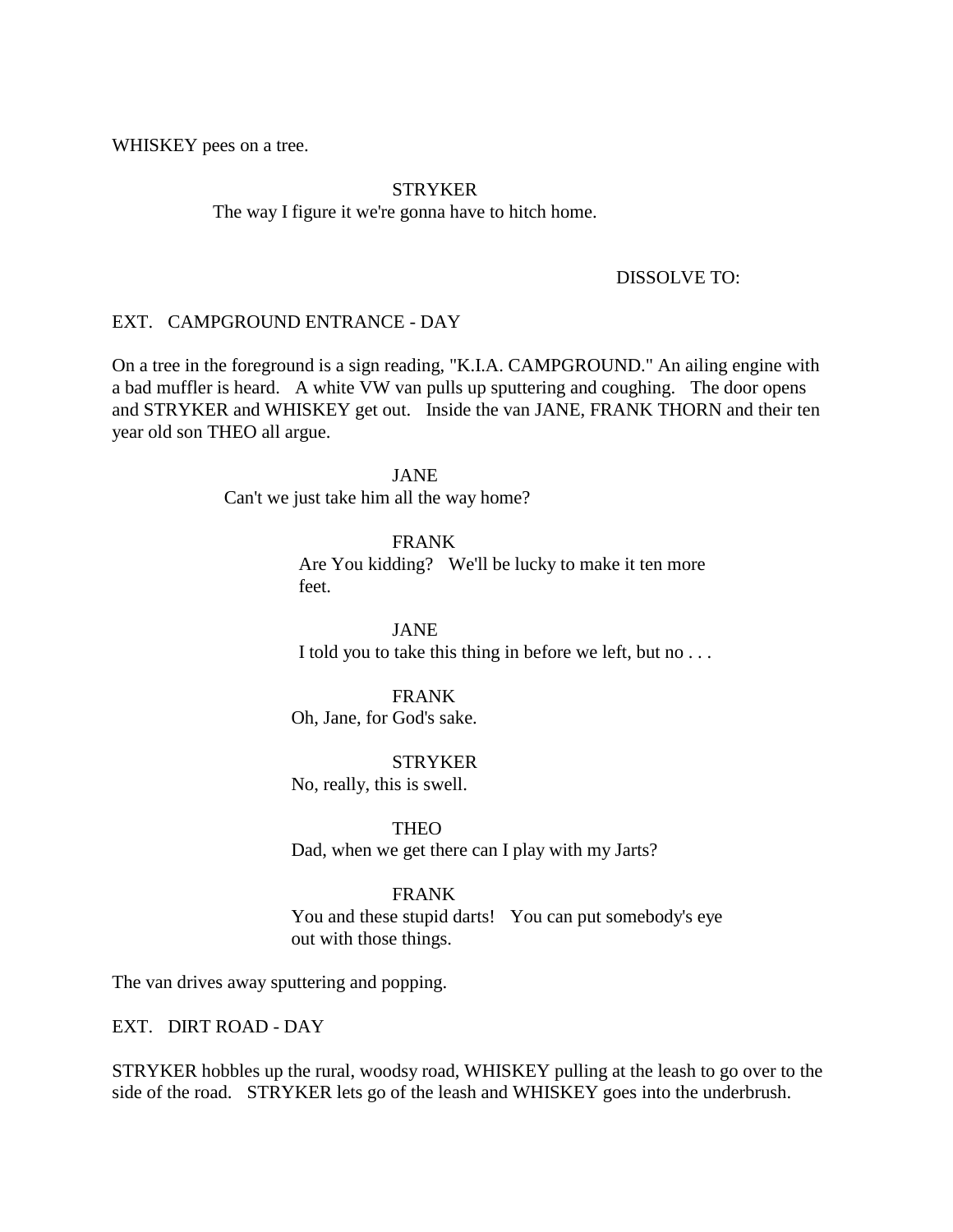WHISKEY pees on a tree.

STRYKER
The way I figure it we're gonna have to hitch home.

DISSOLVE TO:

EXT. CAMPGROUND ENTRANCE - DAY

On a tree in the foreground is a sign reading, "K.I.A. CAMPGROUND." An ailing engine with a bad muffler is heard. A white VW van pulls up sputtering and coughing. The door opens and STRYKER and WHISKEY get out. Inside the van JANE, FRANK THORN and their ten year old son THEO all argue.

JANE
Can't we just take him all the way home?

FRANK
Are You kidding? We'll be lucky to make it ten more feet.

JANE
I told you to take this thing in before we left, but no . . .

FRANK
Oh, Jane, for God's sake.

STRYKER
No, really, this is swell.

THEO
Dad, when we get there can I play with my Jarts?

FRANK
You and these stupid darts! You can put somebody's eye out with those things.

The van drives away sputtering and popping.

EXT. DIRT ROAD - DAY

STRYKER hobbles up the rural, woodsy road, WHISKEY pulling at the leash to go over to the side of the road. STRYKER lets go of the leash and WHISKEY goes into the underbrush.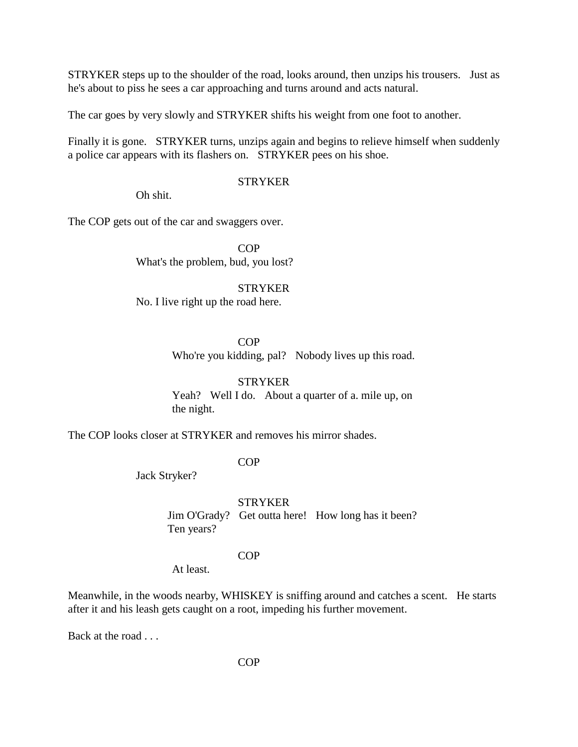STRYKER steps up to the shoulder of the road, looks around, then unzips his trousers. Just as he's about to piss he sees a car approaching and turns around and acts natural.

The car goes by very slowly and STRYKER shifts his weight from one foot to another.

Finally it is gone. STRYKER turns, unzips again and begins to relieve himself when suddenly a police car appears with its flashers on. STRYKER pees on his shoe.

STRYKER

Oh shit.

The COP gets out of the car and swaggers over.

COP

What's the problem, bud, you lost?

STRYKER

No. I live right up the road here.

COP

Who're you kidding, pal? Nobody lives up this road.

STRYKER

Yeah? Well I do. About a quarter of a. mile up, on the night.

The COP looks closer at STRYKER and removes his mirror shades.

COP

Jack Stryker?

STRYKER

Jim O'Grady? Get outta here! How long has it been? Ten years?

COP

At least.

Meanwhile, in the woods nearby, WHISKEY is sniffing around and catches a scent. He starts after it and his leash gets caught on a root, impeding his further movement.

Back at the road . . .

COP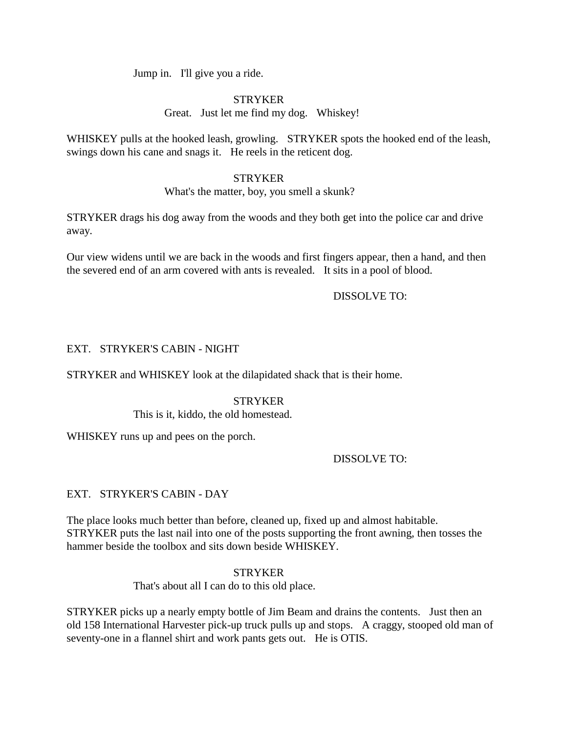Jump in. I'll give you a ride.

STRYKER

Great. Just let me find my dog. Whiskey!

WHISKEY pulls at the hooked leash, growling. STRYKER spots the hooked end of the leash, swings down his cane and snags it. He reels in the reticent dog.

STRYKER

What's the matter, boy, you smell a skunk?

STRYKER drags his dog away from the woods and they both get into the police car and drive away.

Our view widens until we are back in the woods and first fingers appear, then a hand, and then the severed end of an arm covered with ants is revealed. It sits in a pool of blood.

DISSOLVE TO:

EXT. STRYKER'S CABIN - NIGHT

STRYKER and WHISKEY look at the dilapidated shack that is their home.

STRYKER

This is it, kiddo, the old homestead.

WHISKEY runs up and pees on the porch.

DISSOLVE TO:

EXT. STRYKER'S CABIN - DAY

The place looks much better than before, cleaned up, fixed up and almost habitable. STRYKER puts the last nail into one of the posts supporting the front awning, then tosses the hammer beside the toolbox and sits down beside WHISKEY.

STRYKER

That's about all I can do to this old place.

STRYKER picks up a nearly empty bottle of Jim Beam and drains the contents. Just then an old 158 International Harvester pick-up truck pulls up and stops. A craggy, stooped old man of seventy-one in a flannel shirt and work pants gets out. He is OTIS.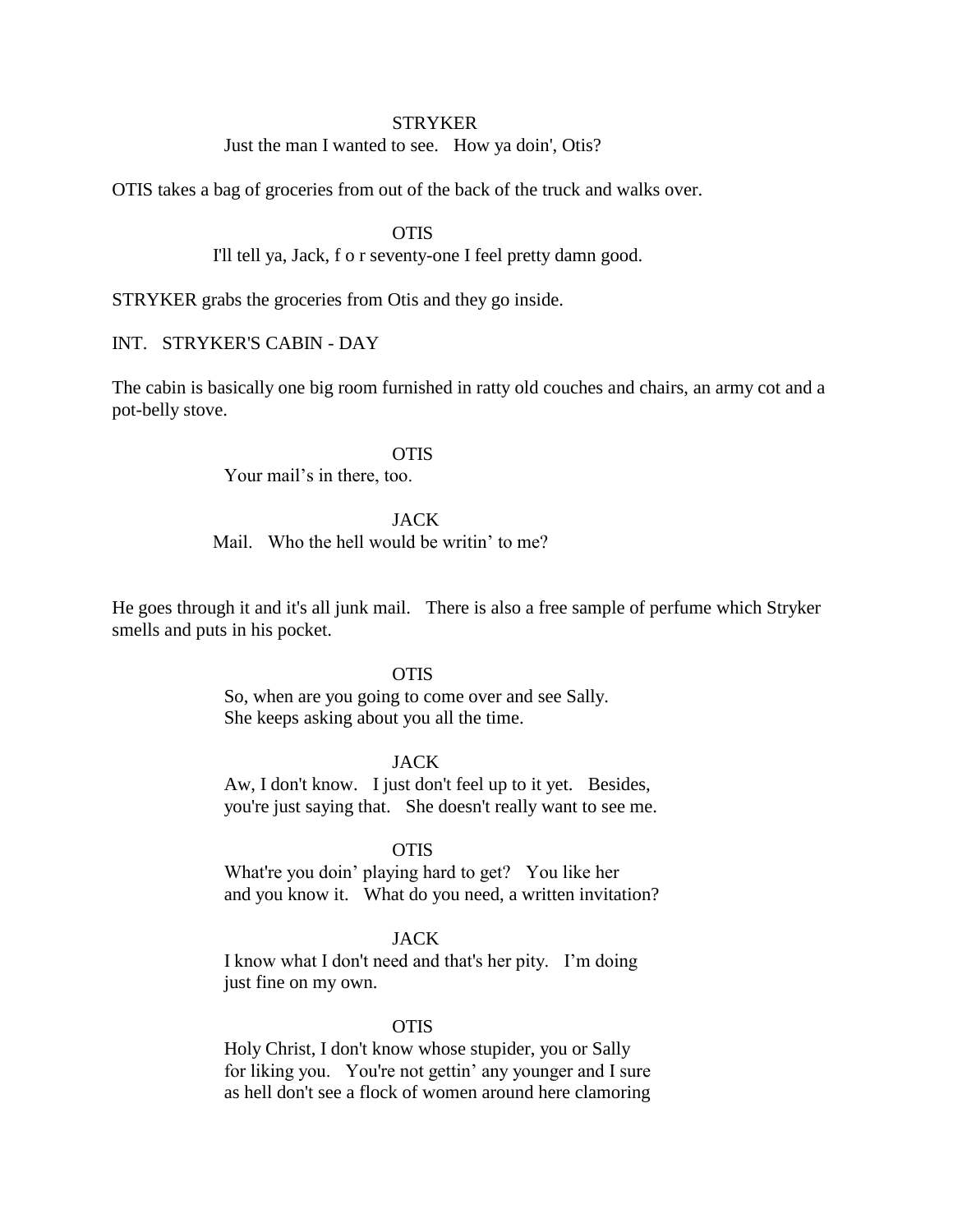STRYKER

Just the man I wanted to see.   How ya doin', Otis?

OTIS takes a bag of groceries from out of the back of the truck and walks over.

OTIS

I'll tell ya, Jack, f o r seventy-one I feel pretty damn good.

STRYKER grabs the groceries from Otis and they go inside.

INT.   STRYKER'S CABIN - DAY

The cabin is basically one big room furnished in ratty old couches and chairs, an army cot and a pot-belly stove.

OTIS

Your mail's in there, too.

JACK

Mail.   Who the hell would be writin' to me?

He goes through it and it's all junk mail.   There is also a free sample of perfume which Stryker smells and puts in his pocket.

OTIS

So, when are you going to come over and see Sally.
She keeps asking about you all the time.

JACK

Aw, I don't know.   I just don't feel up to it yet.   Besides,
you're just saying that.   She doesn't really want to see me.

OTIS

What're you doin' playing hard to get?   You like her
and you know it.   What do you need, a written invitation?

JACK

I know what I don't need and that's her pity.   I'm doing
just fine on my own.

OTIS

Holy Christ, I don't know whose stupider, you or Sally
for liking you.   You're not gettin' any younger and I sure
as hell don't see a flock of women around here clamoring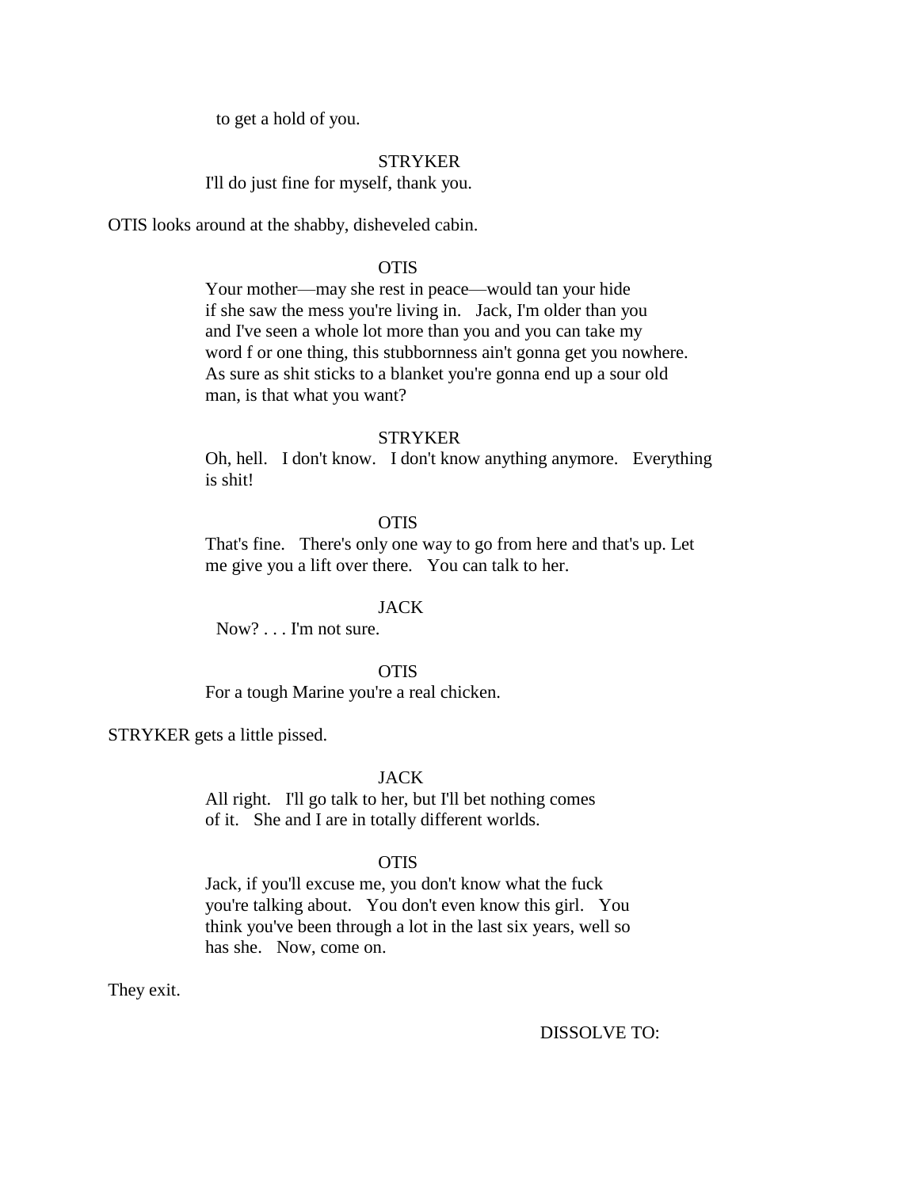to get a hold of you.

STRYKER

I'll do just fine for myself, thank you.

OTIS looks around at the shabby, disheveled cabin.

OTIS

Your mother—may she rest in peace—would tan your hide if she saw the mess you're living in. Jack, I'm older than you and I've seen a whole lot more than you and you can take my word f or one thing, this stubbornness ain't gonna get you nowhere. As sure as shit sticks to a blanket you're gonna end up a sour old man, is that what you want?

STRYKER

Oh, hell. I don't know. I don't know anything anymore. Everything is shit!

OTIS

That's fine. There's only one way to go from here and that's up. Let me give you a lift over there. You can talk to her.

JACK

Now? . . . I'm not sure.

OTIS

For a tough Marine you're a real chicken.

STRYKER gets a little pissed.

JACK

All right. I'll go talk to her, but I'll bet nothing comes of it. She and I are in totally different worlds.

OTIS

Jack, if you'll excuse me, you don't know what the fuck you're talking about. You don't even know this girl. You think you've been through a lot in the last six years, well so has she. Now, come on.

They exit.

DISSOLVE TO: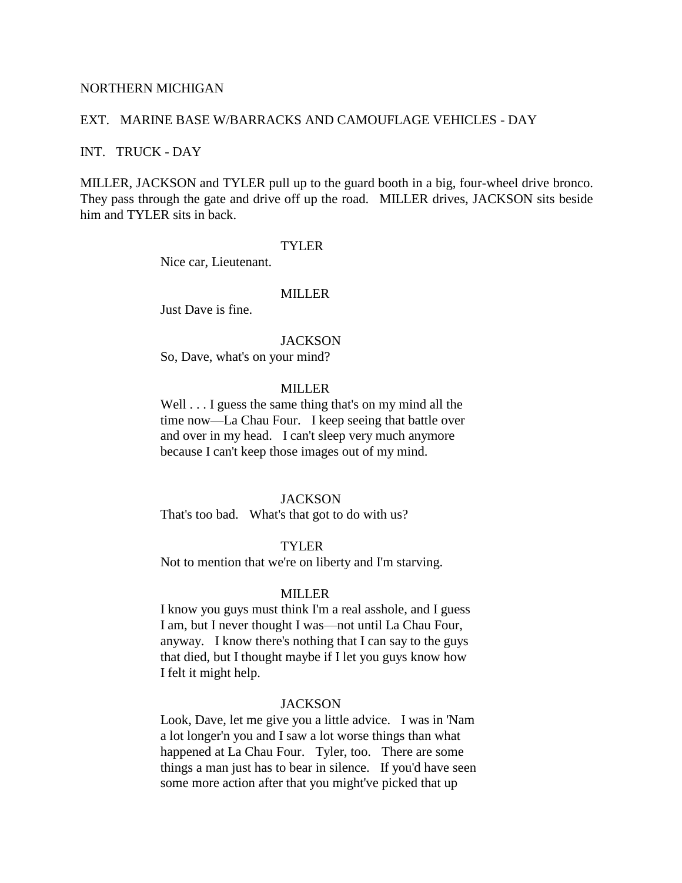NORTHERN MICHIGAN

EXT. MARINE BASE W/BARRACKS AND CAMOUFLAGE VEHICLES - DAY

INT. TRUCK - DAY

MILLER, JACKSON and TYLER pull up to the guard booth in a big, four-wheel drive bronco. They pass through the gate and drive off up the road. MILLER drives, JACKSON sits beside him and TYLER sits in back.

TYLER

Nice car, Lieutenant.

MILLER

Just Dave is fine.

JACKSON

So, Dave, what's on your mind?

MILLER

Well . . . I guess the same thing that's on my mind all the time now—La Chau Four. I keep seeing that battle over and over in my head. I can't sleep very much anymore because I can't keep those images out of my mind.

JACKSON

That's too bad. What's that got to do with us?

TYLER

Not to mention that we're on liberty and I'm starving.

MILLER

I know you guys must think I'm a real asshole, and I guess I am, but I never thought I was—not until La Chau Four, anyway. I know there's nothing that I can say to the guys that died, but I thought maybe if I let you guys know how I felt it might help.

JACKSON

Look, Dave, let me give you a little advice. I was in 'Nam a lot longer'n you and I saw a lot worse things than what happened at La Chau Four. Tyler, too. There are some things a man just has to bear in silence. If you'd have seen some more action after that you might've picked that up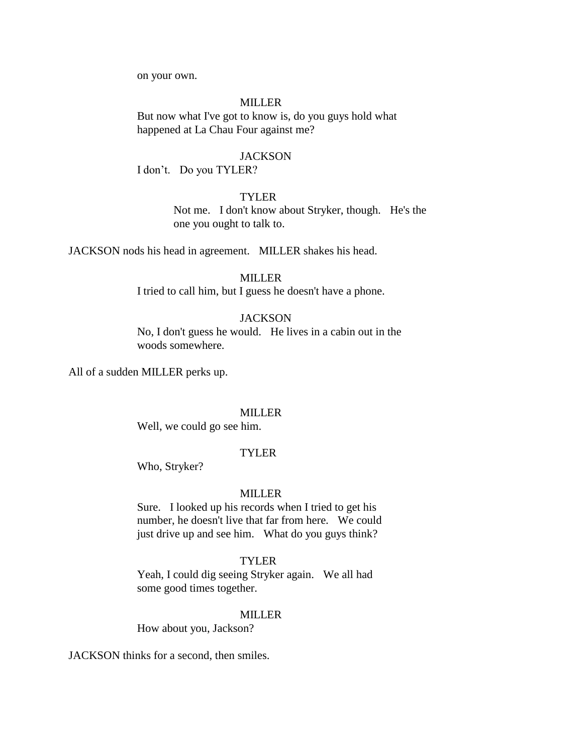on your own.

MILLER

But now what I've got to know is, do you guys hold what happened at La Chau Four against me?

JACKSON

I don't. Do you TYLER?

TYLER

Not me. I don't know about Stryker, though. He's the one you ought to talk to.

JACKSON nods his head in agreement. MILLER shakes his head.

MILLER

I tried to call him, but I guess he doesn't have a phone.

JACKSON

No, I don't guess he would. He lives in a cabin out in the woods somewhere.

All of a sudden MILLER perks up.

MILLER

Well, we could go see him.

TYLER

Who, Stryker?

MILLER

Sure. I looked up his records when I tried to get his number, he doesn't live that far from here. We could just drive up and see him. What do you guys think?

TYLER

Yeah, I could dig seeing Stryker again. We all had some good times together.

MILLER

How about you, Jackson?

JACKSON thinks for a second, then smiles.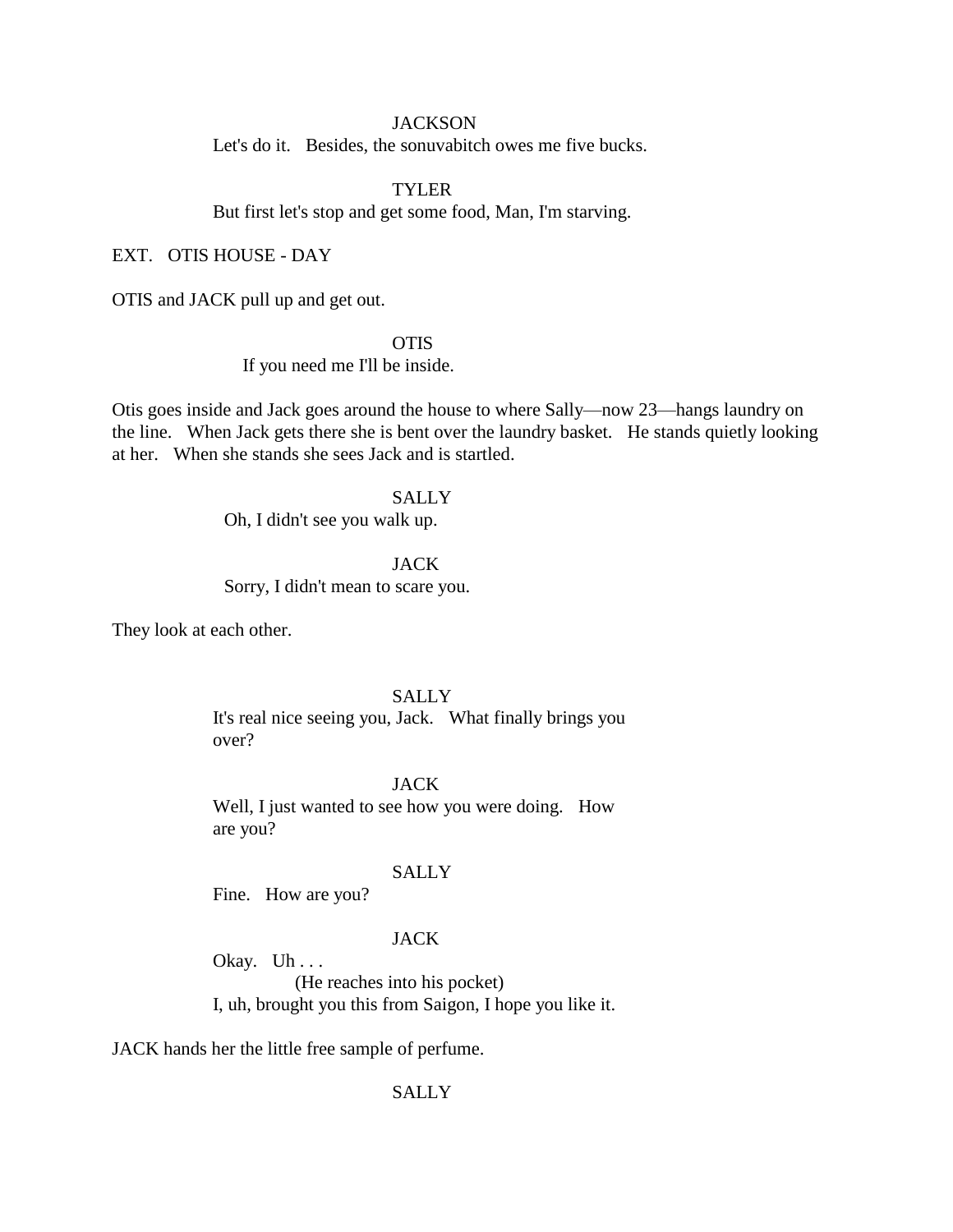JACKSON

Let's do it.   Besides, the sonuvabitch owes me five bucks.

TYLER

But first let's stop and get some food, Man, I'm starving.

EXT.   OTIS HOUSE - DAY

OTIS and JACK pull up and get out.

OTIS

If you need me I'll be inside.

Otis goes inside and Jack goes around the house to where Sally—now 23—hangs laundry on the line.   When Jack gets there she is bent over the laundry basket.   He stands quietly looking at her.   When she stands she sees Jack and is startled.

SALLY

Oh, I didn't see you walk up.

JACK

Sorry, I didn't mean to scare you.

They look at each other.

SALLY

It's real nice seeing you, Jack.   What finally brings you over?

JACK

Well, I just wanted to see how you were doing.   How are you?

SALLY

Fine.   How are you?

JACK

Okay.   Uh . . .

(He reaches into his pocket)

I, uh, brought you this from Saigon, I hope you like it.

JACK hands her the little free sample of perfume.

SALLY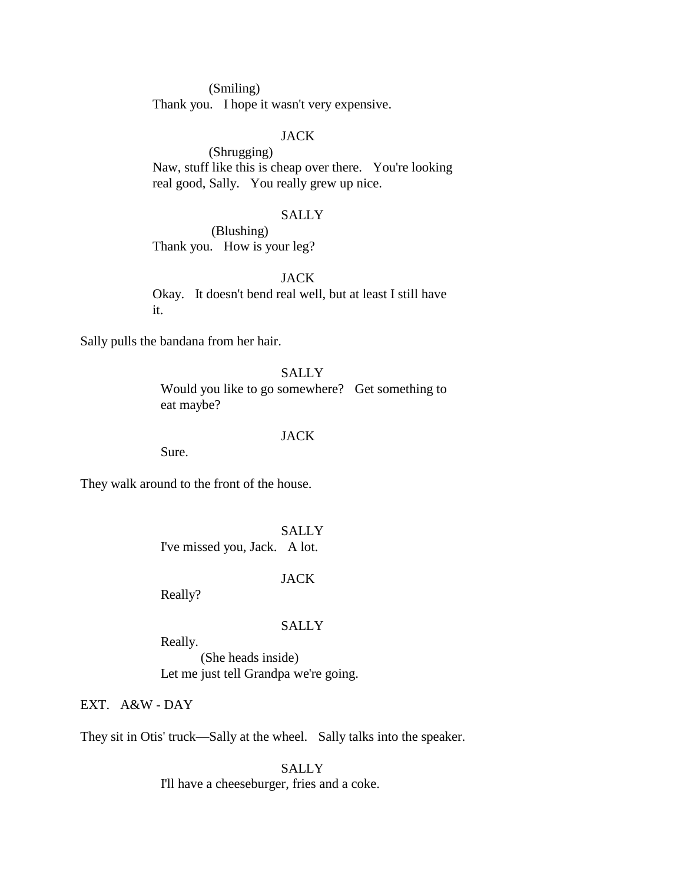(Smiling)
Thank you.   I hope it wasn't very expensive.

JACK

(Shrugging)
Naw, stuff like this is cheap over there.   You're looking real good, Sally.   You really grew up nice.

SALLY

(Blushing)
Thank you.   How is your leg?

JACK

Okay.   It doesn't bend real well, but at least I still have it.

Sally pulls the bandana from her hair.

SALLY

Would you like to go somewhere?   Get something to eat maybe?

JACK

Sure.

They walk around to the front of the house.

SALLY

I've missed you, Jack.   A lot.

JACK

Really?

SALLY

Really.
(She heads inside)
Let me just tell Grandpa we're going.

EXT.   A&W - DAY

They sit in Otis' truck—Sally at the wheel.   Sally talks into the speaker.

SALLY

I'll have a cheeseburger, fries and a coke.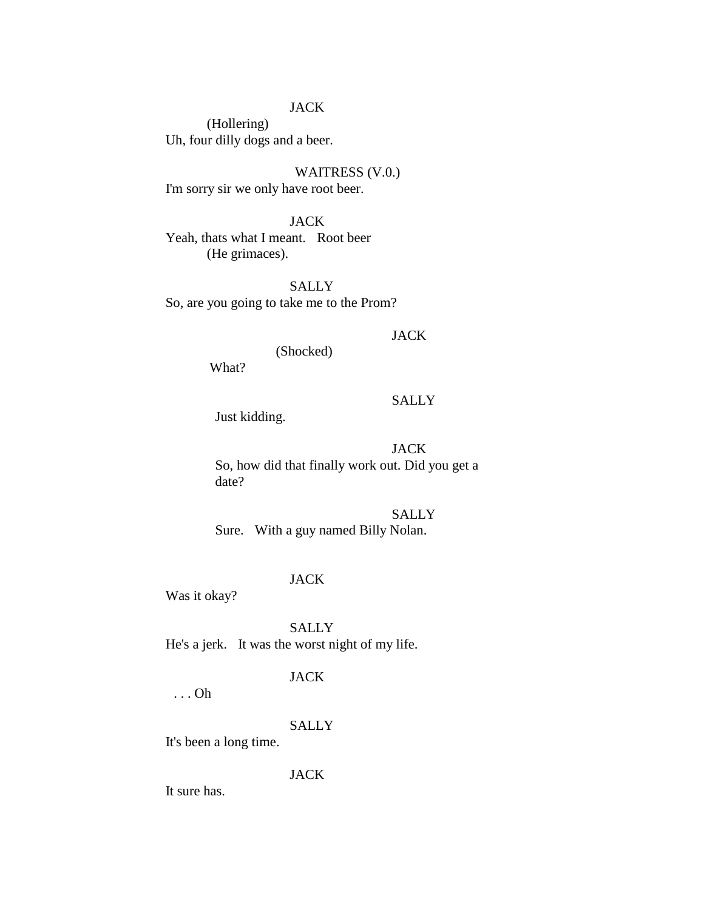JACK

(Hollering)

Uh, four dilly dogs and a beer.

WAITRESS (V.0.)

I'm sorry sir we only have root beer.

JACK

Yeah, thats what I meant.   Root beer

(He grimaces).

SALLY

So, are you going to take me to the Prom?

JACK

(Shocked)

What?

SALLY

Just kidding.

JACK

So, how did that finally work out. Did you get a date?

SALLY

Sure.   With a guy named Billy Nolan.

JACK

Was it okay?

SALLY

He's a jerk.   It was the worst night of my life.

JACK

. . . Oh

SALLY

It's been a long time.

JACK

It sure has.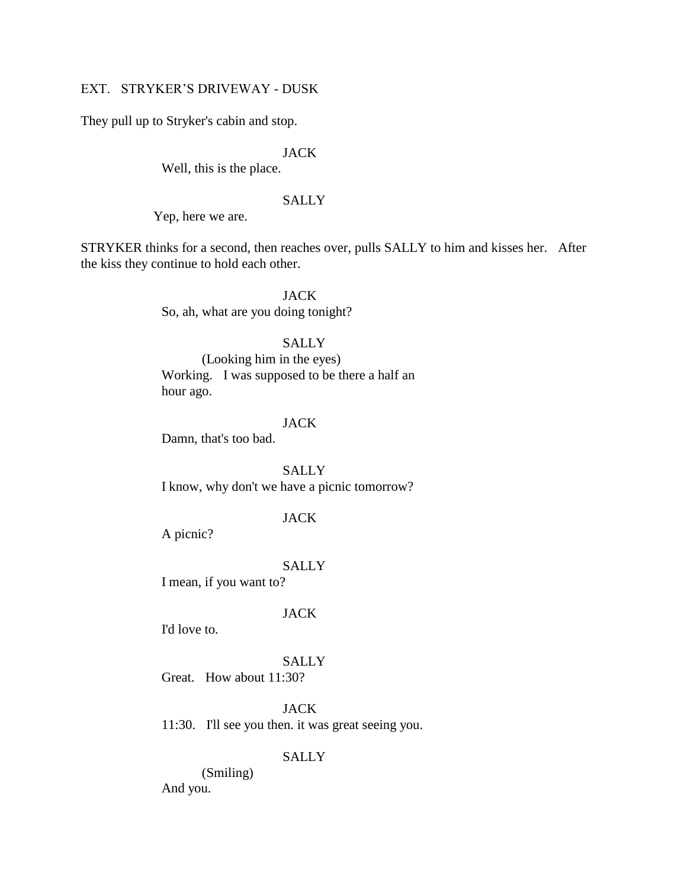EXT.   STRYKER'S DRIVEWAY - DUSK

They pull up to Stryker's cabin and stop.

JACK

Well, this is the place.

SALLY

Yep, here we are.

STRYKER thinks for a second, then reaches over, pulls SALLY to him and kisses her.   After the kiss they continue to hold each other.

JACK

So, ah, what are you doing tonight?

SALLY

(Looking him in the eyes)

Working.   I was supposed to be there a half an hour ago.

JACK

Damn, that's too bad.

SALLY

I know, why don't we have a picnic tomorrow?

JACK

A picnic?

SALLY

I mean, if you want to?

JACK

I'd love to.

SALLY

Great.   How about 11:30?

JACK

11:30.   I'll see you then. it was great seeing you.

SALLY

(Smiling)

And you.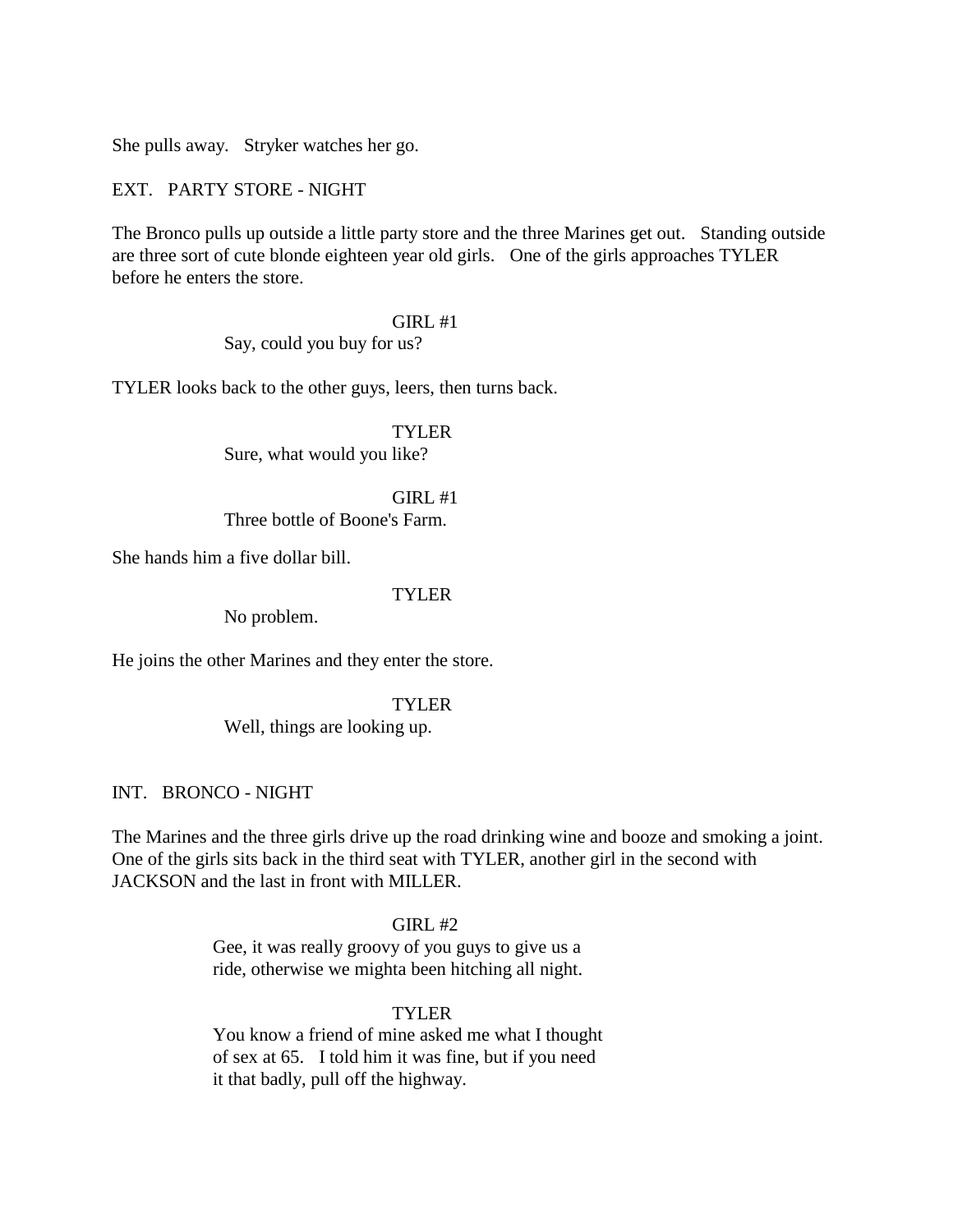She pulls away. Stryker watches her go.

EXT. PARTY STORE - NIGHT

The Bronco pulls up outside a little party store and the three Marines get out. Standing outside are three sort of cute blonde eighteen year old girls. One of the girls approaches TYLER before he enters the store.

GIRL #1
Say, could you buy for us?

TYLER looks back to the other guys, leers, then turns back.

TYLER
Sure, what would you like?

GIRL #1
Three bottle of Boone's Farm.

She hands him a five dollar bill.

TYLER
No problem.

He joins the other Marines and they enter the store.

TYLER
Well, things are looking up.

INT. BRONCO - NIGHT

The Marines and the three girls drive up the road drinking wine and booze and smoking a joint. One of the girls sits back in the third seat with TYLER, another girl in the second with JACKSON and the last in front with MILLER.

GIRL #2
Gee, it was really groovy of you guys to give us a ride, otherwise we mighta been hitching all night.

TYLER
You know a friend of mine asked me what I thought of sex at 65. I told him it was fine, but if you need it that badly, pull off the highway.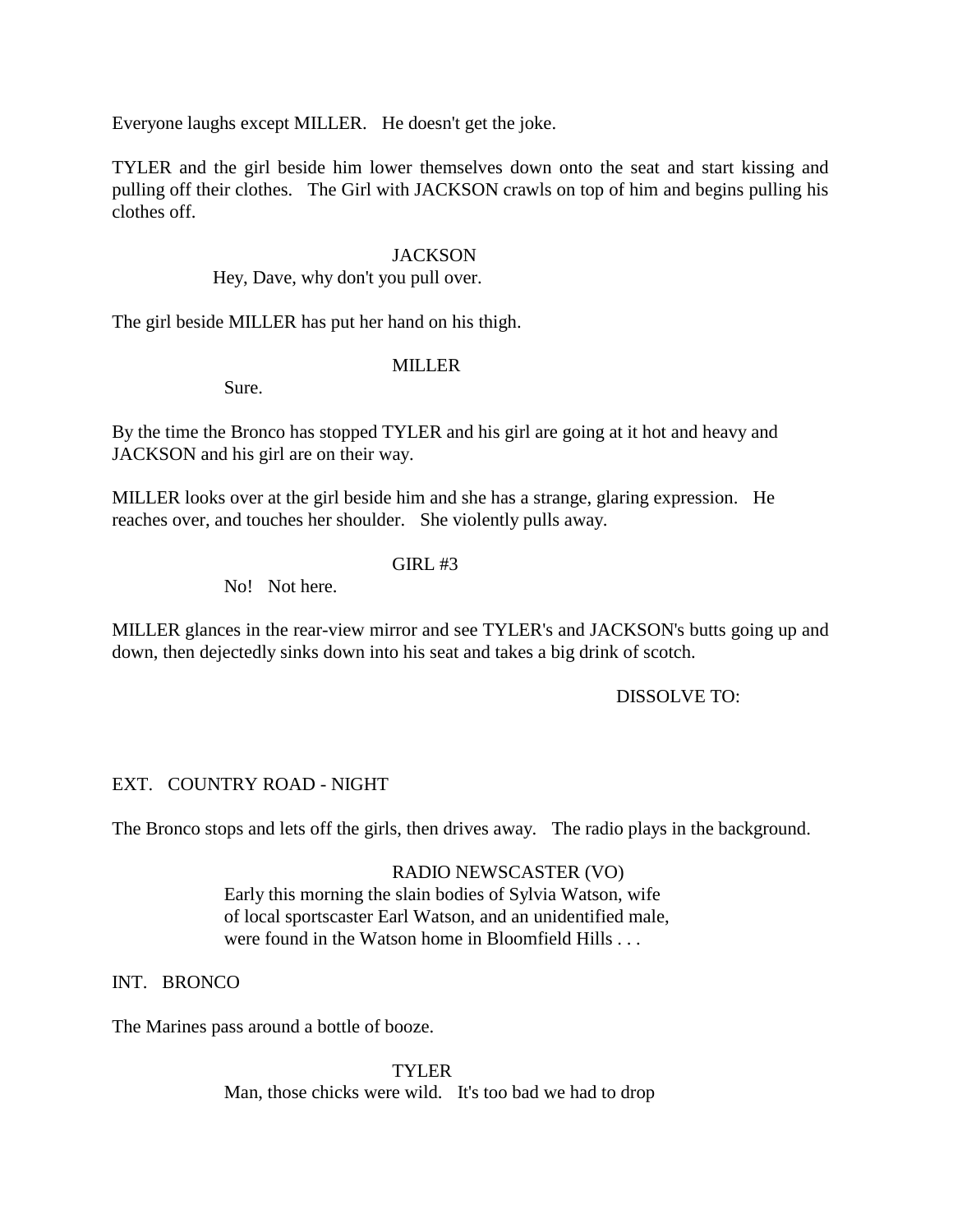Everyone laughs except MILLER. He doesn't get the joke.

TYLER and the girl beside him lower themselves down onto the seat and start kissing and pulling off their clothes. The Girl with JACKSON crawls on top of him and begins pulling his clothes off.

JACKSON
Hey, Dave, why don't you pull over.

The girl beside MILLER has put her hand on his thigh.

MILLER
Sure.

By the time the Bronco has stopped TYLER and his girl are going at it hot and heavy and JACKSON and his girl are on their way.

MILLER looks over at the girl beside him and she has a strange, glaring expression. He reaches over, and touches her shoulder. She violently pulls away.

GIRL #3
No! Not here.

MILLER glances in the rear-view mirror and see TYLER's and JACKSON's butts going up and down, then dejectedly sinks down into his seat and takes a big drink of scotch.

DISSOLVE TO:

EXT. COUNTRY ROAD - NIGHT

The Bronco stops and lets off the girls, then drives away. The radio plays in the background.

RADIO NEWSCASTER (VO)
Early this morning the slain bodies of Sylvia Watson, wife of local sportscaster Earl Watson, and an unidentified male, were found in the Watson home in Bloomfield Hills . . .

INT. BRONCO

The Marines pass around a bottle of booze.

TYLER
Man, those chicks were wild. It's too bad we had to drop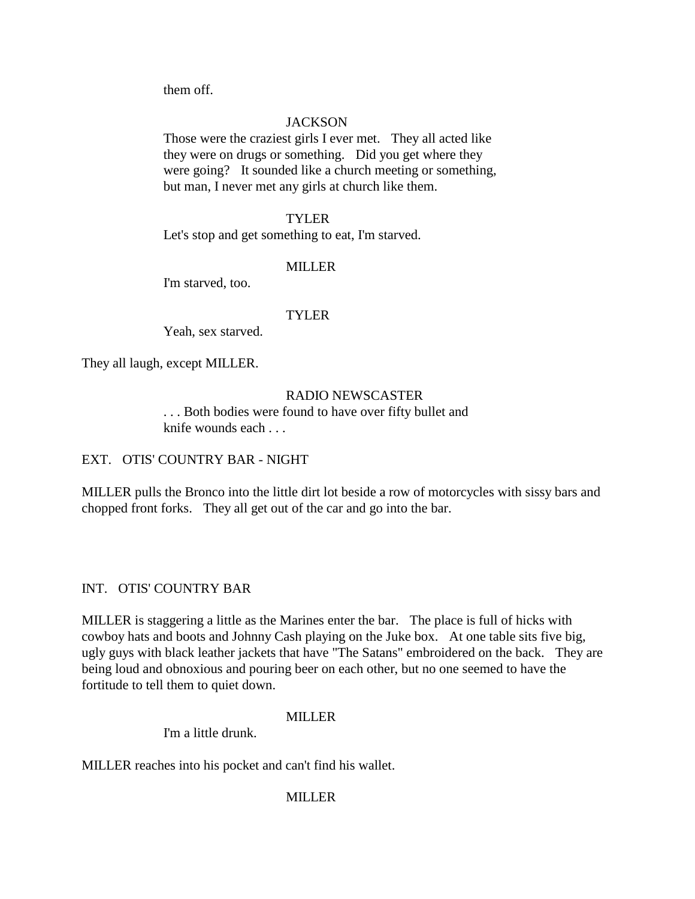them off.

JACKSON

Those were the craziest girls I ever met. They all acted like they were on drugs or something. Did you get where they were going? It sounded like a church meeting or something, but man, I never met any girls at church like them.

TYLER

Let's stop and get something to eat, I'm starved.

MILLER

I'm starved, too.

TYLER

Yeah, sex starved.

They all laugh, except MILLER.

RADIO NEWSCASTER

. . . Both bodies were found to have over fifty bullet and knife wounds each . . .

EXT. OTIS' COUNTRY BAR - NIGHT

MILLER pulls the Bronco into the little dirt lot beside a row of motorcycles with sissy bars and chopped front forks. They all get out of the car and go into the bar.

INT. OTIS' COUNTRY BAR

MILLER is staggering a little as the Marines enter the bar. The place is full of hicks with cowboy hats and boots and Johnny Cash playing on the Juke box. At one table sits five big, ugly guys with black leather jackets that have "The Satans" embroidered on the back. They are being loud and obnoxious and pouring beer on each other, but no one seemed to have the fortitude to tell them to quiet down.

MILLER

I'm a little drunk.

MILLER reaches into his pocket and can't find his wallet.

MILLER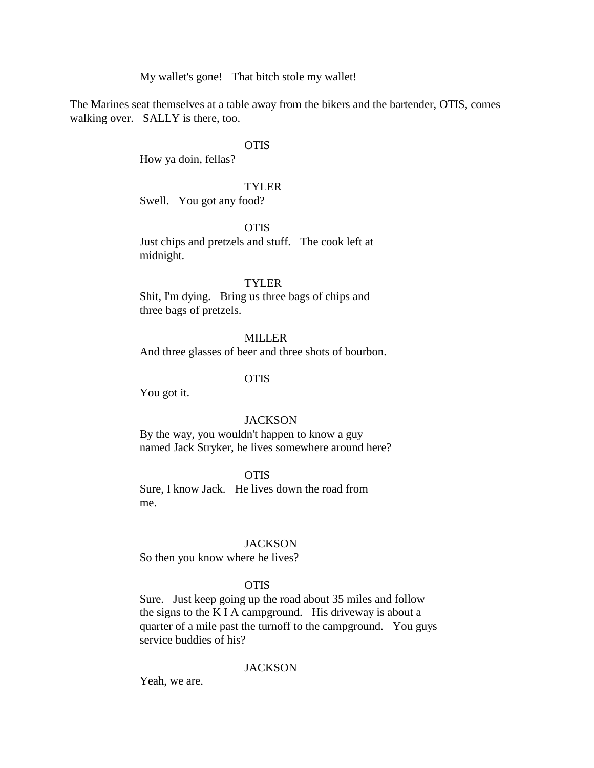My wallet's gone! That bitch stole my wallet!

The Marines seat themselves at a table away from the bikers and the bartender, OTIS, comes walking over. SALLY is there, too.

OTIS

How ya doin, fellas?

TYLER

Swell. You got any food?

OTIS

Just chips and pretzels and stuff. The cook left at midnight.

TYLER

Shit, I'm dying. Bring us three bags of chips and three bags of pretzels.

MILLER

And three glasses of beer and three shots of bourbon.

OTIS

You got it.

JACKSON

By the way, you wouldn't happen to know a guy named Jack Stryker, he lives somewhere around here?

OTIS

Sure, I know Jack. He lives down the road from me.

JACKSON

So then you know where he lives?

OTIS

Sure. Just keep going up the road about 35 miles and follow the signs to the K I A campground. His driveway is about a quarter of a mile past the turnoff to the campground. You guys service buddies of his?

JACKSON

Yeah, we are.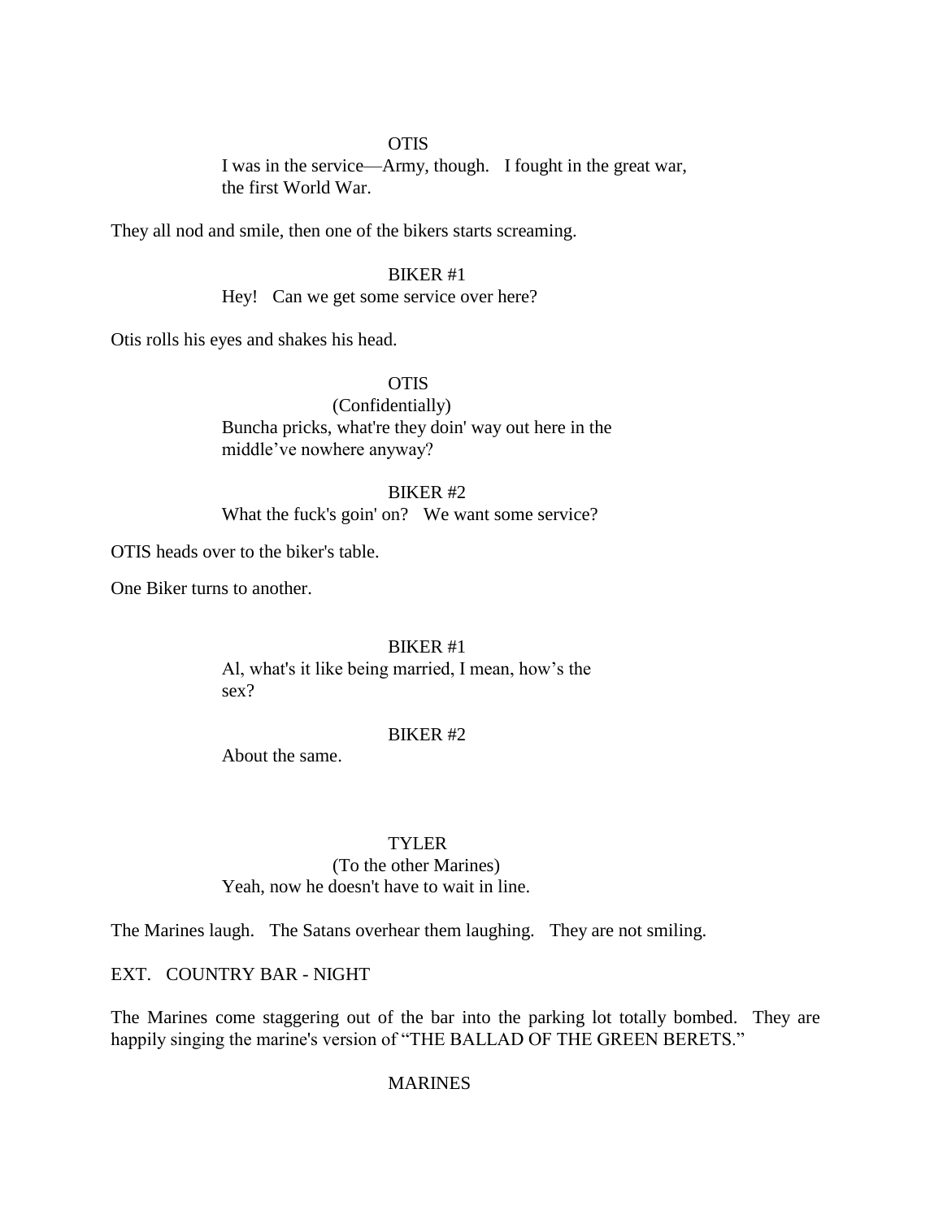OTIS

I was in the service—Army, though. I fought in the great war, the first World War.

They all nod and smile, then one of the bikers starts screaming.

BIKER #1

Hey! Can we get some service over here?

Otis rolls his eyes and shakes his head.

OTIS

(Confidentially)

Buncha pricks, what're they doin' way out here in the middle've nowhere anyway?

BIKER #2

What the fuck's goin' on? We want some service?

OTIS heads over to the biker's table.

One Biker turns to another.

BIKER #1

Al, what's it like being married, I mean, how's the sex?

BIKER #2

About the same.

TYLER

(To the other Marines)

Yeah, now he doesn't have to wait in line.

The Marines laugh. The Satans overhear them laughing. They are not smiling.

EXT. COUNTRY BAR - NIGHT

The Marines come staggering out of the bar into the parking lot totally bombed. They are happily singing the marine's version of "THE BALLAD OF THE GREEN BERETS."

MARINES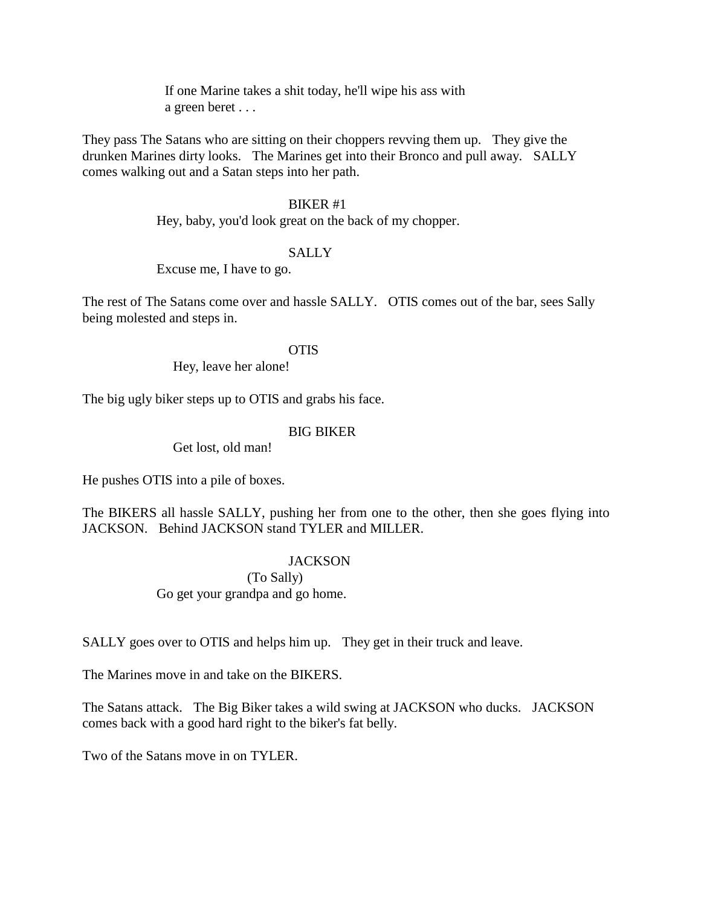If one Marine takes a shit today, he'll wipe his ass with a green beret . . .

They pass The Satans who are sitting on their choppers revving them up. They give the drunken Marines dirty looks. The Marines get into their Bronco and pull away. SALLY comes walking out and a Satan steps into her path.

BIKER #1

Hey, baby, you'd look great on the back of my chopper.

SALLY

Excuse me, I have to go.

The rest of The Satans come over and hassle SALLY. OTIS comes out of the bar, sees Sally being molested and steps in.

OTIS

Hey, leave her alone!

The big ugly biker steps up to OTIS and grabs his face.

BIG BIKER

Get lost, old man!

He pushes OTIS into a pile of boxes.

The BIKERS all hassle SALLY, pushing her from one to the other, then she goes flying into JACKSON. Behind JACKSON stand TYLER and MILLER.

JACKSON

(To Sally)

Go get your grandpa and go home.

SALLY goes over to OTIS and helps him up. They get in their truck and leave.

The Marines move in and take on the BIKERS.

The Satans attack. The Big Biker takes a wild swing at JACKSON who ducks. JACKSON comes back with a good hard right to the biker's fat belly.

Two of the Satans move in on TYLER.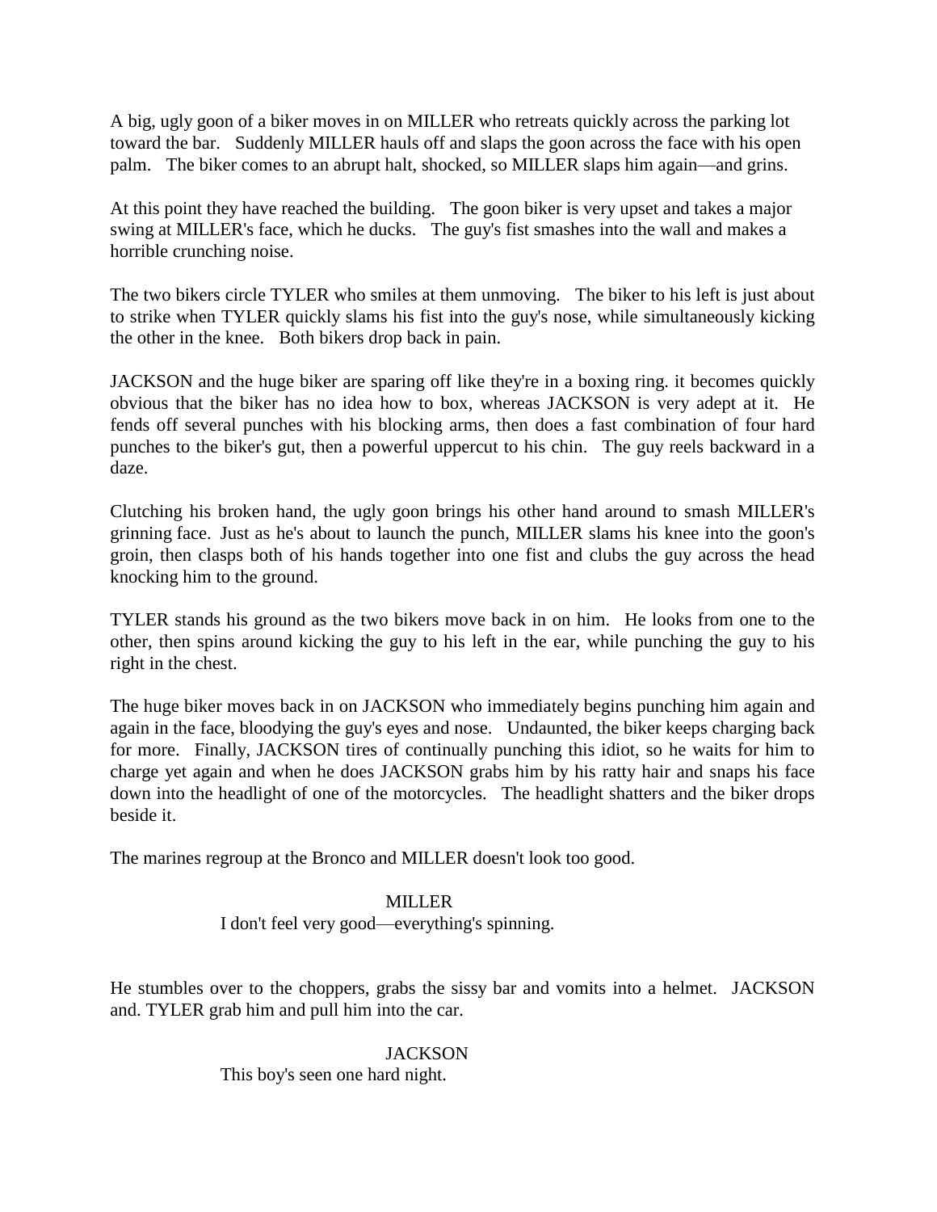A big, ugly goon of a biker moves in on MILLER who retreats quickly across the parking lot toward the bar. Suddenly MILLER hauls off and slaps the goon across the face with his open palm. The biker comes to an abrupt halt, shocked, so MILLER slaps him again—and grins.

At this point they have reached the building. The goon biker is very upset and takes a major swing at MILLER's face, which he ducks. The guy's fist smashes into the wall and makes a horrible crunching noise.

The two bikers circle TYLER who smiles at them unmoving. The biker to his left is just about to strike when TYLER quickly slams his fist into the guy's nose, while simultaneously kicking the other in the knee. Both bikers drop back in pain.

JACKSON and the huge biker are sparing off like they're in a boxing ring. it becomes quickly obvious that the biker has no idea how to box, whereas JACKSON is very adept at it. He fends off several punches with his blocking arms, then does a fast combination of four hard punches to the biker's gut, then a powerful uppercut to his chin. The guy reels backward in a daze.

Clutching his broken hand, the ugly goon brings his other hand around to smash MILLER's grinning face. Just as he's about to launch the punch, MILLER slams his knee into the goon's groin, then clasps both of his hands together into one fist and clubs the guy across the head knocking him to the ground.

TYLER stands his ground as the two bikers move back in on him. He looks from one to the other, then spins around kicking the guy to his left in the ear, while punching the guy to his right in the chest.

The huge biker moves back in on JACKSON who immediately begins punching him again and again in the face, bloodying the guy's eyes and nose. Undaunted, the biker keeps charging back for more. Finally, JACKSON tires of continually punching this idiot, so he waits for him to charge yet again and when he does JACKSON grabs him by his ratty hair and snaps his face down into the headlight of one of the motorcycles. The headlight shatters and the biker drops beside it.

The marines regroup at the Bronco and MILLER doesn't look too good.

MILLER
I don't feel very good—everything's spinning.

He stumbles over to the choppers, grabs the sissy bar and vomits into a helmet. JACKSON and. TYLER grab him and pull him into the car.

JACKSON
This boy's seen one hard night.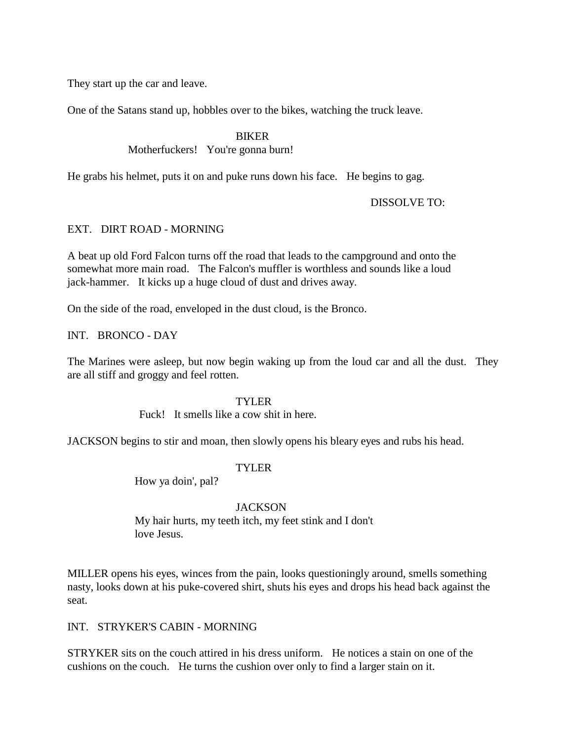They start up the car and leave.

One of the Satans stand up, hobbles over to the bikes, watching the truck leave.

BIKER
Motherfuckers! You're gonna burn!

He grabs his helmet, puts it on and puke runs down his face. He begins to gag.

DISSOLVE TO:

EXT. DIRT ROAD - MORNING

A beat up old Ford Falcon turns off the road that leads to the campground and onto the somewhat more main road. The Falcon's muffler is worthless and sounds like a loud jack-hammer. It kicks up a huge cloud of dust and drives away.

On the side of the road, enveloped in the dust cloud, is the Bronco.

INT. BRONCO - DAY

The Marines were asleep, but now begin waking up from the loud car and all the dust. They are all stiff and groggy and feel rotten.

TYLER
Fuck! It smells like a cow shit in here.

JACKSON begins to stir and moan, then slowly opens his bleary eyes and rubs his head.

TYLER
How ya doin', pal?

JACKSON
My hair hurts, my teeth itch, my feet stink and I don't love Jesus.

MILLER opens his eyes, winces from the pain, looks questioningly around, smells something nasty, looks down at his puke-covered shirt, shuts his eyes and drops his head back against the seat.

INT. STRYKER'S CABIN - MORNING

STRYKER sits on the couch attired in his dress uniform. He notices a stain on one of the cushions on the couch. He turns the cushion over only to find a larger stain on it.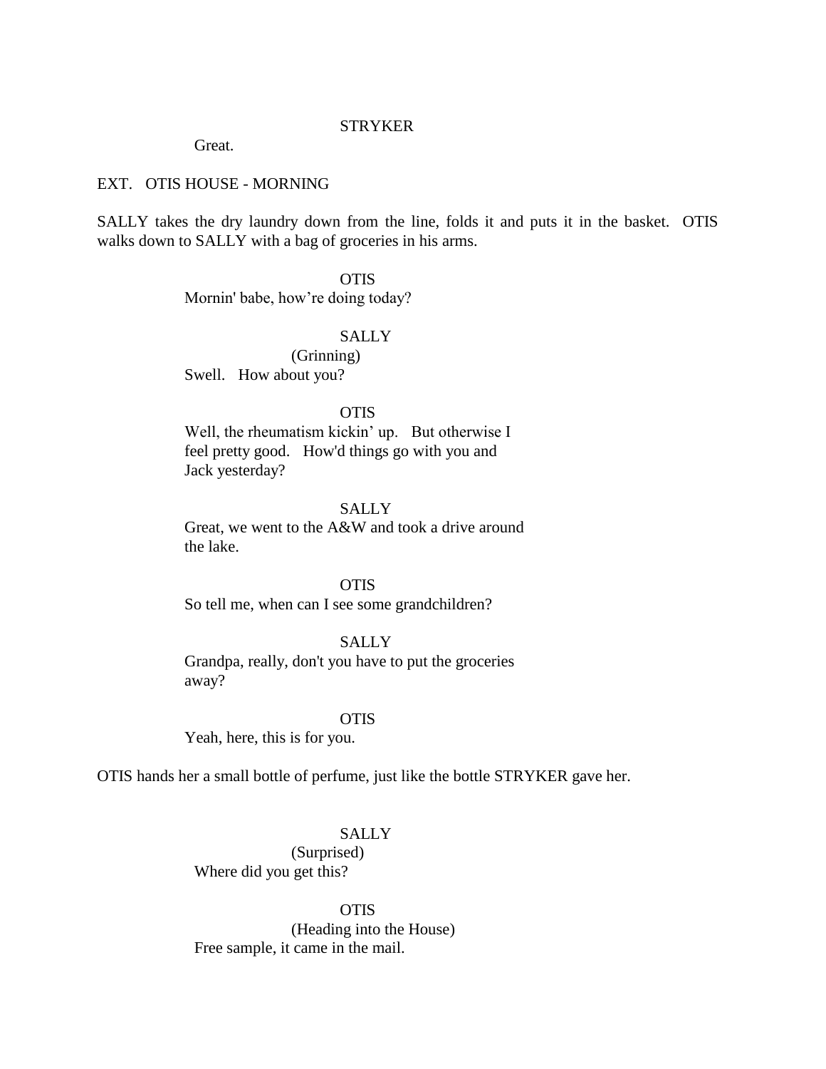STRYKER

Great.

EXT. OTIS HOUSE - MORNING

SALLY takes the dry laundry down from the line, folds it and puts it in the basket. OTIS walks down to SALLY with a bag of groceries in his arms.

OTIS

Mornin' babe, how're doing today?

SALLY

(Grinning)

Swell. How about you?

OTIS

Well, the rheumatism kickin' up. But otherwise I feel pretty good. How'd things go with you and Jack yesterday?

SALLY

Great, we went to the A&W and took a drive around the lake.

OTIS

So tell me, when can I see some grandchildren?

SALLY

Grandpa, really, don't you have to put the groceries away?

OTIS

Yeah, here, this is for you.

OTIS hands her a small bottle of perfume, just like the bottle STRYKER gave her.

SALLY

(Surprised)

Where did you get this?

OTIS

(Heading into the House)

Free sample, it came in the mail.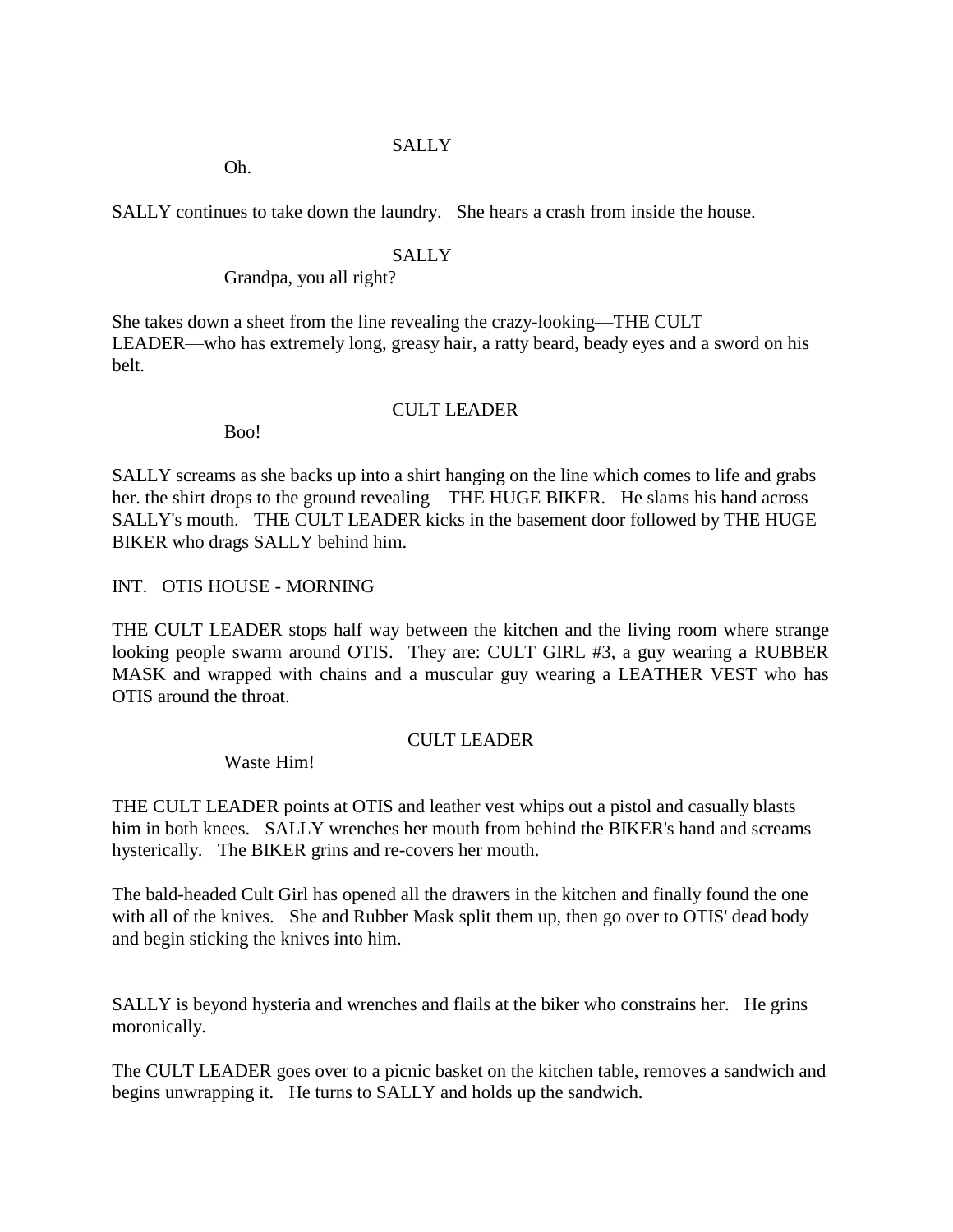SALLY

Oh.

SALLY continues to take down the laundry. She hears a crash from inside the house.

SALLY

Grandpa, you all right?

She takes down a sheet from the line revealing the crazy-looking—THE CULT LEADER—who has extremely long, greasy hair, a ratty beard, beady eyes and a sword on his belt.

CULT LEADER

Boo!

SALLY screams as she backs up into a shirt hanging on the line which comes to life and grabs her. the shirt drops to the ground revealing—THE HUGE BIKER. He slams his hand across SALLY's mouth. THE CULT LEADER kicks in the basement door followed by THE HUGE BIKER who drags SALLY behind him.

INT. OTIS HOUSE - MORNING

THE CULT LEADER stops half way between the kitchen and the living room where strange looking people swarm around OTIS. They are: CULT GIRL #3, a guy wearing a RUBBER MASK and wrapped with chains and a muscular guy wearing a LEATHER VEST who has OTIS around the throat.

CULT LEADER

Waste Him!

THE CULT LEADER points at OTIS and leather vest whips out a pistol and casually blasts him in both knees. SALLY wrenches her mouth from behind the BIKER's hand and screams hysterically. The BIKER grins and re-covers her mouth.

The bald-headed Cult Girl has opened all the drawers in the kitchen and finally found the one with all of the knives. She and Rubber Mask split them up, then go over to OTIS' dead body and begin sticking the knives into him.

SALLY is beyond hysteria and wrenches and flails at the biker who constrains her. He grins moronically.

The CULT LEADER goes over to a picnic basket on the kitchen table, removes a sandwich and begins unwrapping it. He turns to SALLY and holds up the sandwich.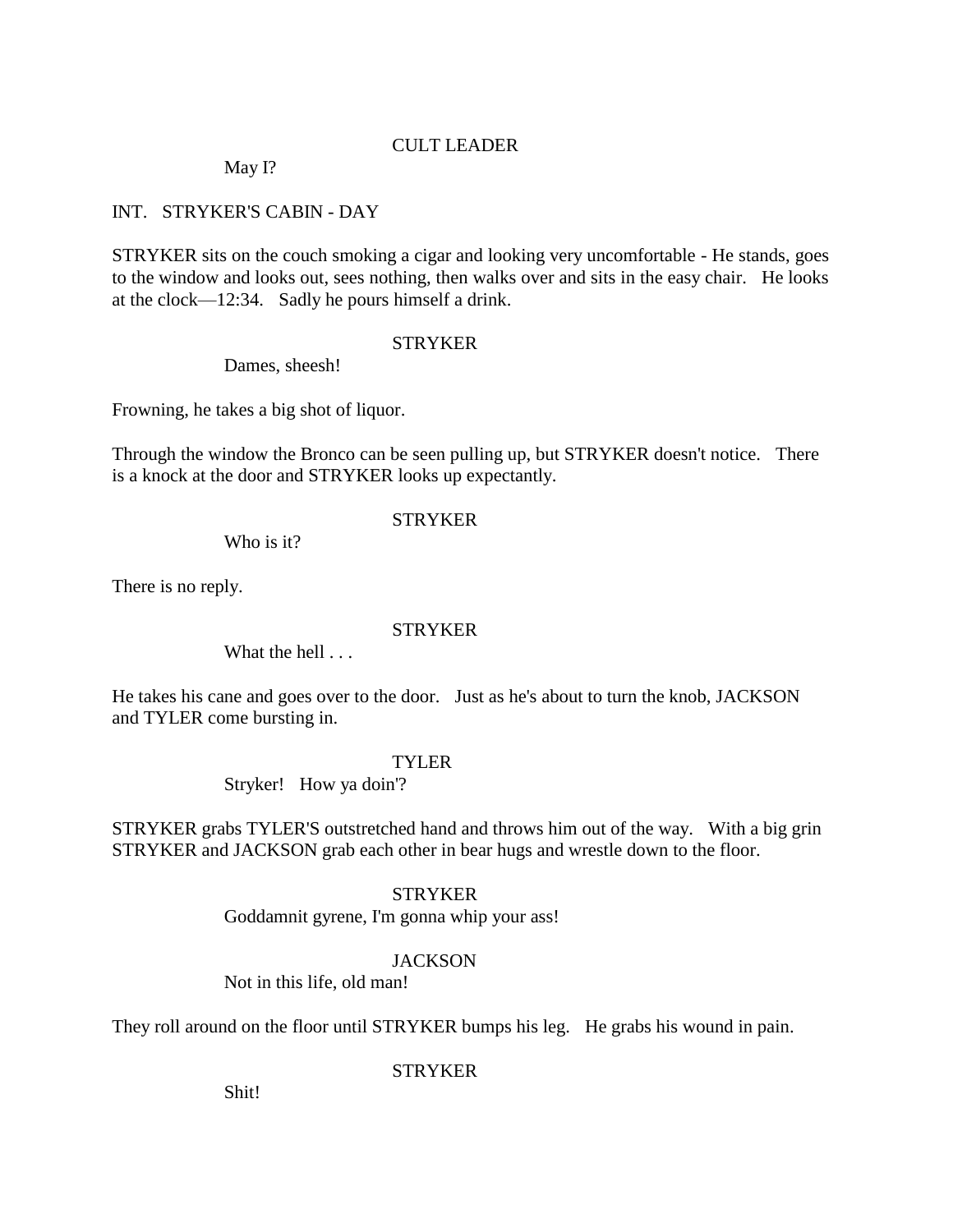CULT LEADER

May I?

INT. STRYKER'S CABIN - DAY

STRYKER sits on the couch smoking a cigar and looking very uncomfortable - He stands, goes to the window and looks out, sees nothing, then walks over and sits in the easy chair. He looks at the clock—12:34. Sadly he pours himself a drink.

STRYKER

Dames, sheesh!

Frowning, he takes a big shot of liquor.

Through the window the Bronco can be seen pulling up, but STRYKER doesn't notice. There is a knock at the door and STRYKER looks up expectantly.

STRYKER

Who is it?

There is no reply.

STRYKER

What the hell . . .

He takes his cane and goes over to the door. Just as he's about to turn the knob, JACKSON and TYLER come bursting in.

TYLER

Stryker! How ya doin'?

STRYKER grabs TYLER'S outstretched hand and throws him out of the way. With a big grin STRYKER and JACKSON grab each other in bear hugs and wrestle down to the floor.

STRYKER

Goddamnit gyrene, I'm gonna whip your ass!

JACKSON

Not in this life, old man!

They roll around on the floor until STRYKER bumps his leg. He grabs his wound in pain.

STRYKER

Shit!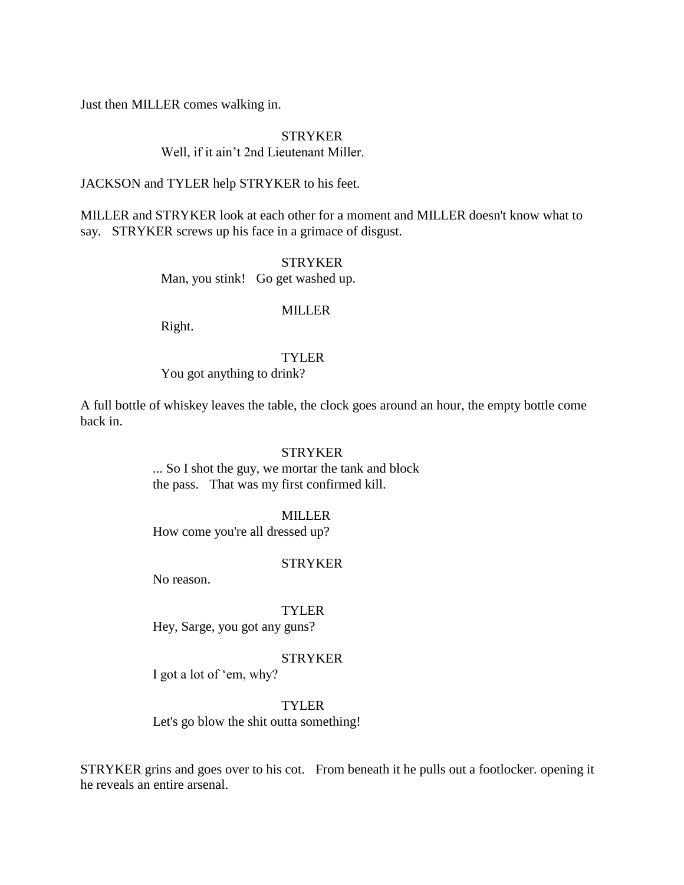Just then MILLER comes walking in.

STRYKER
Well, if it ain't 2nd Lieutenant Miller.

JACKSON and TYLER help STRYKER to his feet.

MILLER and STRYKER look at each other for a moment and MILLER doesn't know what to say. STRYKER screws up his face in a grimace of disgust.

STRYKER
Man, you stink! Go get washed up.

MILLER
Right.

TYLER
You got anything to drink?

A full bottle of whiskey leaves the table, the clock goes around an hour, the empty bottle come back in.

STRYKER
... So I shot the guy, we mortar the tank and block the pass. That was my first confirmed kill.

MILLER
How come you're all dressed up?

STRYKER
No reason.

TYLER
Hey, Sarge, you got any guns?

STRYKER
I got a lot of 'em, why?

TYLER
Let's go blow the shit outta something!

STRYKER grins and goes over to his cot. From beneath it he pulls out a footlocker. opening it he reveals an entire arsenal.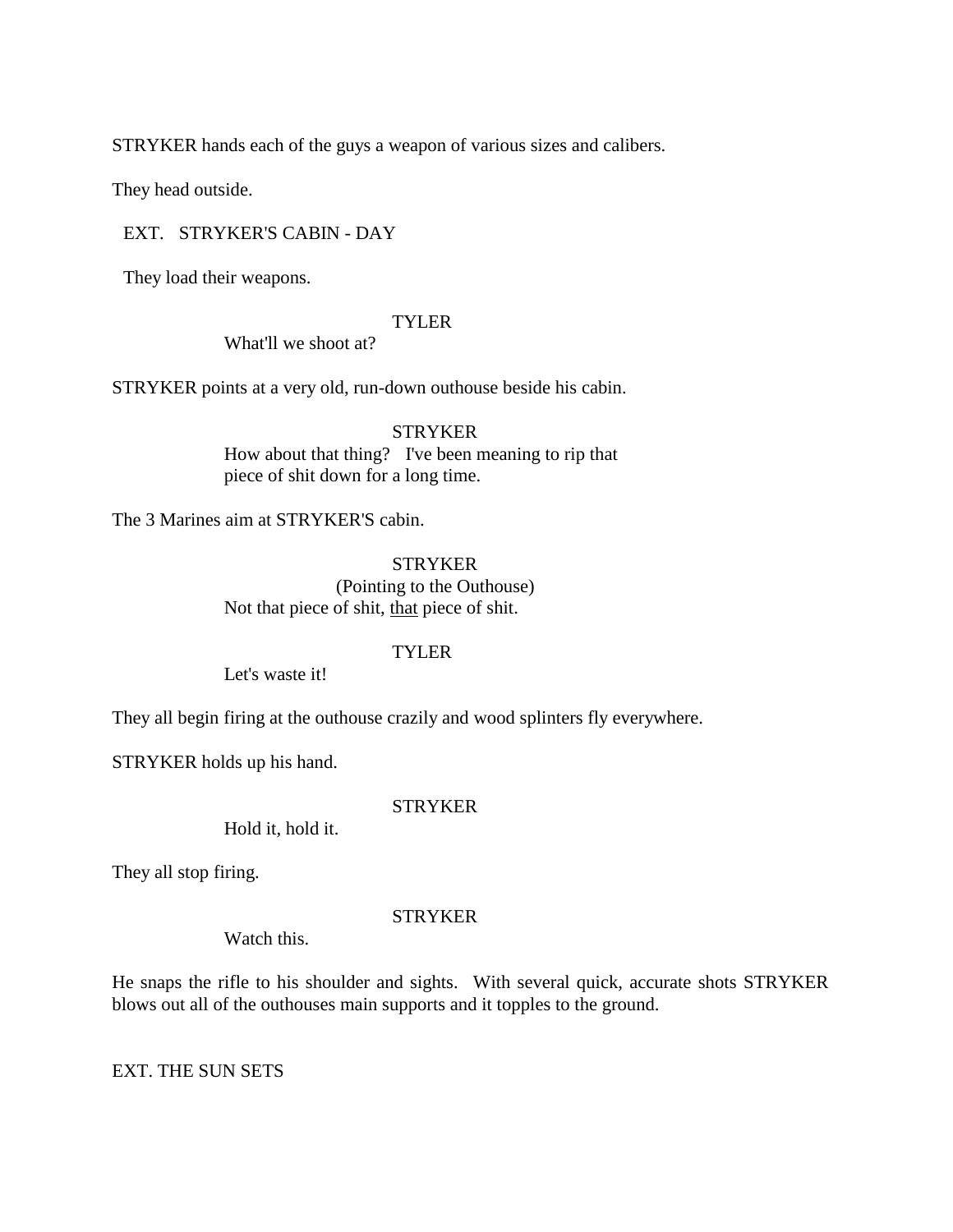STRYKER hands each of the guys a weapon of various sizes and calibers.

They head outside.

EXT. STRYKER'S CABIN - DAY

They load their weapons.

TYLER

What'll we shoot at?

STRYKER points at a very old, run-down outhouse beside his cabin.

STRYKER

How about that thing? I've been meaning to rip that piece of shit down for a long time.

The 3 Marines aim at STRYKER'S cabin.

STRYKER

(Pointing to the Outhouse)

Not that piece of shit, <u>that</u> piece of shit.

TYLER

Let's waste it!

They all begin firing at the outhouse crazily and wood splinters fly everywhere.

STRYKER holds up his hand.

STRYKER

Hold it, hold it.

They all stop firing.

STRYKER

Watch this.

He snaps the rifle to his shoulder and sights. With several quick, accurate shots STRYKER blows out all of the outhouses main supports and it topples to the ground.

EXT. THE SUN SETS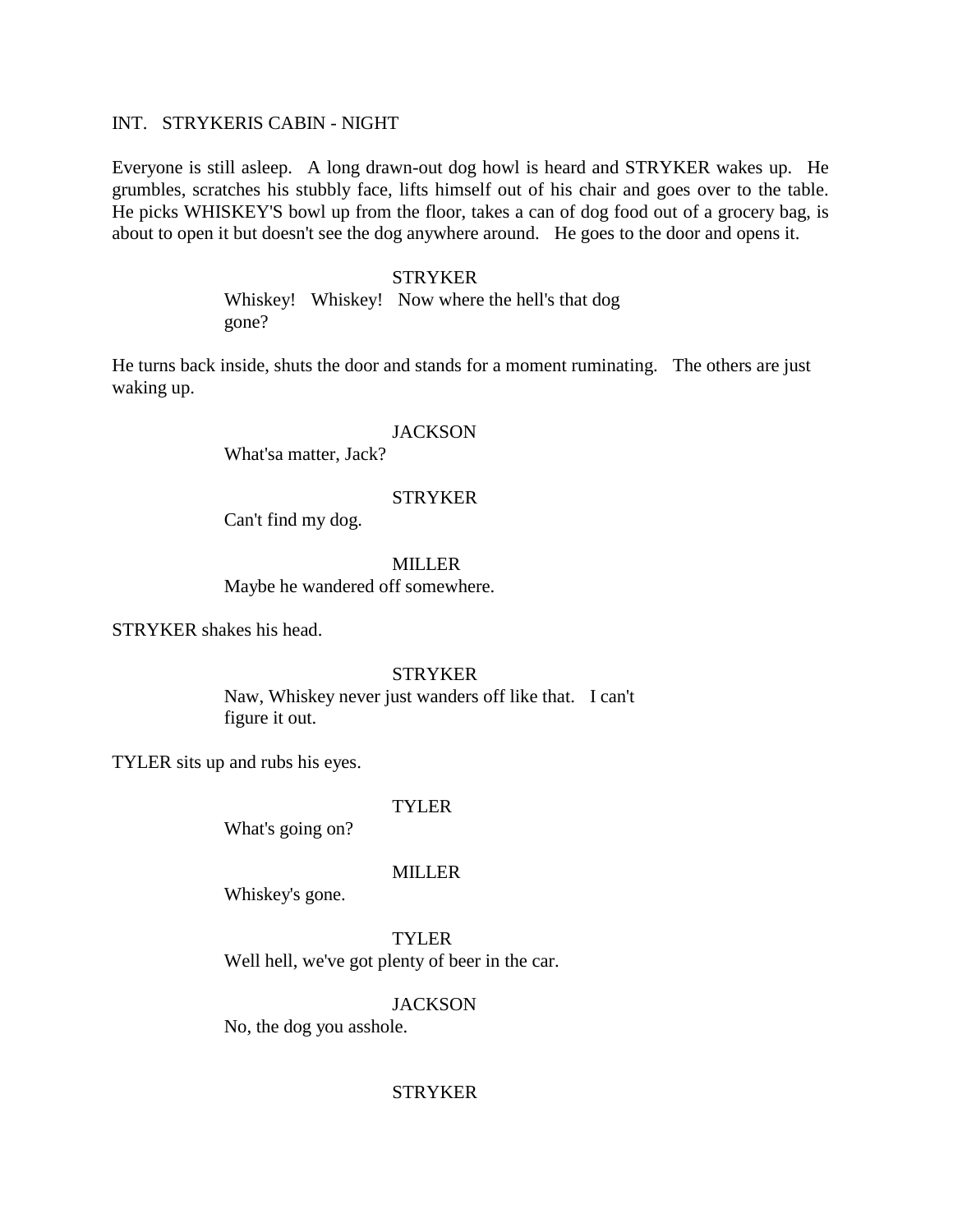INT. STRYKERIS CABIN - NIGHT

Everyone is still asleep. A long drawn-out dog howl is heard and STRYKER wakes up. He grumbles, scratches his stubbly face, lifts himself out of his chair and goes over to the table. He picks WHISKEY'S bowl up from the floor, takes a can of dog food out of a grocery bag, is about to open it but doesn't see the dog anywhere around. He goes to the door and opens it.

STRYKER
Whiskey! Whiskey! Now where the hell's that dog gone?

He turns back inside, shuts the door and stands for a moment ruminating. The others are just waking up.

JACKSON
What'sa matter, Jack?

STRYKER
Can't find my dog.

MILLER
Maybe he wandered off somewhere.

STRYKER shakes his head.

STRYKER
Naw, Whiskey never just wanders off like that. I can't figure it out.

TYLER sits up and rubs his eyes.

TYLER
What's going on?

MILLER
Whiskey's gone.

TYLER
Well hell, we've got plenty of beer in the car.

JACKSON
No, the dog you asshole.

STRYKER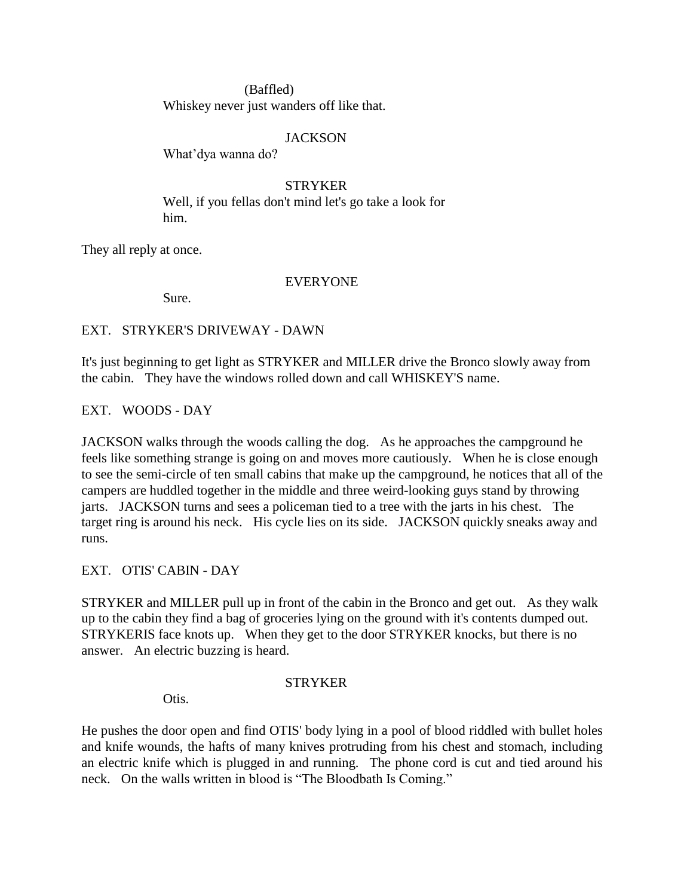(Baffled)
Whiskey never just wanders off like that.

JACKSON
What'dya wanna do?

STRYKER
Well, if you fellas don't mind let's go take a look for him.

They all reply at once.

EVERYONE
Sure.

EXT. STRYKER'S DRIVEWAY - DAWN

It's just beginning to get light as STRYKER and MILLER drive the Bronco slowly away from the cabin. They have the windows rolled down and call WHISKEY'S name.

EXT. WOODS - DAY

JACKSON walks through the woods calling the dog. As he approaches the campground he feels like something strange is going on and moves more cautiously. When he is close enough to see the semi-circle of ten small cabins that make up the campground, he notices that all of the campers are huddled together in the middle and three weird-looking guys stand by throwing jarts. JACKSON turns and sees a policeman tied to a tree with the jarts in his chest. The target ring is around his neck. His cycle lies on its side. JACKSON quickly sneaks away and runs.

EXT. OTIS' CABIN - DAY

STRYKER and MILLER pull up in front of the cabin in the Bronco and get out. As they walk up to the cabin they find a bag of groceries lying on the ground with it's contents dumped out. STRYKERIS face knots up. When they get to the door STRYKER knocks, but there is no answer. An electric buzzing is heard.

STRYKER
Otis.

He pushes the door open and find OTIS' body lying in a pool of blood riddled with bullet holes and knife wounds, the hafts of many knives protruding from his chest and stomach, including an electric knife which is plugged in and running. The phone cord is cut and tied around his neck. On the walls written in blood is "The Bloodbath Is Coming."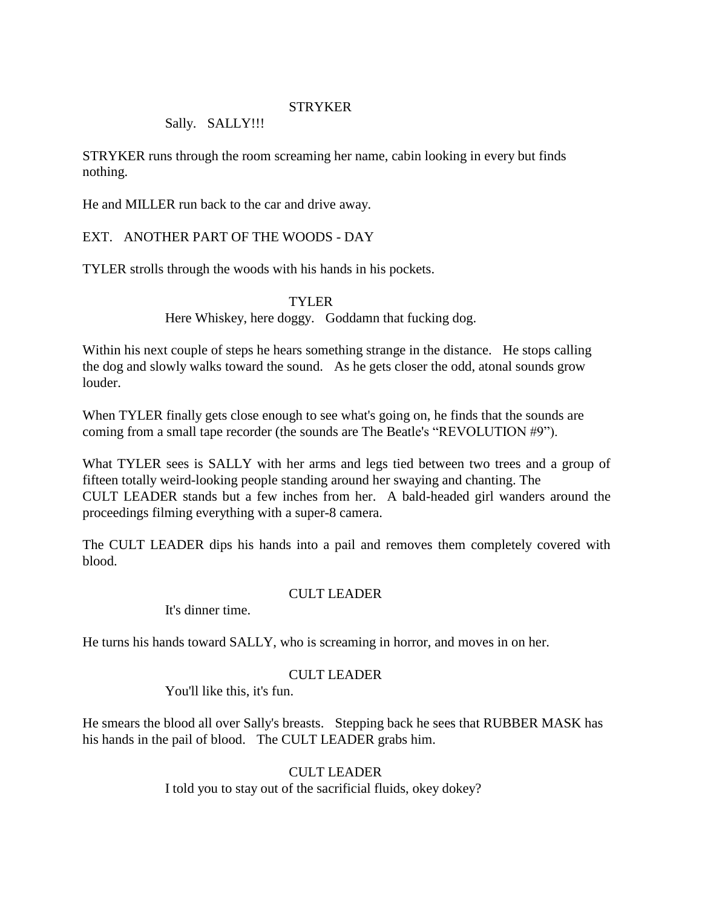STRYKER

Sally. SALLY!!!

STRYKER runs through the room screaming her name, cabin looking in every but finds nothing.

He and MILLER run back to the car and drive away.

EXT. ANOTHER PART OF THE WOODS - DAY

TYLER strolls through the woods with his hands in his pockets.

TYLER

Here Whiskey, here doggy. Goddamn that fucking dog.

Within his next couple of steps he hears something strange in the distance. He stops calling the dog and slowly walks toward the sound. As he gets closer the odd, atonal sounds grow louder.

When TYLER finally gets close enough to see what's going on, he finds that the sounds are coming from a small tape recorder (the sounds are The Beatle's "REVOLUTION #9").

What TYLER sees is SALLY with her arms and legs tied between two trees and a group of fifteen totally weird-looking people standing around her swaying and chanting. The CULT LEADER stands but a few inches from her. A bald-headed girl wanders around the proceedings filming everything with a super-8 camera.

The CULT LEADER dips his hands into a pail and removes them completely covered with blood.

CULT LEADER

It's dinner time.

He turns his hands toward SALLY, who is screaming in horror, and moves in on her.

CULT LEADER

You'll like this, it's fun.

He smears the blood all over Sally's breasts. Stepping back he sees that RUBBER MASK has his hands in the pail of blood. The CULT LEADER grabs him.

CULT LEADER

I told you to stay out of the sacrificial fluids, okey dokey?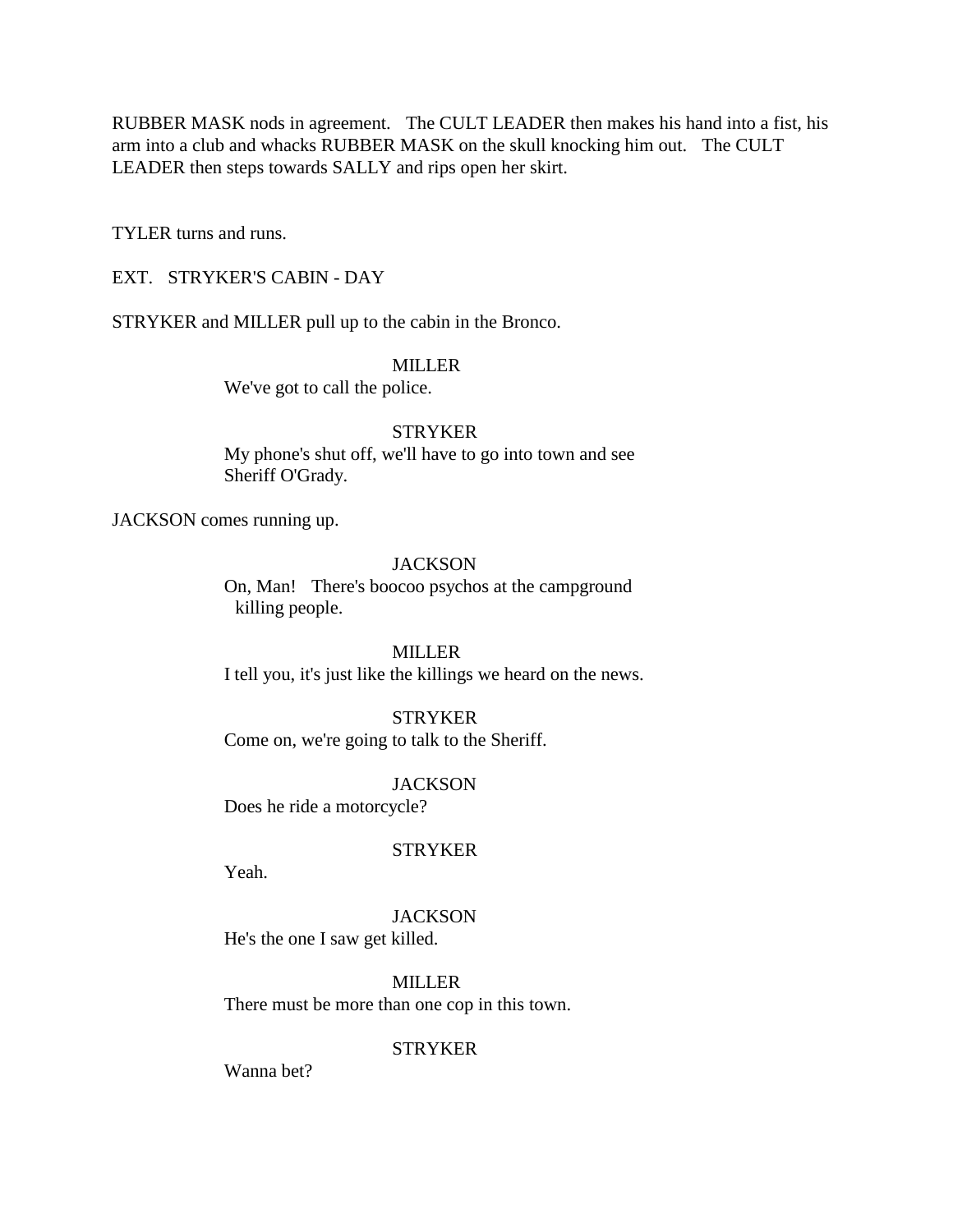RUBBER MASK nods in agreement. The CULT LEADER then makes his hand into a fist, his arm into a club and whacks RUBBER MASK on the skull knocking him out. The CULT LEADER then steps towards SALLY and rips open her skirt.

TYLER turns and runs.

EXT. STRYKER'S CABIN - DAY

STRYKER and MILLER pull up to the cabin in the Bronco.

MILLER
We've got to call the police.

STRYKER
My phone's shut off, we'll have to go into town and see Sheriff O'Grady.

JACKSON comes running up.

JACKSON
On, Man! There's boocoo psychos at the campground killing people.

MILLER
I tell you, it's just like the killings we heard on the news.

STRYKER
Come on, we're going to talk to the Sheriff.

JACKSON
Does he ride a motorcycle?

STRYKER
Yeah.

JACKSON
He's the one I saw get killed.

MILLER
There must be more than one cop in this town.

STRYKER
Wanna bet?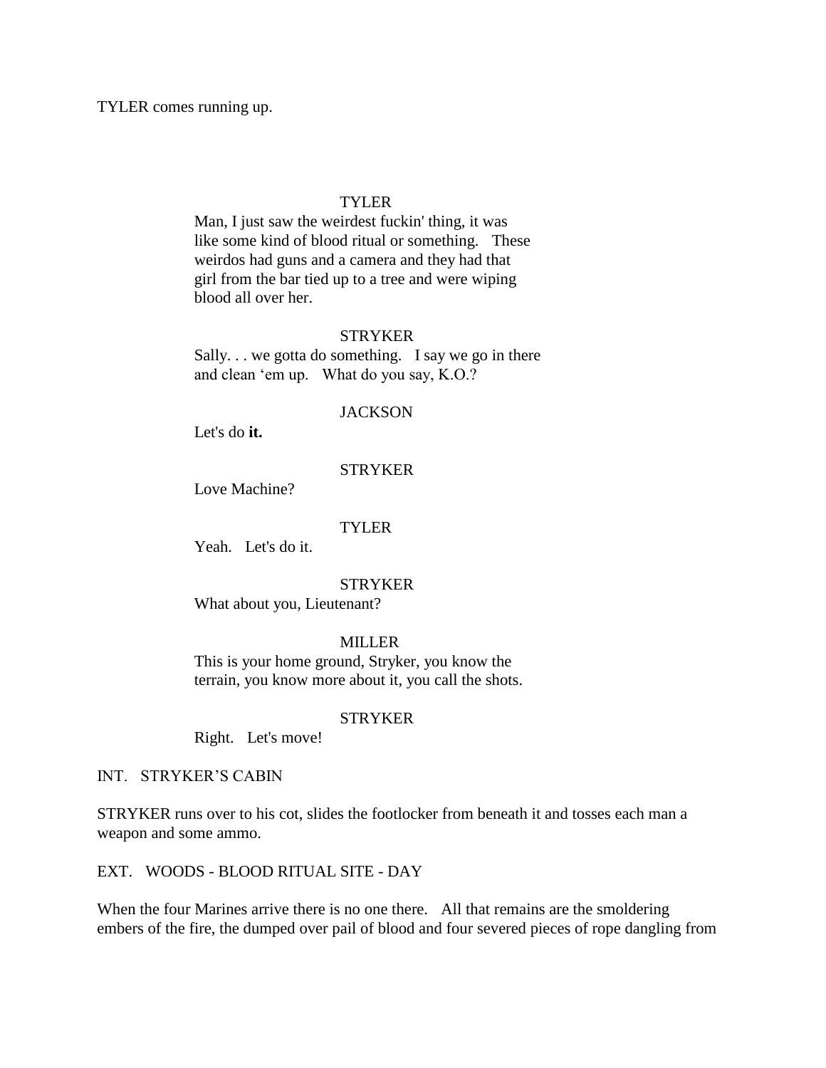TYLER comes running up.

TYLER

Man, I just saw the weirdest fuckin' thing, it was like some kind of blood ritual or something. These weirdos had guns and a camera and they had that girl from the bar tied up to a tree and were wiping blood all over her.

STRYKER

Sally. . . we gotta do something. I say we go in there and clean 'em up. What do you say, K.O.?

JACKSON

Let's do **it.**

STRYKER

Love Machine?

TYLER

Yeah. Let's do it.

STRYKER

What about you, Lieutenant?

MILLER

This is your home ground, Stryker, you know the terrain, you know more about it, you call the shots.

STRYKER

Right. Let's move!

INT. STRYKER'S CABIN

STRYKER runs over to his cot, slides the footlocker from beneath it and tosses each man a weapon and some ammo.

EXT. WOODS - BLOOD RITUAL SITE - DAY

When the four Marines arrive there is no one there. All that remains are the smoldering embers of the fire, the dumped over pail of blood and four severed pieces of rope dangling from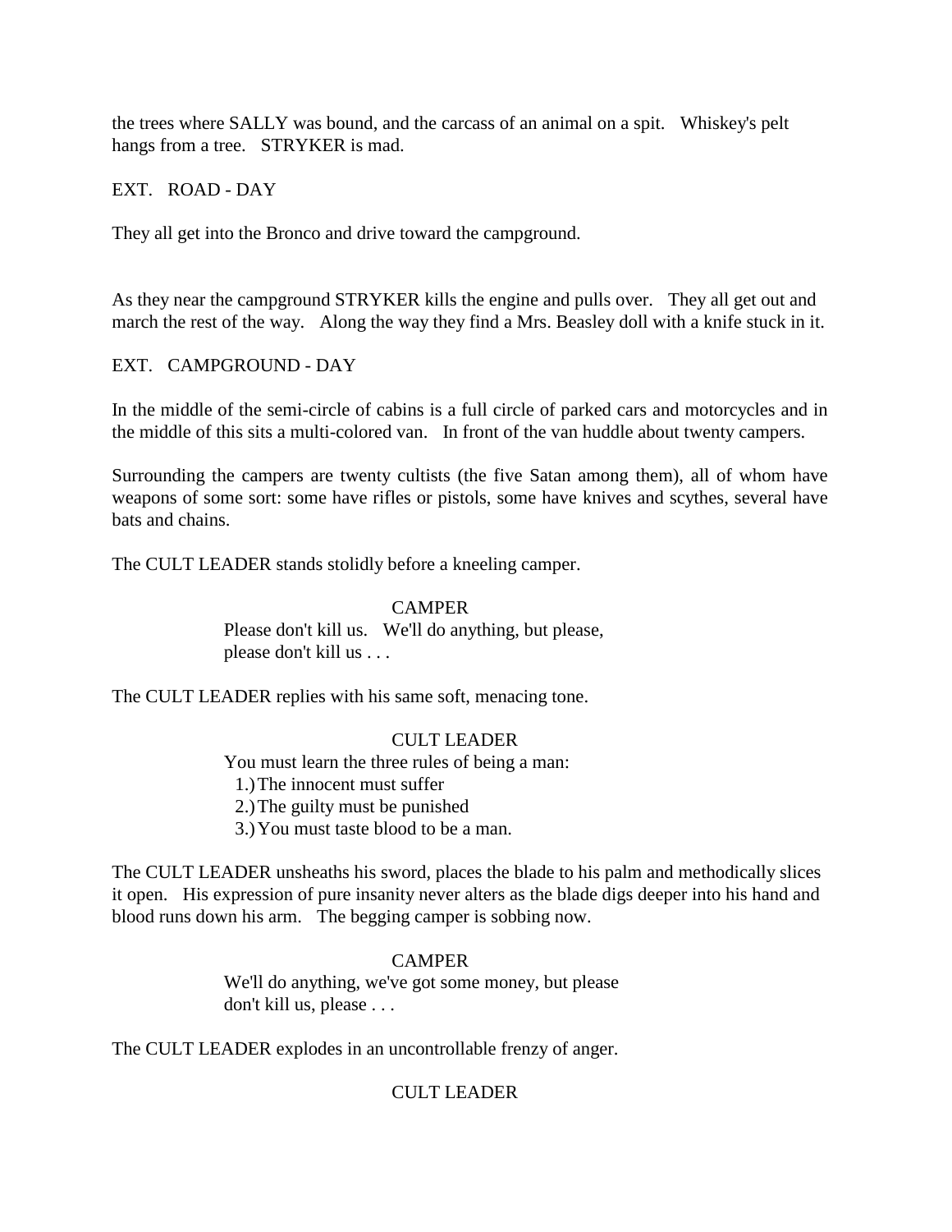the trees where SALLY was bound, and the carcass of an animal on a spit. Whiskey's pelt hangs from a tree. STRYKER is mad.

EXT. ROAD - DAY

They all get into the Bronco and drive toward the campground.

As they near the campground STRYKER kills the engine and pulls over. They all get out and march the rest of the way. Along the way they find a Mrs. Beasley doll with a knife stuck in it.

EXT. CAMPGROUND - DAY

In the middle of the semi-circle of cabins is a full circle of parked cars and motorcycles and in the middle of this sits a multi-colored van. In front of the van huddle about twenty campers.

Surrounding the campers are twenty cultists (the five Satan among them), all of whom have weapons of some sort: some have rifles or pistols, some have knives and scythes, several have bats and chains.

The CULT LEADER stands stolidly before a kneeling camper.

CAMPER

Please don't kill us. We'll do anything, but please, please don't kill us . . .

The CULT LEADER replies with his same soft, menacing tone.

CULT LEADER

You must learn the three rules of being a man:

1.) The innocent must suffer
2.) The guilty must be punished
3.) You must taste blood to be a man.

The CULT LEADER unsheaths his sword, places the blade to his palm and methodically slices it open. His expression of pure insanity never alters as the blade digs deeper into his hand and blood runs down his arm. The begging camper is sobbing now.

CAMPER

We'll do anything, we've got some money, but please don't kill us, please . . .

The CULT LEADER explodes in an uncontrollable frenzy of anger.

CULT LEADER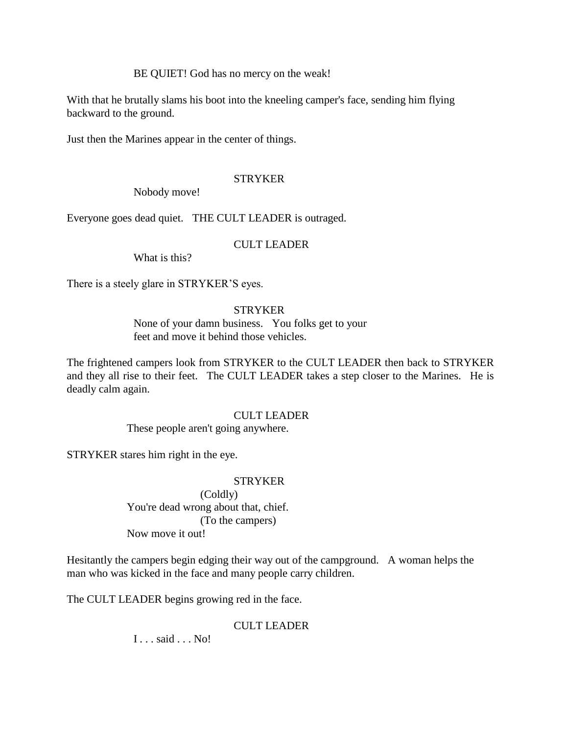BE QUIET! God has no mercy on the weak!

With that he brutally slams his boot into the kneeling camper's face, sending him flying backward to the ground.

Just then the Marines appear in the center of things.

STRYKER

Nobody move!

Everyone goes dead quiet. THE CULT LEADER is outraged.

CULT LEADER

What is this?

There is a steely glare in STRYKER'S eyes.

STRYKER

None of your damn business. You folks get to your feet and move it behind those vehicles.

The frightened campers look from STRYKER to the CULT LEADER then back to STRYKER and they all rise to their feet. The CULT LEADER takes a step closer to the Marines. He is deadly calm again.

CULT LEADER

These people aren't going anywhere.

STRYKER stares him right in the eye.

STRYKER

(Coldly)

You're dead wrong about that, chief.

(To the campers)

Now move it out!

Hesitantly the campers begin edging their way out of the campground. A woman helps the man who was kicked in the face and many people carry children.

The CULT LEADER begins growing red in the face.

CULT LEADER

I . . . said . . . No!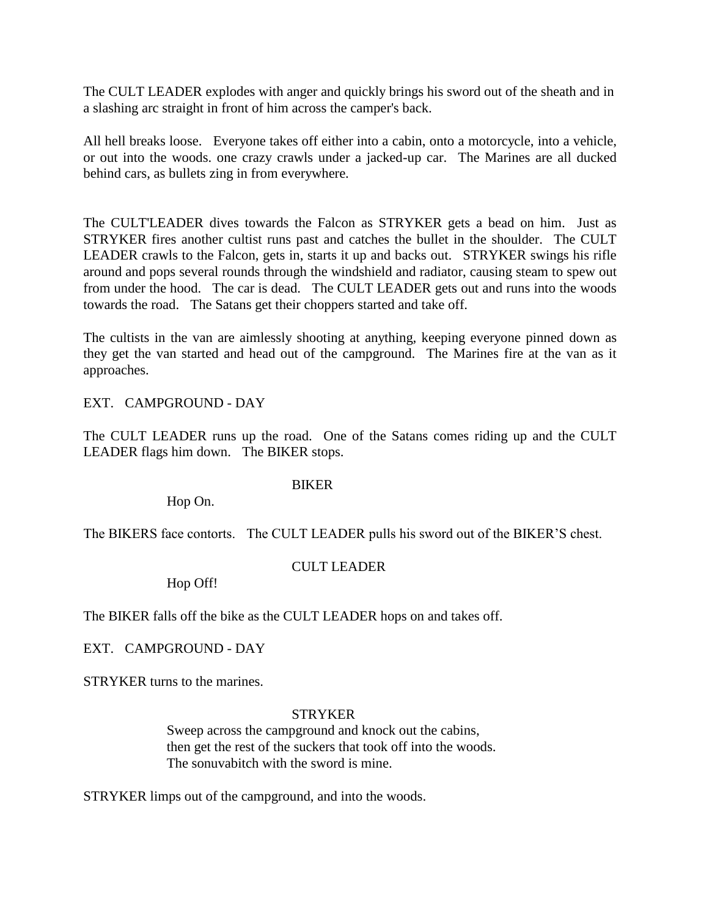The CULT LEADER explodes with anger and quickly brings his sword out of the sheath and in a slashing arc straight in front of him across the camper's back.

All hell breaks loose. Everyone takes off either into a cabin, onto a motorcycle, into a vehicle, or out into the woods. one crazy crawls under a jacked-up car. The Marines are all ducked behind cars, as bullets zing in from everywhere.

The CULT'LEADER dives towards the Falcon as STRYKER gets a bead on him. Just as STRYKER fires another cultist runs past and catches the bullet in the shoulder. The CULT LEADER crawls to the Falcon, gets in, starts it up and backs out. STRYKER swings his rifle around and pops several rounds through the windshield and radiator, causing steam to spew out from under the hood. The car is dead. The CULT LEADER gets out and runs into the woods towards the road. The Satans get their choppers started and take off.

The cultists in the van are aimlessly shooting at anything, keeping everyone pinned down as they get the van started and head out of the campground. The Marines fire at the van as it approaches.

EXT. CAMPGROUND - DAY

The CULT LEADER runs up the road. One of the Satans comes riding up and the CULT LEADER flags him down. The BIKER stops.

BIKER

Hop On.

The BIKERS face contorts. The CULT LEADER pulls his sword out of the BIKER'S chest.

CULT LEADER

Hop Off!

The BIKER falls off the bike as the CULT LEADER hops on and takes off.

EXT. CAMPGROUND - DAY

STRYKER turns to the marines.

STRYKER

Sweep across the campground and knock out the cabins,
then get the rest of the suckers that took off into the woods.
The sonuvabitch with the sword is mine.

STRYKER limps out of the campground, and into the woods.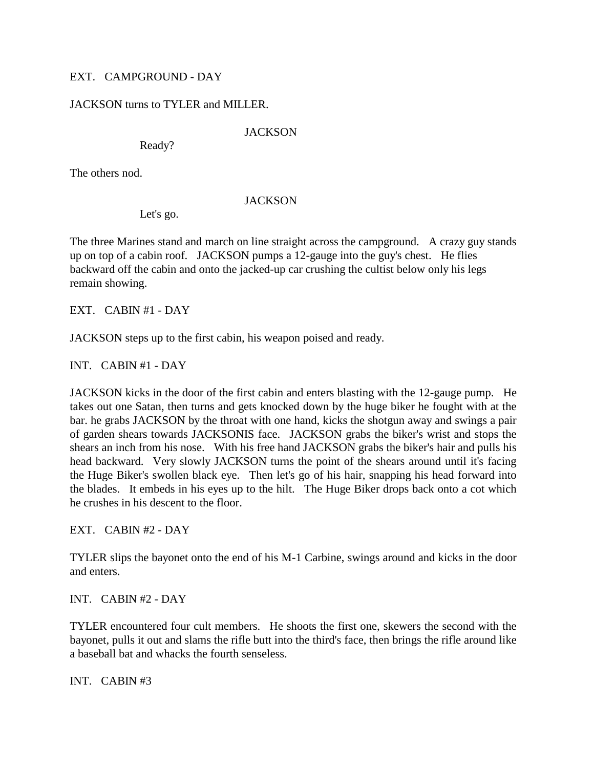EXT. CAMPGROUND - DAY

JACKSON turns to TYLER and MILLER.

JACKSON

Ready?

The others nod.

JACKSON

Let's go.

The three Marines stand and march on line straight across the campground. A crazy guy stands up on top of a cabin roof. JACKSON pumps a 12-gauge into the guy's chest. He flies backward off the cabin and onto the jacked-up car crushing the cultist below only his legs remain showing.

EXT. CABIN #1 - DAY

JACKSON steps up to the first cabin, his weapon poised and ready.

INT. CABIN #1 - DAY

JACKSON kicks in the door of the first cabin and enters blasting with the 12-gauge pump. He takes out one Satan, then turns and gets knocked down by the huge biker he fought with at the bar. he grabs JACKSON by the throat with one hand, kicks the shotgun away and swings a pair of garden shears towards JACKSONIS face. JACKSON grabs the biker's wrist and stops the shears an inch from his nose. With his free hand JACKSON grabs the biker's hair and pulls his head backward. Very slowly JACKSON turns the point of the shears around until it's facing the Huge Biker's swollen black eye. Then let's go of his hair, snapping his head forward into the blades. It embeds in his eyes up to the hilt. The Huge Biker drops back onto a cot which he crushes in his descent to the floor.

EXT. CABIN #2 - DAY

TYLER slips the bayonet onto the end of his M-1 Carbine, swings around and kicks in the door and enters.

INT. CABIN #2 - DAY

TYLER encountered four cult members. He shoots the first one, skewers the second with the bayonet, pulls it out and slams the rifle butt into the third's face, then brings the rifle around like a baseball bat and whacks the fourth senseless.

INT. CABIN #3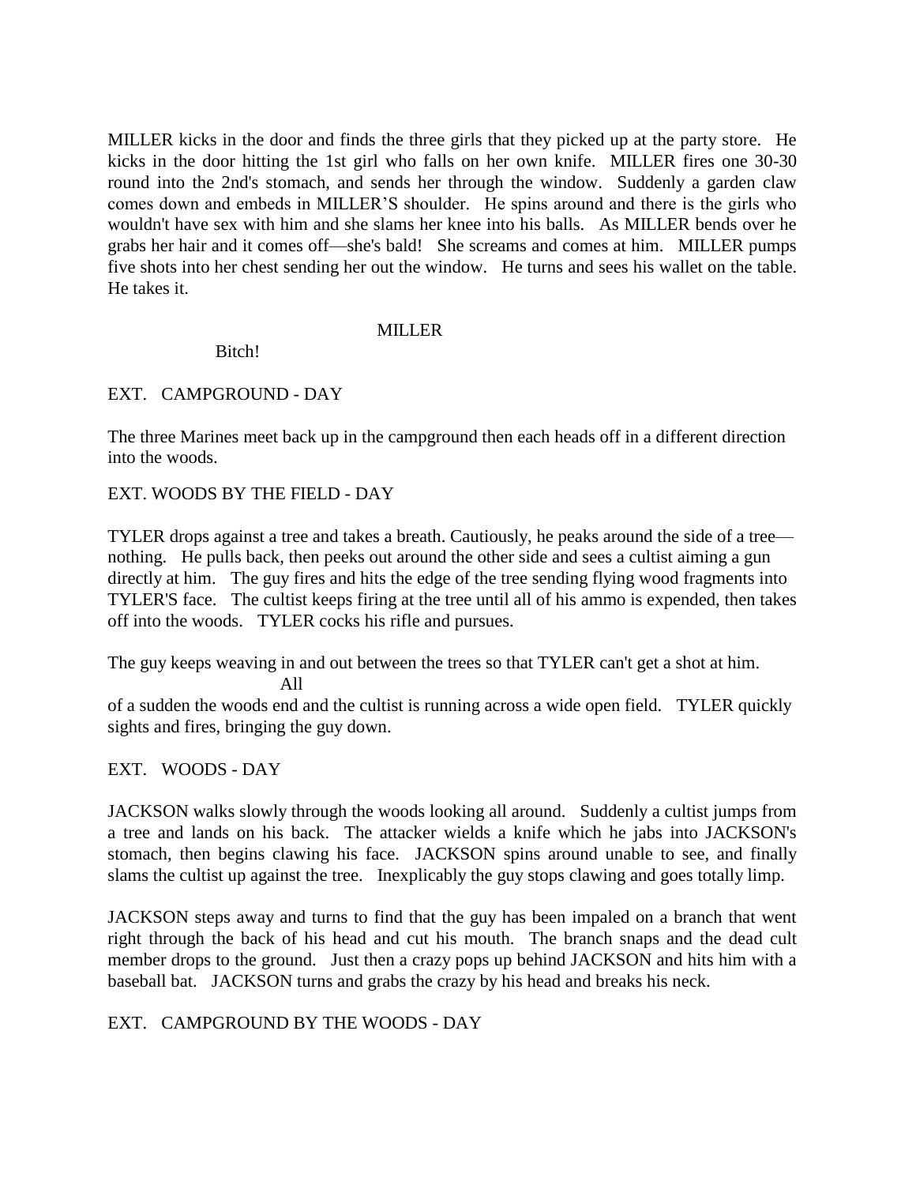MILLER kicks in the door and finds the three girls that they picked up at the party store. He kicks in the door hitting the 1st girl who falls on her own knife. MILLER fires one 30-30 round into the 2nd's stomach, and sends her through the window. Suddenly a garden claw comes down and embeds in MILLER'S shoulder. He spins around and there is the girls who wouldn't have sex with him and she slams her knee into his balls. As MILLER bends over he grabs her hair and it comes off—she's bald! She screams and comes at him. MILLER pumps five shots into her chest sending her out the window. He turns and sees his wallet on the table. He takes it.

MILLER

Bitch!

EXT. CAMPGROUND - DAY

The three Marines meet back up in the campground then each heads off in a different direction into the woods.

EXT. WOODS BY THE FIELD - DAY

TYLER drops against a tree and takes a breath. Cautiously, he peaks around the side of a tree—nothing. He pulls back, then peeks out around the other side and sees a cultist aiming a gun directly at him. The guy fires and hits the edge of the tree sending flying wood fragments into TYLER'S face. The cultist keeps firing at the tree until all of his ammo is expended, then takes off into the woods. TYLER cocks his rifle and pursues.

The guy keeps weaving in and out between the trees so that TYLER can't get a shot at him. All of a sudden the woods end and the cultist is running across a wide open field. TYLER quickly sights and fires, bringing the guy down.

EXT. WOODS - DAY

JACKSON walks slowly through the woods looking all around. Suddenly a cultist jumps from a tree and lands on his back. The attacker wields a knife which he jabs into JACKSON's stomach, then begins clawing his face. JACKSON spins around unable to see, and finally slams the cultist up against the tree. Inexplicably the guy stops clawing and goes totally limp.

JACKSON steps away and turns to find that the guy has been impaled on a branch that went right through the back of his head and cut his mouth. The branch snaps and the dead cult member drops to the ground. Just then a crazy pops up behind JACKSON and hits him with a baseball bat. JACKSON turns and grabs the crazy by his head and breaks his neck.

EXT. CAMPGROUND BY THE WOODS - DAY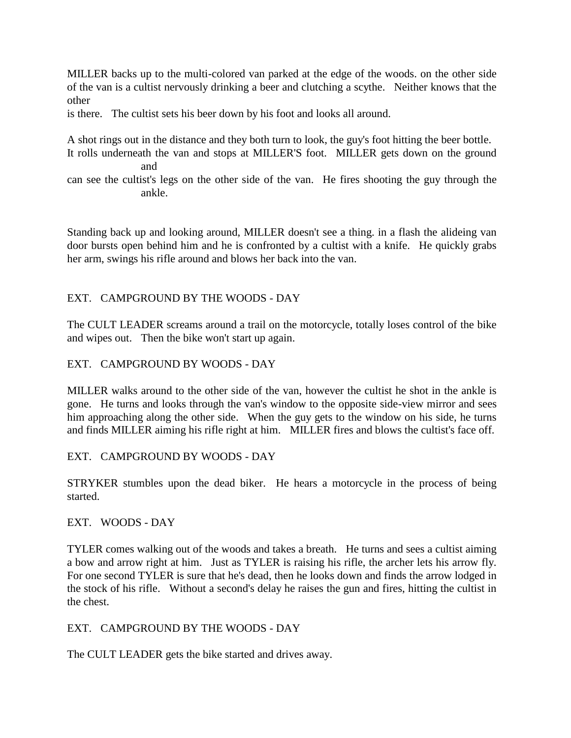MILLER backs up to the multi-colored van parked at the edge of the woods. on the other side of the van is a cultist nervously drinking a beer and clutching a scythe.   Neither knows that the other
is there.   The cultist sets his beer down by his foot and looks all around.

A shot rings out in the distance and they both turn to look, the guy's foot hitting the beer bottle. It rolls underneath the van and stops at MILLER'S foot.   MILLER gets down on the ground and
can see the cultist's legs on the other side of the van.   He fires shooting the guy through the ankle.

Standing back up and looking around, MILLER doesn't see a thing. in a flash the alideing van door bursts open behind him and he is confronted by a cultist with a knife.   He quickly grabs her arm, swings his rifle around and blows her back into the van.

EXT.   CAMPGROUND BY THE WOODS - DAY

The CULT LEADER screams around a trail on the motorcycle, totally loses control of the bike and wipes out.   Then the bike won't start up again.

EXT.   CAMPGROUND BY WOODS - DAY

MILLER walks around to the other side of the van, however the cultist he shot in the ankle is gone.   He turns and looks through the van's window to the opposite side-view mirror and sees him approaching along the other side.   When the guy gets to the window on his side, he turns and finds MILLER aiming his rifle right at him.   MILLER fires and blows the cultist's face off.

EXT.   CAMPGROUND BY WOODS - DAY

STRYKER stumbles upon the dead biker.   He hears a motorcycle in the process of being started.

EXT.   WOODS - DAY

TYLER comes walking out of the woods and takes a breath.   He turns and sees a cultist aiming a bow and arrow right at him.   Just as TYLER is raising his rifle, the archer lets his arrow fly. For one second TYLER is sure that he's dead, then he looks down and finds the arrow lodged in the stock of his rifle.   Without a second's delay he raises the gun and fires, hitting the cultist in the chest.

EXT.   CAMPGROUND BY THE WOODS - DAY

The CULT LEADER gets the bike started and drives away.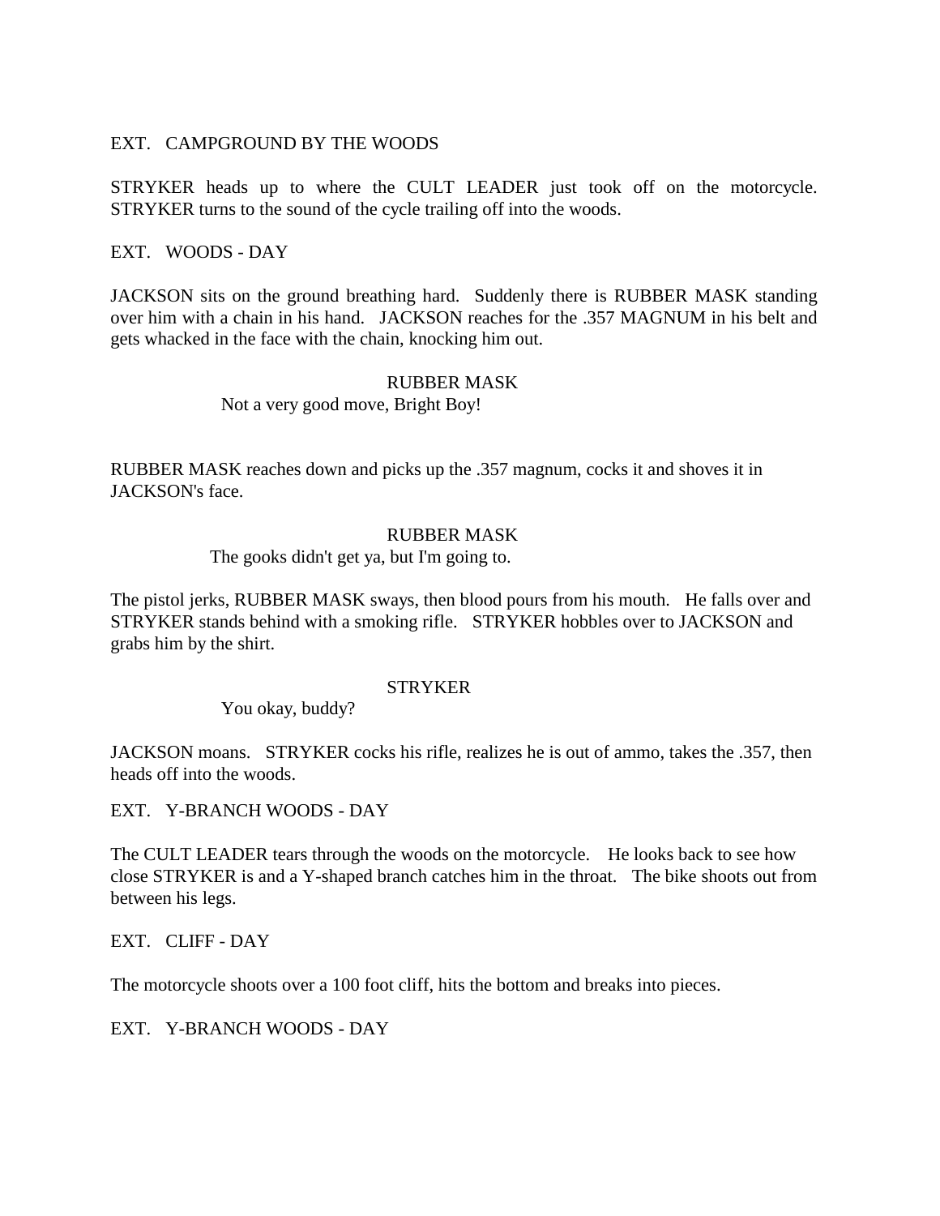EXT. CAMPGROUND BY THE WOODS

STRYKER heads up to where the CULT LEADER just took off on the motorcycle. STRYKER turns to the sound of the cycle trailing off into the woods.

EXT. WOODS - DAY

JACKSON sits on the ground breathing hard. Suddenly there is RUBBER MASK standing over him with a chain in his hand. JACKSON reaches for the .357 MAGNUM in his belt and gets whacked in the face with the chain, knocking him out.

RUBBER MASK

Not a very good move, Bright Boy!

RUBBER MASK reaches down and picks up the .357 magnum, cocks it and shoves it in JACKSON's face.

RUBBER MASK

The gooks didn't get ya, but I'm going to.

The pistol jerks, RUBBER MASK sways, then blood pours from his mouth. He falls over and STRYKER stands behind with a smoking rifle. STRYKER hobbles over to JACKSON and grabs him by the shirt.

STRYKER

You okay, buddy?

JACKSON moans. STRYKER cocks his rifle, realizes he is out of ammo, takes the .357, then heads off into the woods.

EXT. Y-BRANCH WOODS - DAY

The CULT LEADER tears through the woods on the motorcycle. He looks back to see how close STRYKER is and a Y-shaped branch catches him in the throat. The bike shoots out from between his legs.

EXT. CLIFF - DAY

The motorcycle shoots over a 100 foot cliff, hits the bottom and breaks into pieces.

EXT. Y-BRANCH WOODS - DAY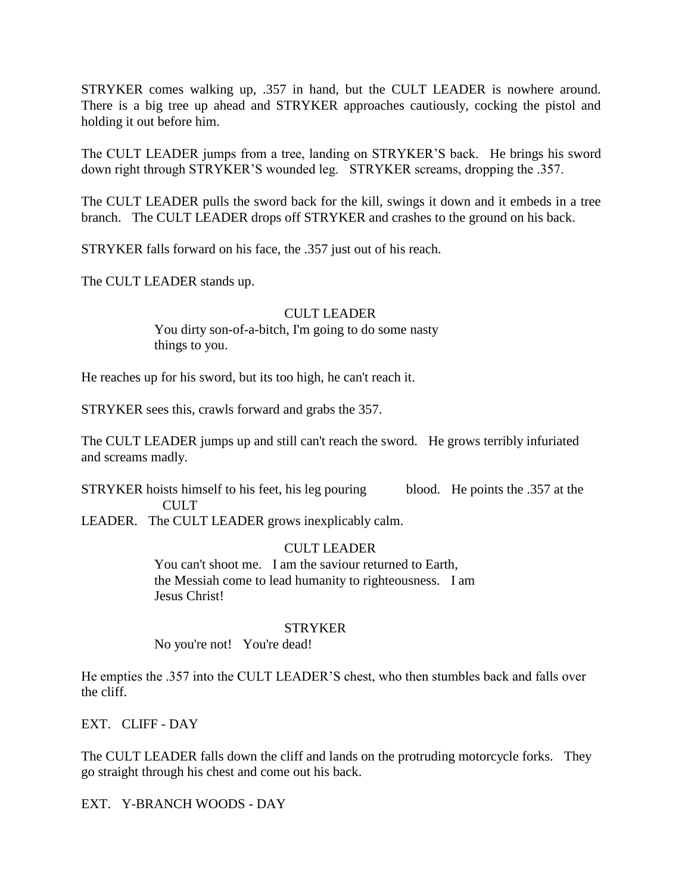STRYKER comes walking up, .357 in hand, but the CULT LEADER is nowhere around. There is a big tree up ahead and STRYKER approaches cautiously, cocking the pistol and holding it out before him.

The CULT LEADER jumps from a tree, landing on STRYKER'S back. He brings his sword down right through STRYKER'S wounded leg. STRYKER screams, dropping the .357.

The CULT LEADER pulls the sword back for the kill, swings it down and it embeds in a tree branch. The CULT LEADER drops off STRYKER and crashes to the ground on his back.

STRYKER falls forward on his face, the .357 just out of his reach.

The CULT LEADER stands up.

CULT LEADER
You dirty son-of-a-bitch, I'm going to do some nasty things to you.

He reaches up for his sword, but its too high, he can't reach it.

STRYKER sees this, crawls forward and grabs the 357.

The CULT LEADER jumps up and still can't reach the sword. He grows terribly infuriated and screams madly.

STRYKER hoists himself to his feet, his leg pouring blood. He points the .357 at the CULT LEADER. The CULT LEADER grows inexplicably calm.

CULT LEADER
You can't shoot me. I am the saviour returned to Earth, the Messiah come to lead humanity to righteousness. I am Jesus Christ!

STRYKER
No you're not! You're dead!

He empties the .357 into the CULT LEADER'S chest, who then stumbles back and falls over the cliff.

EXT. CLIFF - DAY

The CULT LEADER falls down the cliff and lands on the protruding motorcycle forks. They go straight through his chest and come out his back.

EXT. Y-BRANCH WOODS - DAY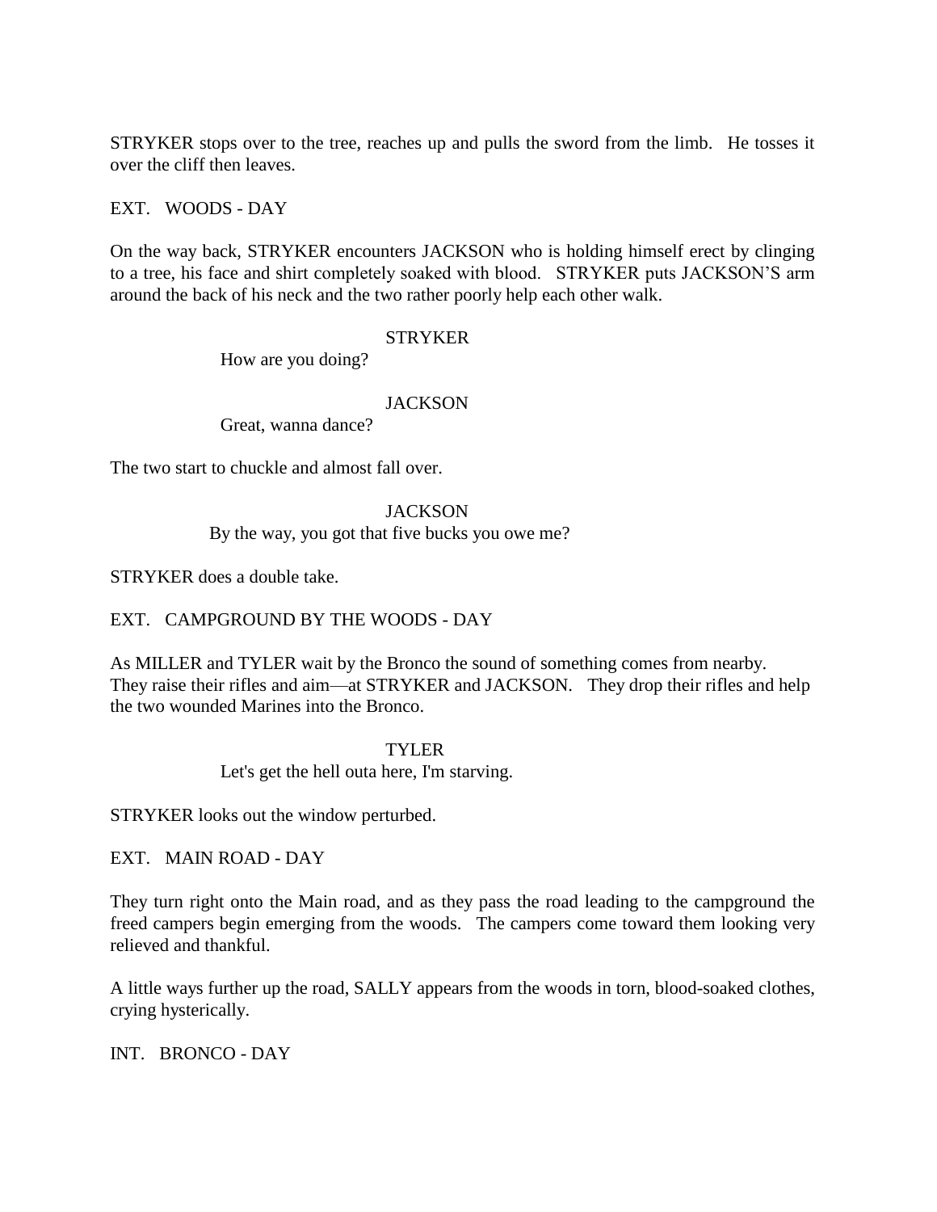STRYKER stops over to the tree, reaches up and pulls the sword from the limb. He tosses it over the cliff then leaves.

EXT. WOODS - DAY

On the way back, STRYKER encounters JACKSON who is holding himself erect by clinging to a tree, his face and shirt completely soaked with blood. STRYKER puts JACKSON'S arm around the back of his neck and the two rather poorly help each other walk.

STRYKER

How are you doing?

JACKSON

Great, wanna dance?

The two start to chuckle and almost fall over.

JACKSON

By the way, you got that five bucks you owe me?

STRYKER does a double take.

EXT. CAMPGROUND BY THE WOODS - DAY

As MILLER and TYLER wait by the Bronco the sound of something comes from nearby. They raise their rifles and aim—at STRYKER and JACKSON. They drop their rifles and help the two wounded Marines into the Bronco.

TYLER

Let's get the hell outa here, I'm starving.

STRYKER looks out the window perturbed.

EXT. MAIN ROAD - DAY

They turn right onto the Main road, and as they pass the road leading to the campground the freed campers begin emerging from the woods. The campers come toward them looking very relieved and thankful.

A little ways further up the road, SALLY appears from the woods in torn, blood-soaked clothes, crying hysterically.

INT. BRONCO - DAY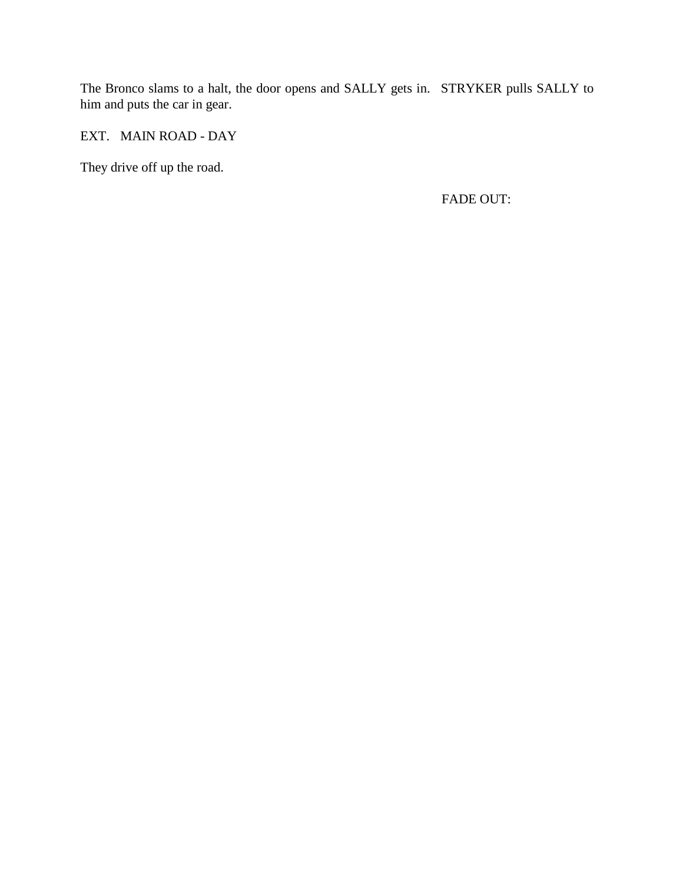The Bronco slams to a halt, the door opens and SALLY gets in. STRYKER pulls SALLY to him and puts the car in gear.

EXT. MAIN ROAD - DAY

They drive off up the road.

FADE OUT: